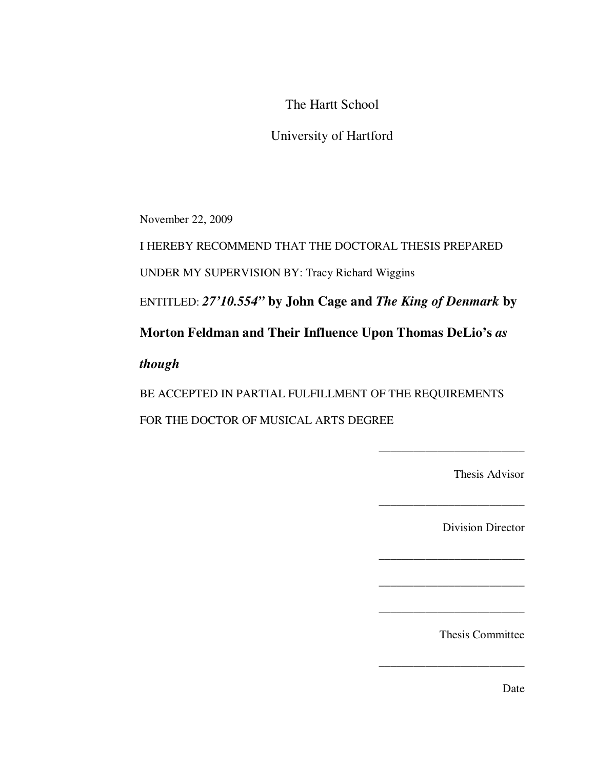The Hartt School

University of Hartford

November 22, 2009

I HEREBY RECOMMEND THAT THE DOCTORAL THESIS PREPARED

UNDER MY SUPERVISION BY: Tracy Richard Wiggins

ENTITLED: ***27'10.554"* by John Cage and *The King of Denmark* by Morton Feldman and Their Influence Upon Thomas DeLio's *as though***

BE ACCEPTED IN PARTIAL FULFILLMENT OF THE REQUIREMENTS

FOR THE DOCTOR OF MUSICAL ARTS DEGREE

\_\_\_\_\_\_\_\_\_\_\_\_\_\_\_\_\_\_\_\_\_\_\_\_\_

Thesis Advisor

\_\_\_\_\_\_\_\_\_\_\_\_\_\_\_\_\_\_\_\_\_\_\_\_\_

Division Director

\_\_\_\_\_\_\_\_\_\_\_\_\_\_\_\_\_\_\_\_\_\_\_\_\_

\_\_\_\_\_\_\_\_\_\_\_\_\_\_\_\_\_\_\_\_\_\_\_\_\_

\_\_\_\_\_\_\_\_\_\_\_\_\_\_\_\_\_\_\_\_\_\_\_\_\_

Thesis Committee

\_\_\_\_\_\_\_\_\_\_\_\_\_\_\_\_\_\_\_\_\_\_\_\_\_

Date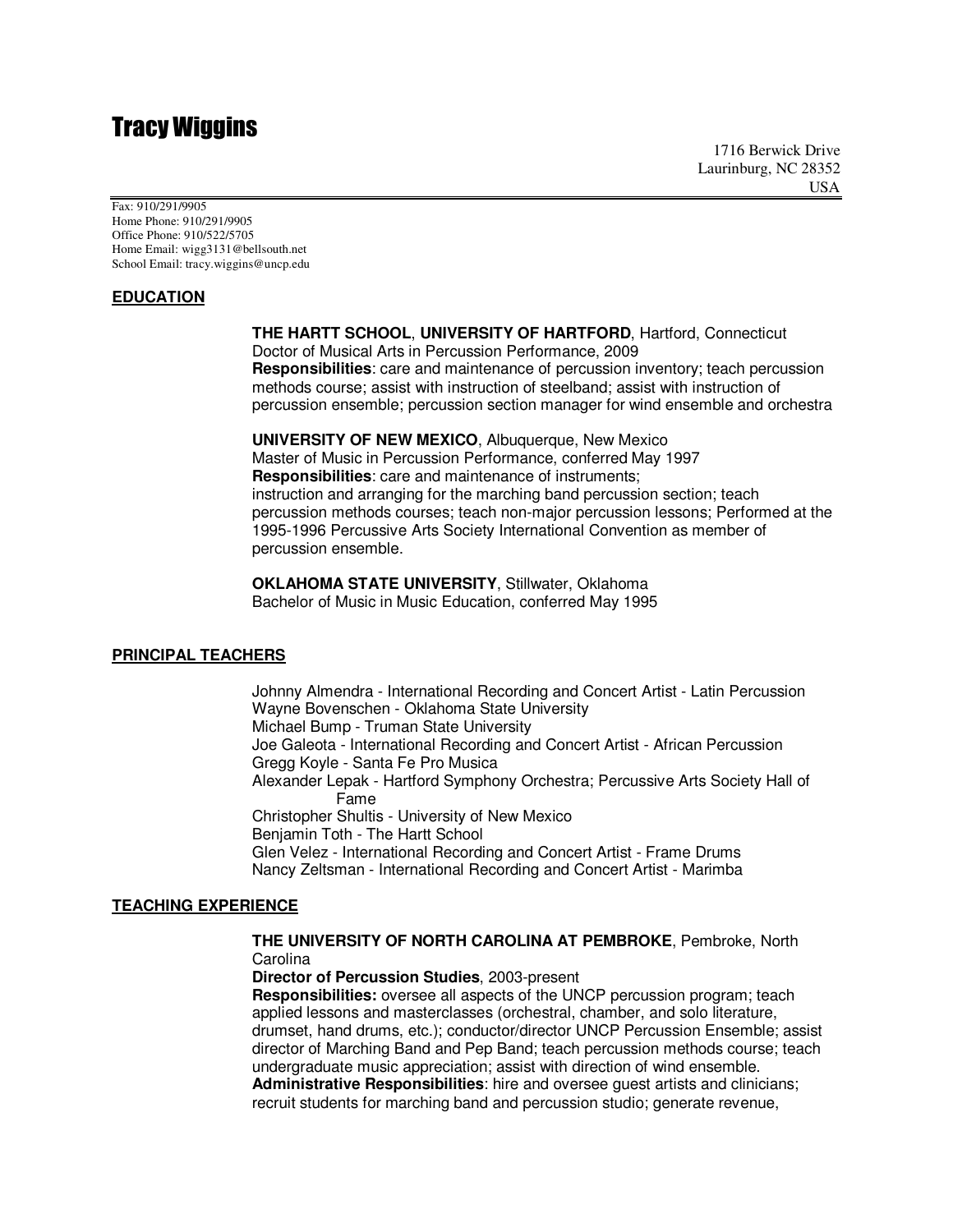# Tracy Wiggins

1716 Berwick Drive
Laurinburg, NC 28352
USA

Fax: 910/291/9905
Home Phone: 910/291/9905
Office Phone: 910/522/5705
Home Email: wigg3131@bellsouth.net
School Email: tracy.wiggins@uncp.edu

## EDUCATION

**THE HARTT SCHOOL**, **UNIVERSITY OF HARTFORD**, Hartford, Connecticut
Doctor of Musical Arts in Percussion Performance, 2009
**Responsibilities**: care and maintenance of percussion inventory; teach percussion methods course; assist with instruction of steelband; assist with instruction of percussion ensemble; percussion section manager for wind ensemble and orchestra

**UNIVERSITY OF NEW MEXICO**, Albuquerque, New Mexico
Master of Music in Percussion Performance, conferred May 1997
**Responsibilities**: care and maintenance of instruments; instruction and arranging for the marching band percussion section; teach percussion methods courses; teach non-major percussion lessons; Performed at the 1995-1996 Percussive Arts Society International Convention as member of percussion ensemble.

**OKLAHOMA STATE UNIVERSITY**, Stillwater, Oklahoma
Bachelor of Music in Music Education, conferred May 1995

## PRINCIPAL TEACHERS

Johnny Almendra - International Recording and Concert Artist - Latin Percussion
Wayne Bovenschen - Oklahoma State University
Michael Bump - Truman State University
Joe Galeota - International Recording and Concert Artist - African Percussion
Gregg Koyle - Santa Fe Pro Musica
Alexander Lepak - Hartford Symphony Orchestra; Percussive Arts Society Hall of Fame
Christopher Shultis - University of New Mexico
Benjamin Toth - The Hartt School
Glen Velez - International Recording and Concert Artist - Frame Drums
Nancy Zeltsman - International Recording and Concert Artist - Marimba

## TEACHING EXPERIENCE

**THE UNIVERSITY OF NORTH CAROLINA AT PEMBROKE**, Pembroke, North Carolina
**Director of Percussion Studies**, 2003-present
**Responsibilities:** oversee all aspects of the UNCP percussion program; teach applied lessons and masterclasses (orchestral, chamber, and solo literature, drumset, hand drums, etc.); conductor/director UNCP Percussion Ensemble; assist director of Marching Band and Pep Band; teach percussion methods course; teach undergraduate music appreciation; assist with direction of wind ensemble.
**Administrative Responsibilities**: hire and oversee guest artists and clinicians; recruit students for marching band and percussion studio; generate revenue,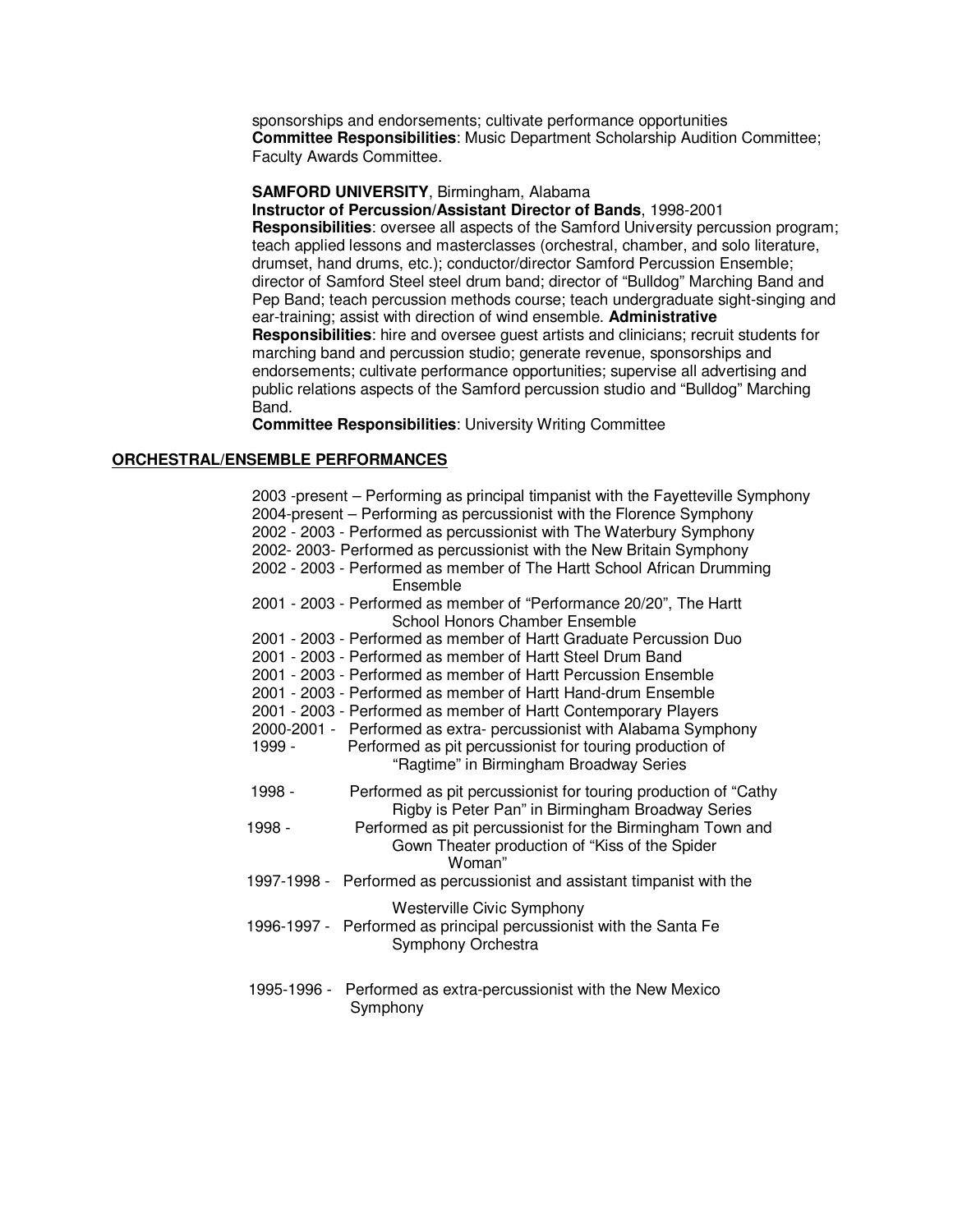sponsorships and endorsements; cultivate performance opportunities
**Committee Responsibilities**: Music Department Scholarship Audition Committee; Faculty Awards Committee.

**SAMFORD UNIVERSITY**, Birmingham, Alabama
**Instructor of Percussion/Assistant Director of Bands**, 1998-2001
**Responsibilities**: oversee all aspects of the Samford University percussion program; teach applied lessons and masterclasses (orchestral, chamber, and solo literature, drumset, hand drums, etc.); conductor/director Samford Percussion Ensemble; director of Samford Steel steel drum band; director of "Bulldog" Marching Band and Pep Band; teach percussion methods course; teach undergraduate sight-singing and ear-training; assist with direction of wind ensemble. **Administrative Responsibilities**: hire and oversee guest artists and clinicians; recruit students for marching band and percussion studio; generate revenue, sponsorships and endorsements; cultivate performance opportunities; supervise all advertising and public relations aspects of the Samford percussion studio and "Bulldog" Marching Band.
**Committee Responsibilities**: University Writing Committee

## ORCHESTRAL/ENSEMBLE PERFORMANCES

2003 -present – Performing as principal timpanist with the Fayetteville Symphony
2004-present – Performing as percussionist with the Florence Symphony
2002 - 2003 - Performed as percussionist with The Waterbury Symphony
2002- 2003- Performed as percussionist with the New Britain Symphony
2002 - 2003 - Performed as member of The Hartt School African Drumming Ensemble
2001 - 2003 - Performed as member of "Performance 20/20", The Hartt School Honors Chamber Ensemble
2001 - 2003 - Performed as member of Hartt Graduate Percussion Duo
2001 - 2003 - Performed as member of Hartt Steel Drum Band
2001 - 2003 - Performed as member of Hartt Percussion Ensemble
2001 - 2003 - Performed as member of Hartt Hand-drum Ensemble
2001 - 2003 - Performed as member of Hartt Contemporary Players
2000-2001 - Performed as extra- percussionist with Alabama Symphony
1999 - Performed as pit percussionist for touring production of "Ragtime" in Birmingham Broadway Series
1998 - Performed as pit percussionist for touring production of "Cathy Rigby is Peter Pan" in Birmingham Broadway Series
1998 - Performed as pit percussionist for the Birmingham Town and Gown Theater production of "Kiss of the Spider Woman"
1997-1998 - Performed as percussionist and assistant timpanist with the Westerville Civic Symphony
1996-1997 - Performed as principal percussionist with the Santa Fe Symphony Orchestra
1995-1996 - Performed as extra-percussionist with the New Mexico Symphony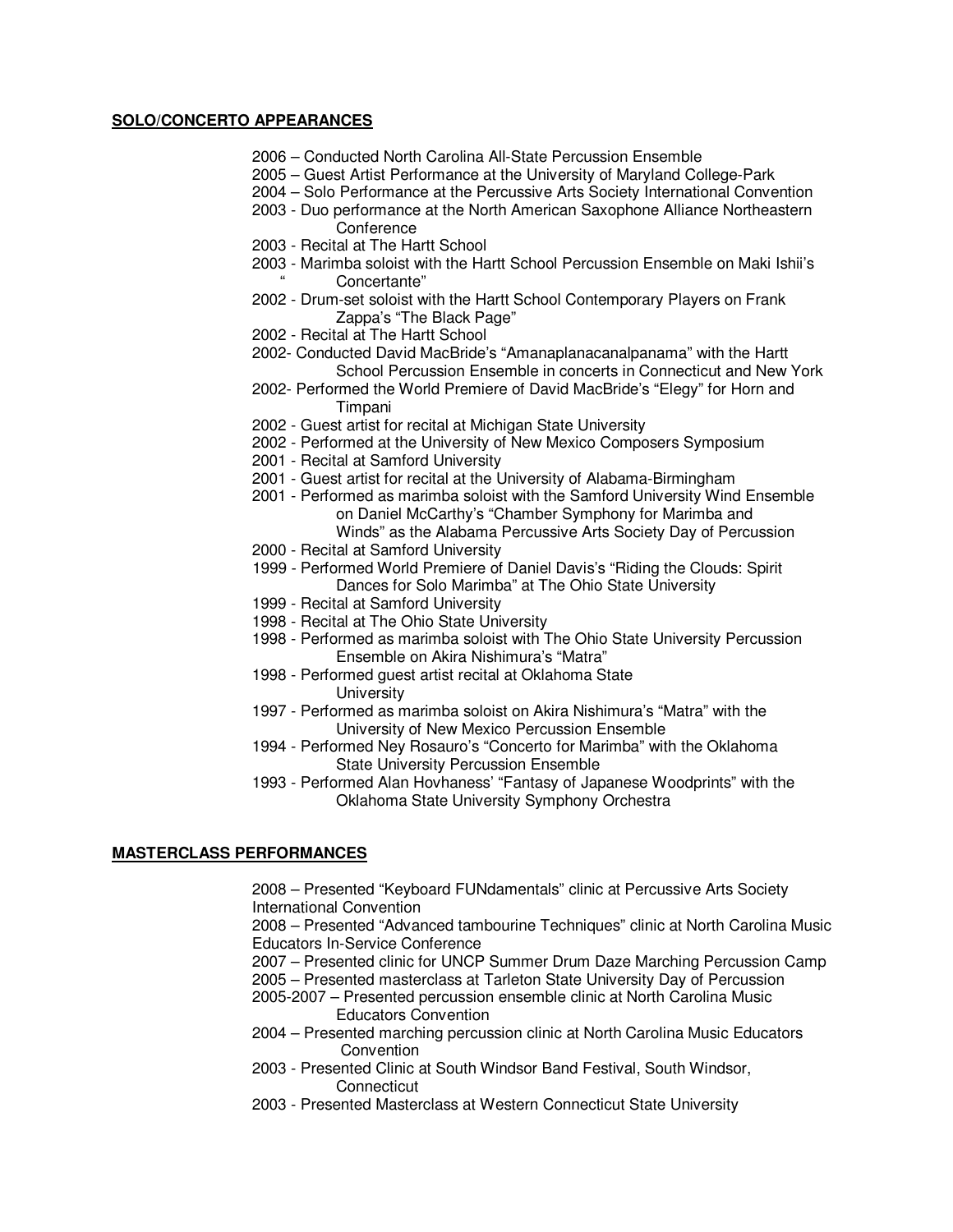## SOLO/CONCERTO APPEARANCES

- 2006 – Conducted North Carolina All-State Percussion Ensemble
- 2005 – Guest Artist Performance at the University of Maryland College-Park
- 2004 – Solo Performance at the Percussive Arts Society International Convention
- 2003 - Duo performance at the North American Saxophone Alliance Northeastern Conference
- 2003 - Recital at The Hartt School
- 2003 - Marimba soloist with the Hartt School Percussion Ensemble on Maki Ishii's " Concertante"
- 2002 - Drum-set soloist with the Hartt School Contemporary Players on Frank Zappa's "The Black Page"
- 2002 - Recital at The Hartt School
- 2002- Conducted David MacBride's "Amanaplanacanalpanama" with the Hartt School Percussion Ensemble in concerts in Connecticut and New York
- 2002- Performed the World Premiere of David MacBride's "Elegy" for Horn and Timpani
- 2002 - Guest artist for recital at Michigan State University
- 2002 - Performed at the University of New Mexico Composers Symposium
- 2001 - Recital at Samford University
- 2001 - Guest artist for recital at the University of Alabama-Birmingham
- 2001 - Performed as marimba soloist with the Samford University Wind Ensemble on Daniel McCarthy's "Chamber Symphony for Marimba and Winds" as the Alabama Percussive Arts Society Day of Percussion
- 2000 - Recital at Samford University
- 1999 - Performed World Premiere of Daniel Davis's "Riding the Clouds: Spirit Dances for Solo Marimba" at The Ohio State University
- 1999 - Recital at Samford University
- 1998 - Recital at The Ohio State University
- 1998 - Performed as marimba soloist with The Ohio State University Percussion Ensemble on Akira Nishimura's "Matra"
- 1998 - Performed guest artist recital at Oklahoma State University
- 1997 - Performed as marimba soloist on Akira Nishimura's "Matra" with the University of New Mexico Percussion Ensemble
- 1994 - Performed Ney Rosauro's "Concerto for Marimba" with the Oklahoma State University Percussion Ensemble
- 1993 - Performed Alan Hovhaness' "Fantasy of Japanese Woodprints" with the Oklahoma State University Symphony Orchestra

## MASTERCLASS PERFORMANCES

- 2008 – Presented "Keyboard FUNdamentals" clinic at Percussive Arts Society International Convention
- 2008 – Presented "Advanced tambourine Techniques" clinic at North Carolina Music Educators In-Service Conference
- 2007 – Presented clinic for UNCP Summer Drum Daze Marching Percussion Camp
- 2005 – Presented masterclass at Tarleton State University Day of Percussion
- 2005-2007 – Presented percussion ensemble clinic at North Carolina Music Educators Convention
- 2004 – Presented marching percussion clinic at North Carolina Music Educators Convention
- 2003 - Presented Clinic at South Windsor Band Festival, South Windsor, Connecticut
- 2003 - Presented Masterclass at Western Connecticut State University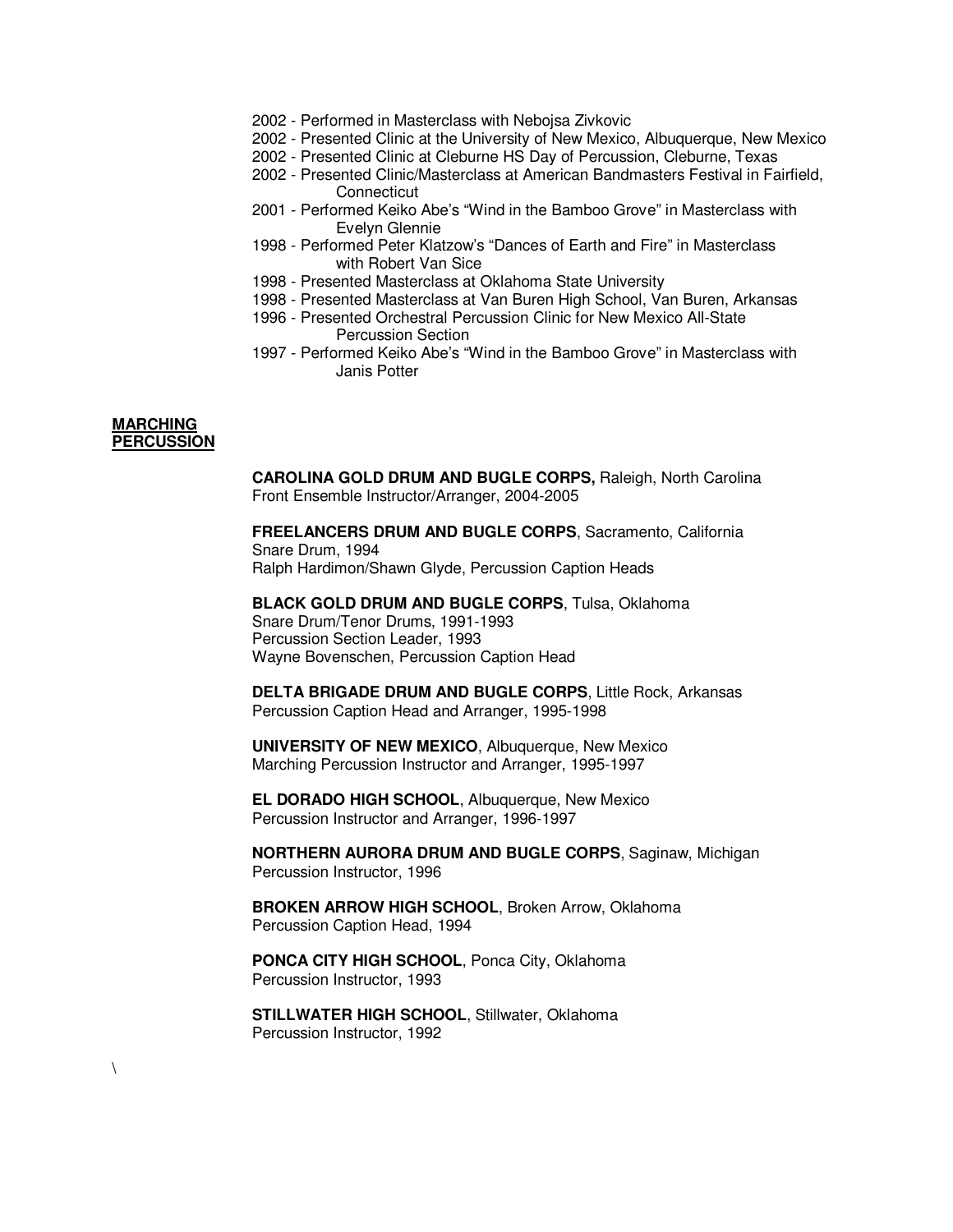- 2002 - Performed in Masterclass with Nebojsa Zivkovic
- 2002 - Presented Clinic at the University of New Mexico, Albuquerque, New Mexico
- 2002 - Presented Clinic at Cleburne HS Day of Percussion, Cleburne, Texas
- 2002 - Presented Clinic/Masterclass at American Bandmasters Festival in Fairfield, Connecticut
- 2001 - Performed Keiko Abe's "Wind in the Bamboo Grove" in Masterclass with Evelyn Glennie
- 1998 - Performed Peter Klatzow's "Dances of Earth and Fire" in Masterclass with Robert Van Sice
- 1998 - Presented Masterclass at Oklahoma State University
- 1998 - Presented Masterclass at Van Buren High School, Van Buren, Arkansas
- 1996 - Presented Orchestral Percussion Clinic for New Mexico All-State Percussion Section
- 1997 - Performed Keiko Abe's "Wind in the Bamboo Grove" in Masterclass with Janis Potter

## MARCHING PERCUSSION

**CAROLINA GOLD DRUM AND BUGLE CORPS,** Raleigh, North Carolina
Front Ensemble Instructor/Arranger, 2004-2005

**FREELANCERS DRUM AND BUGLE CORPS**, Sacramento, California
Snare Drum, 1994
Ralph Hardimon/Shawn Glyde, Percussion Caption Heads

**BLACK GOLD DRUM AND BUGLE CORPS**, Tulsa, Oklahoma
Snare Drum/Tenor Drums, 1991-1993
Percussion Section Leader, 1993
Wayne Bovenschen, Percussion Caption Head

**DELTA BRIGADE DRUM AND BUGLE CORPS**, Little Rock, Arkansas
Percussion Caption Head and Arranger, 1995-1998

**UNIVERSITY OF NEW MEXICO**, Albuquerque, New Mexico
Marching Percussion Instructor and Arranger, 1995-1997

**EL DORADO HIGH SCHOOL**, Albuquerque, New Mexico
Percussion Instructor and Arranger, 1996-1997

**NORTHERN AURORA DRUM AND BUGLE CORPS**, Saginaw, Michigan
Percussion Instructor, 1996

**BROKEN ARROW HIGH SCHOOL**, Broken Arrow, Oklahoma
Percussion Caption Head, 1994

**PONCA CITY HIGH SCHOOL**, Ponca City, Oklahoma
Percussion Instructor, 1993

**STILLWATER HIGH SCHOOL**, Stillwater, Oklahoma
Percussion Instructor, 1992

\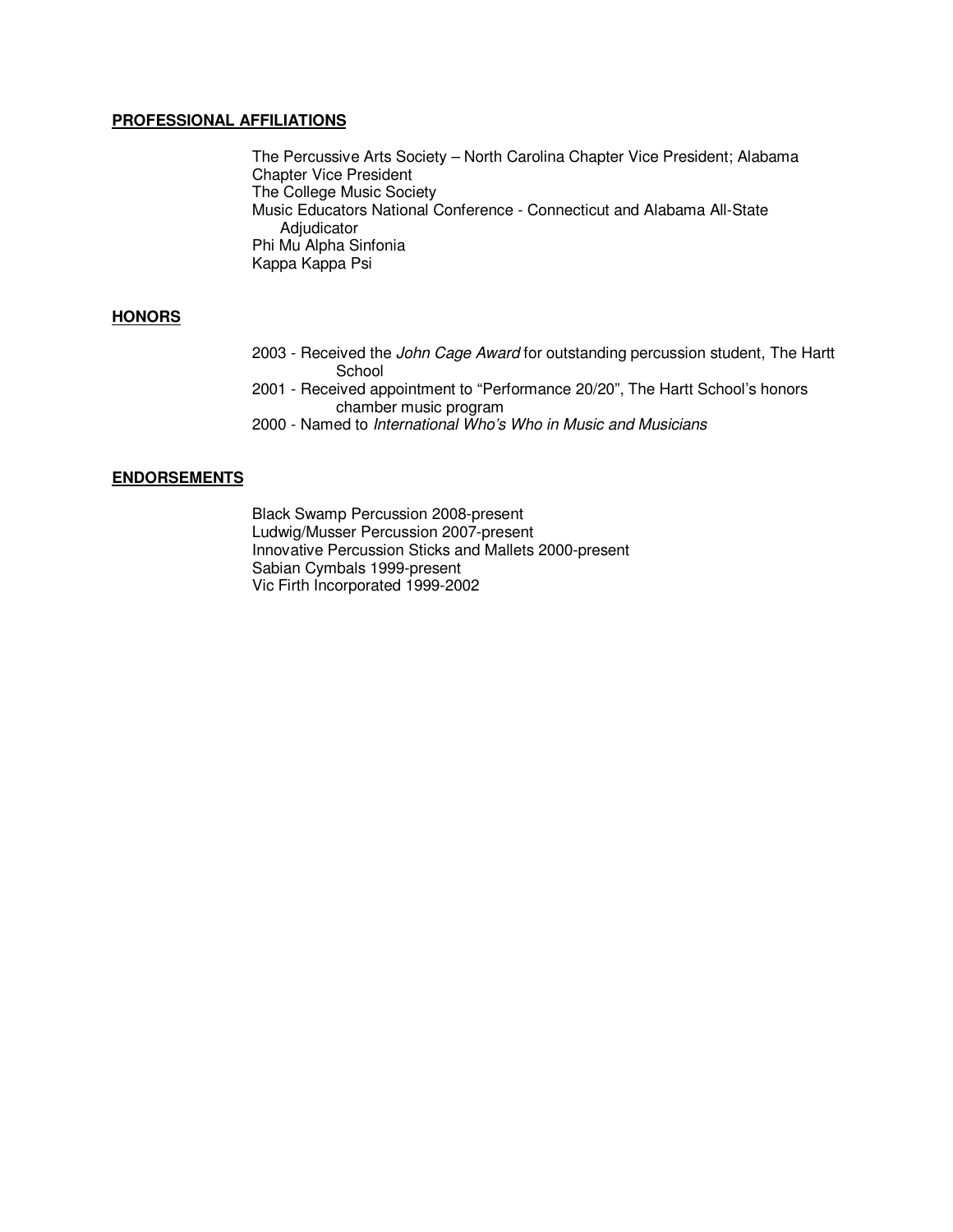## PROFESSIONAL AFFILIATIONS

The Percussive Arts Society – North Carolina Chapter Vice President; Alabama Chapter Vice President
The College Music Society
Music Educators National Conference - Connecticut and Alabama All-State Adjudicator
Phi Mu Alpha Sinfonia
Kappa Kappa Psi

## HONORS

2003 - Received the *John Cage Award* for outstanding percussion student, The Hartt School
2001 - Received appointment to "Performance 20/20", The Hartt School's honors chamber music program
2000 - Named to *International Who's Who in Music and Musicians*

## ENDORSEMENTS

Black Swamp Percussion 2008-present
Ludwig/Musser Percussion 2007-present
Innovative Percussion Sticks and Mallets 2000-present
Sabian Cymbals 1999-present
Vic Firth Incorporated 1999-2002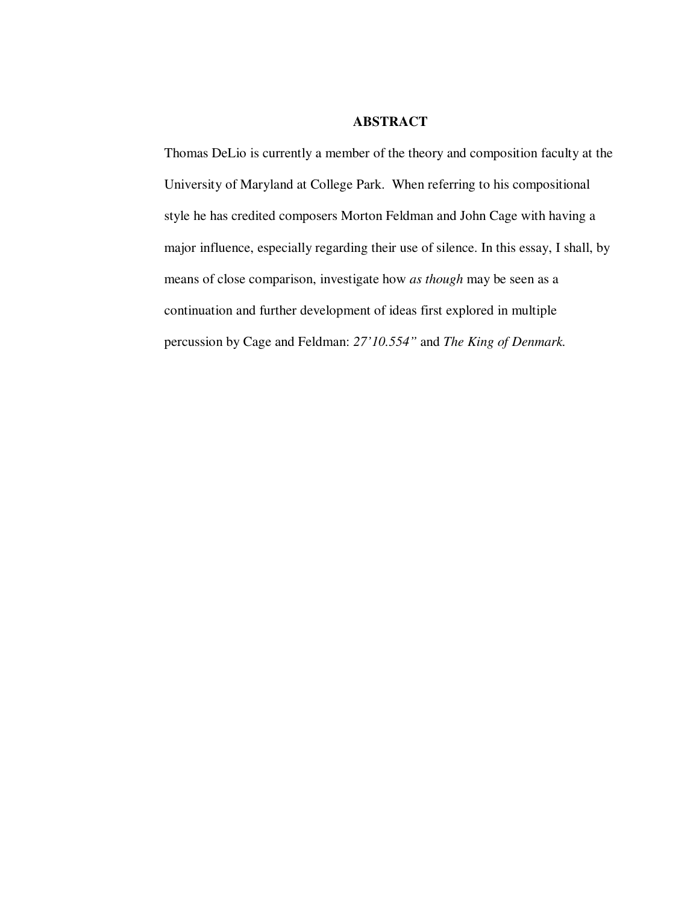# ABSTRACT

Thomas DeLio is currently a member of the theory and composition faculty at the University of Maryland at College Park. When referring to his compositional style he has credited composers Morton Feldman and John Cage with having a major influence, especially regarding their use of silence. In this essay, I shall, by means of close comparison, investigate how *as though* may be seen as a continuation and further development of ideas first explored in multiple percussion by Cage and Feldman: *27'10.554"* and *The King of Denmark.*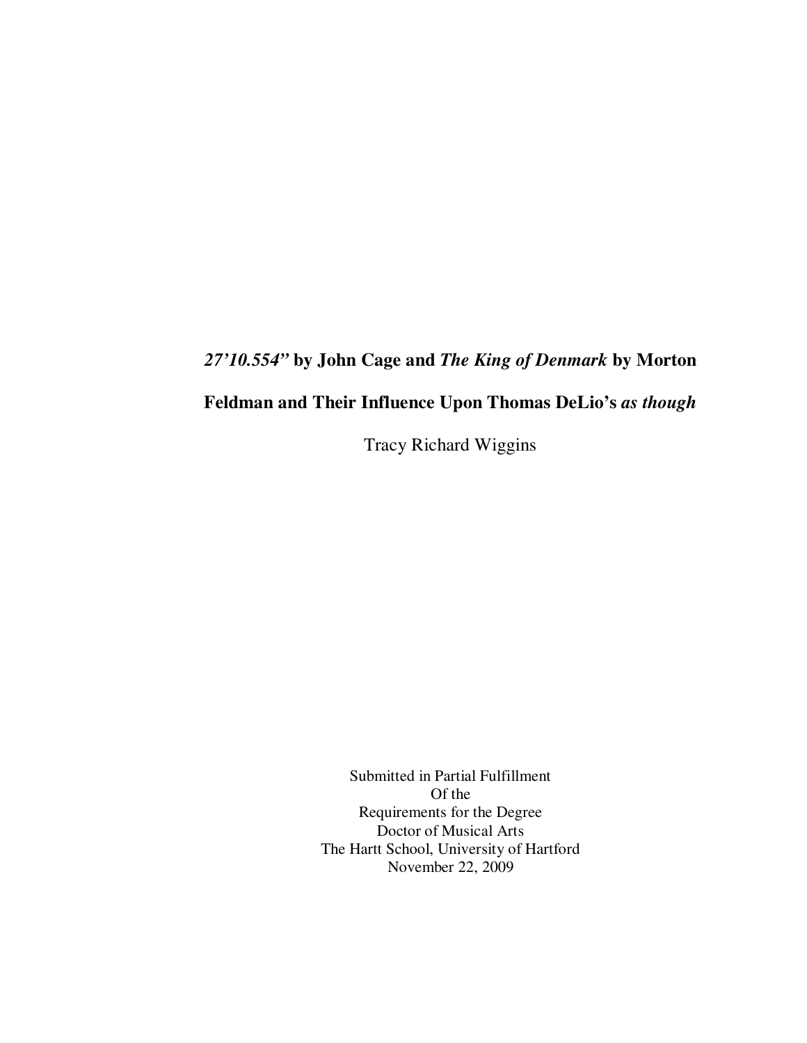# ***27'10.554"* by John Cage and *The King of Denmark* by Morton Feldman and Their Influence Upon Thomas DeLio's *as though***

Tracy Richard Wiggins

Submitted in Partial Fulfillment
Of the
Requirements for the Degree
Doctor of Musical Arts
The Hartt School, University of Hartford
November 22, 2009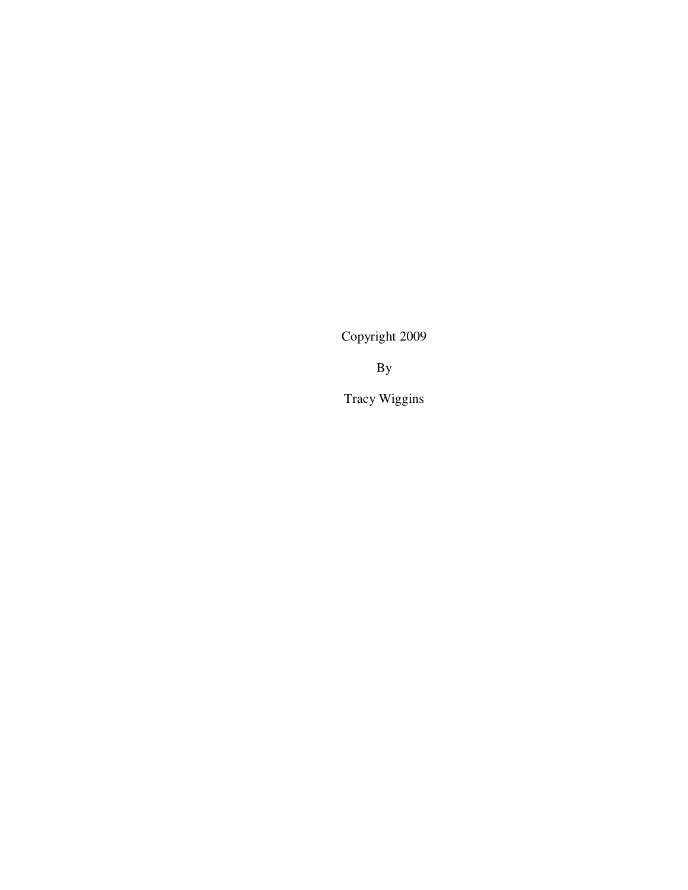Copyright 2009

By

Tracy Wiggins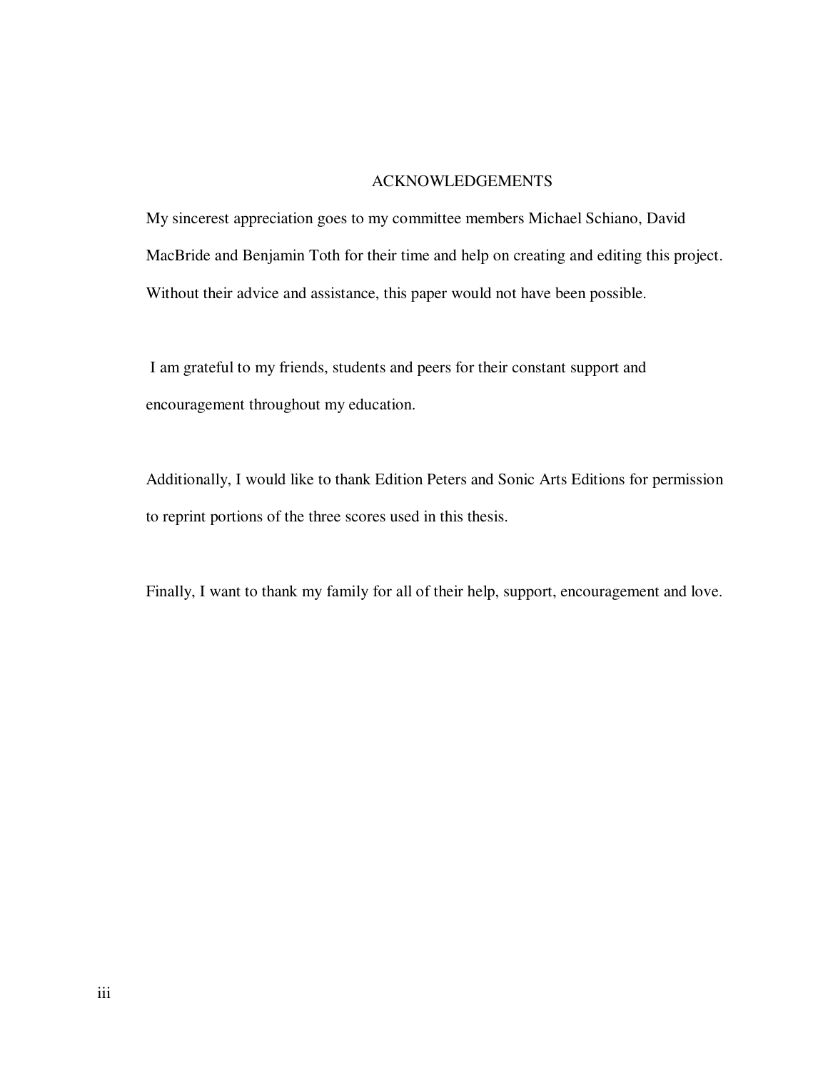# ACKNOWLEDGEMENTS

My sincerest appreciation goes to my committee members Michael Schiano, David MacBride and Benjamin Toth for their time and help on creating and editing this project. Without their advice and assistance, this paper would not have been possible.

I am grateful to my friends, students and peers for their constant support and encouragement throughout my education.

Additionally, I would like to thank Edition Peters and Sonic Arts Editions for permission to reprint portions of the three scores used in this thesis.

Finally, I want to thank my family for all of their help, support, encouragement and love.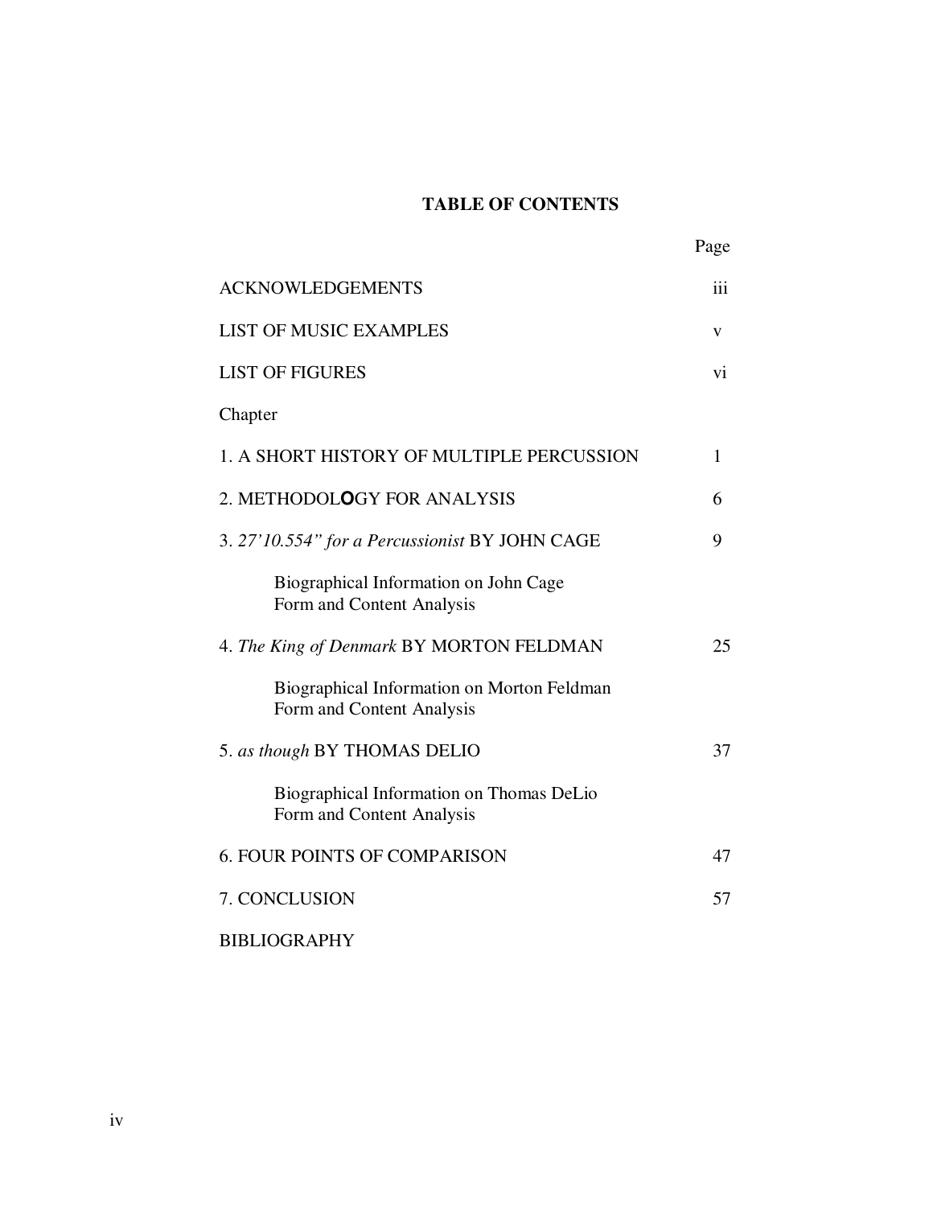# TABLE OF CONTENTS

| | Page |
|---|---|
| ACKNOWLEDGEMENTS | iii |
| LIST OF MUSIC EXAMPLES | v |
| LIST OF FIGURES | vi |
| Chapter | |
| 1. A SHORT HISTORY OF MULTIPLE PERCUSSION | 1 |
| 2. METHODOLOGY FOR ANALYSIS | 6 |
| 3. *27'10.554" for a Percussionist* BY JOHN CAGE | 9 |
| Biographical Information on John Cage<br>Form and Content Analysis | |
| 4. *The King of Denmark* BY MORTON FELDMAN | 25 |
| Biographical Information on Morton Feldman<br>Form and Content Analysis | |
| 5. *as though* BY THOMAS DELIO | 37 |
| Biographical Information on Thomas DeLio<br>Form and Content Analysis | |
| 6. FOUR POINTS OF COMPARISON | 47 |
| 7. CONCLUSION | 57 |
| BIBLIOGRAPHY | |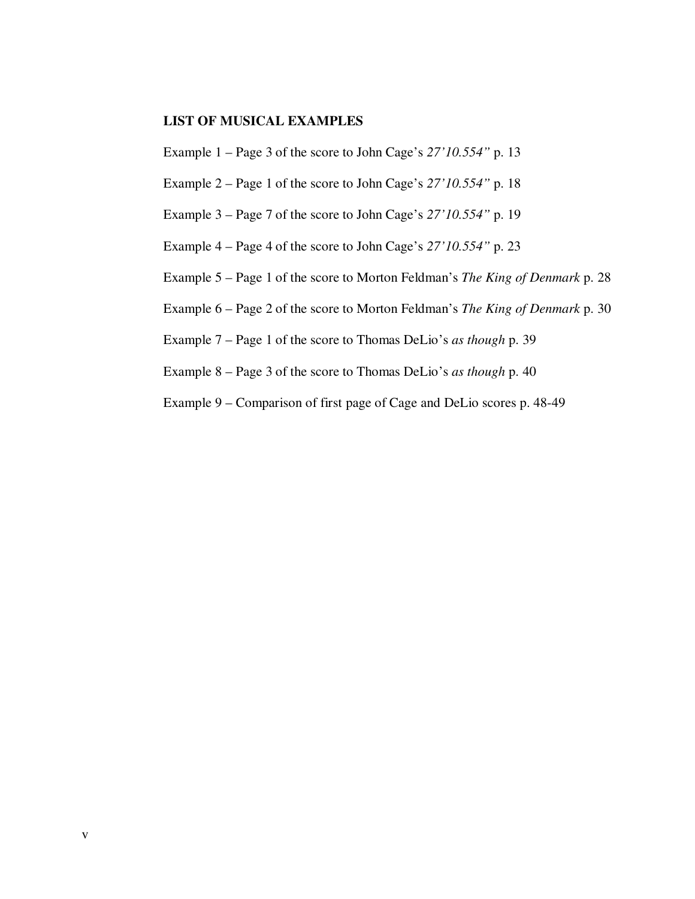**LIST OF MUSICAL EXAMPLES**

Example 1 – Page 3 of the score to John Cage's *27'10.554"* p. 13

Example 2 – Page 1 of the score to John Cage's *27'10.554"* p. 18

Example 3 – Page 7 of the score to John Cage's *27'10.554"* p. 19

Example 4 – Page 4 of the score to John Cage's *27'10.554"* p. 23

Example 5 – Page 1 of the score to Morton Feldman's *The King of Denmark* p. 28

Example 6 – Page 2 of the score to Morton Feldman's *The King of Denmark* p. 30

Example 7 – Page 1 of the score to Thomas DeLio's *as though* p. 39

Example 8 – Page 3 of the score to Thomas DeLio's *as though* p. 40

Example 9 – Comparison of first page of Cage and DeLio scores p. 48-49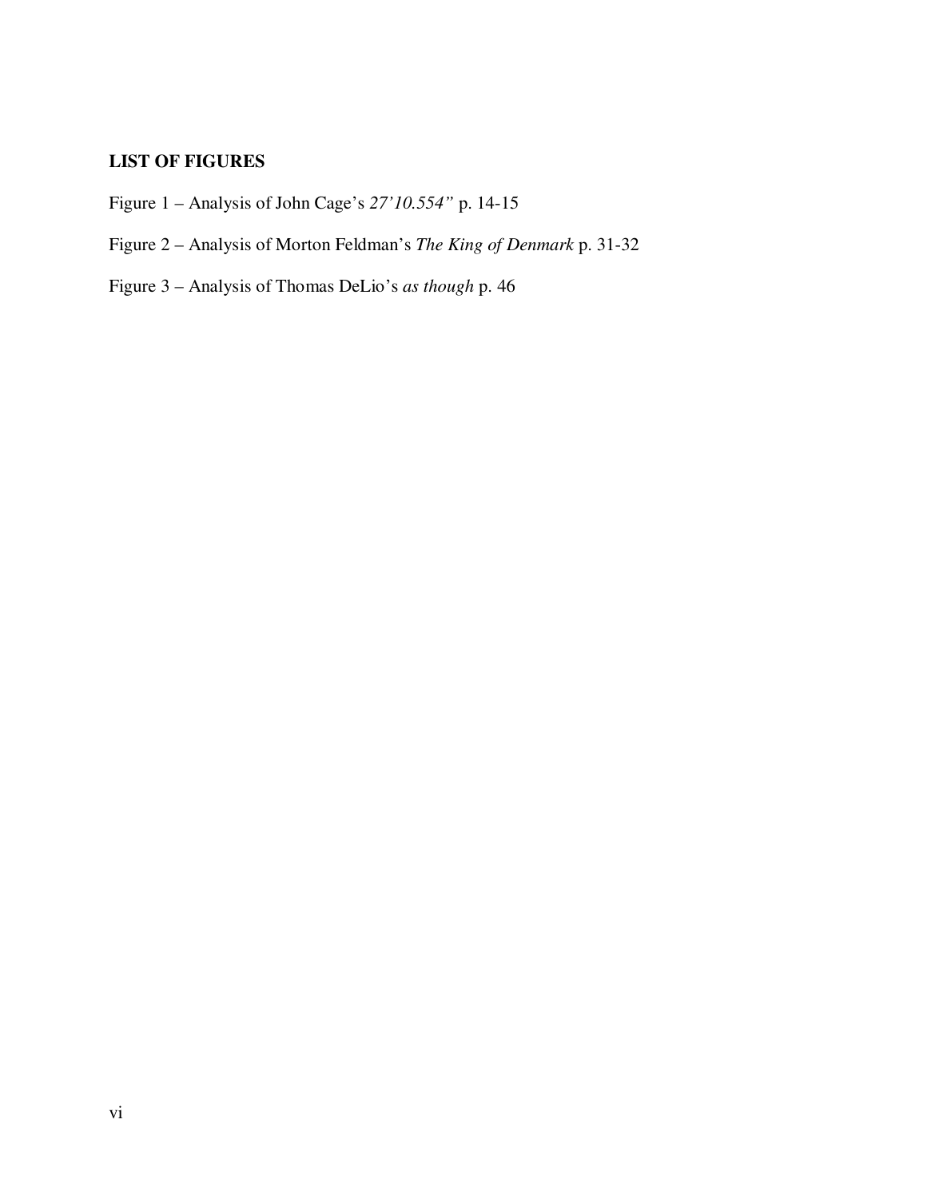**LIST OF FIGURES**

Figure 1 – Analysis of John Cage's *27'10.554"* p. 14-15

Figure 2 – Analysis of Morton Feldman's *The King of Denmark* p. 31-32

Figure 3 – Analysis of Thomas DeLio's *as though* p. 46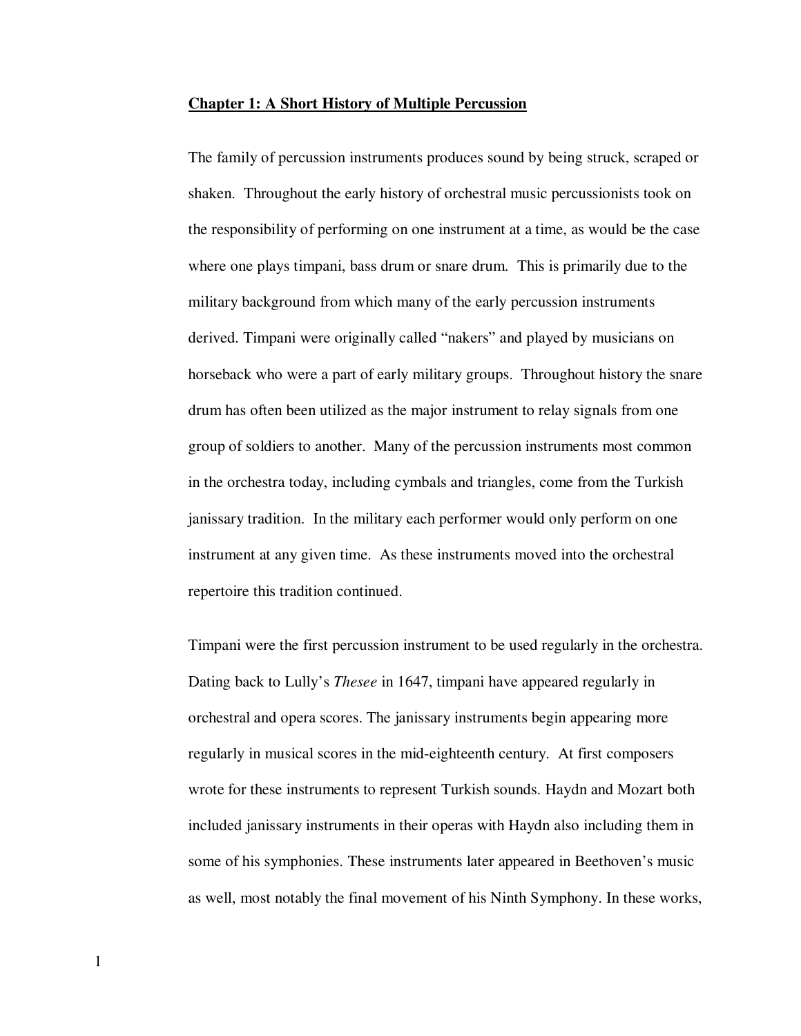## Chapter 1: A Short History of Multiple Percussion

The family of percussion instruments produces sound by being struck, scraped or shaken. Throughout the early history of orchestral music percussionists took on the responsibility of performing on one instrument at a time, as would be the case where one plays timpani, bass drum or snare drum. This is primarily due to the military background from which many of the early percussion instruments derived. Timpani were originally called "nakers" and played by musicians on horseback who were a part of early military groups. Throughout history the snare drum has often been utilized as the major instrument to relay signals from one group of soldiers to another. Many of the percussion instruments most common in the orchestra today, including cymbals and triangles, come from the Turkish janissary tradition. In the military each performer would only perform on one instrument at any given time. As these instruments moved into the orchestral repertoire this tradition continued.

Timpani were the first percussion instrument to be used regularly in the orchestra. Dating back to Lully's *Thesee* in 1647, timpani have appeared regularly in orchestral and opera scores. The janissary instruments begin appearing more regularly in musical scores in the mid-eighteenth century. At first composers wrote for these instruments to represent Turkish sounds. Haydn and Mozart both included janissary instruments in their operas with Haydn also including them in some of his symphonies. These instruments later appeared in Beethoven's music as well, most notably the final movement of his Ninth Symphony. In these works,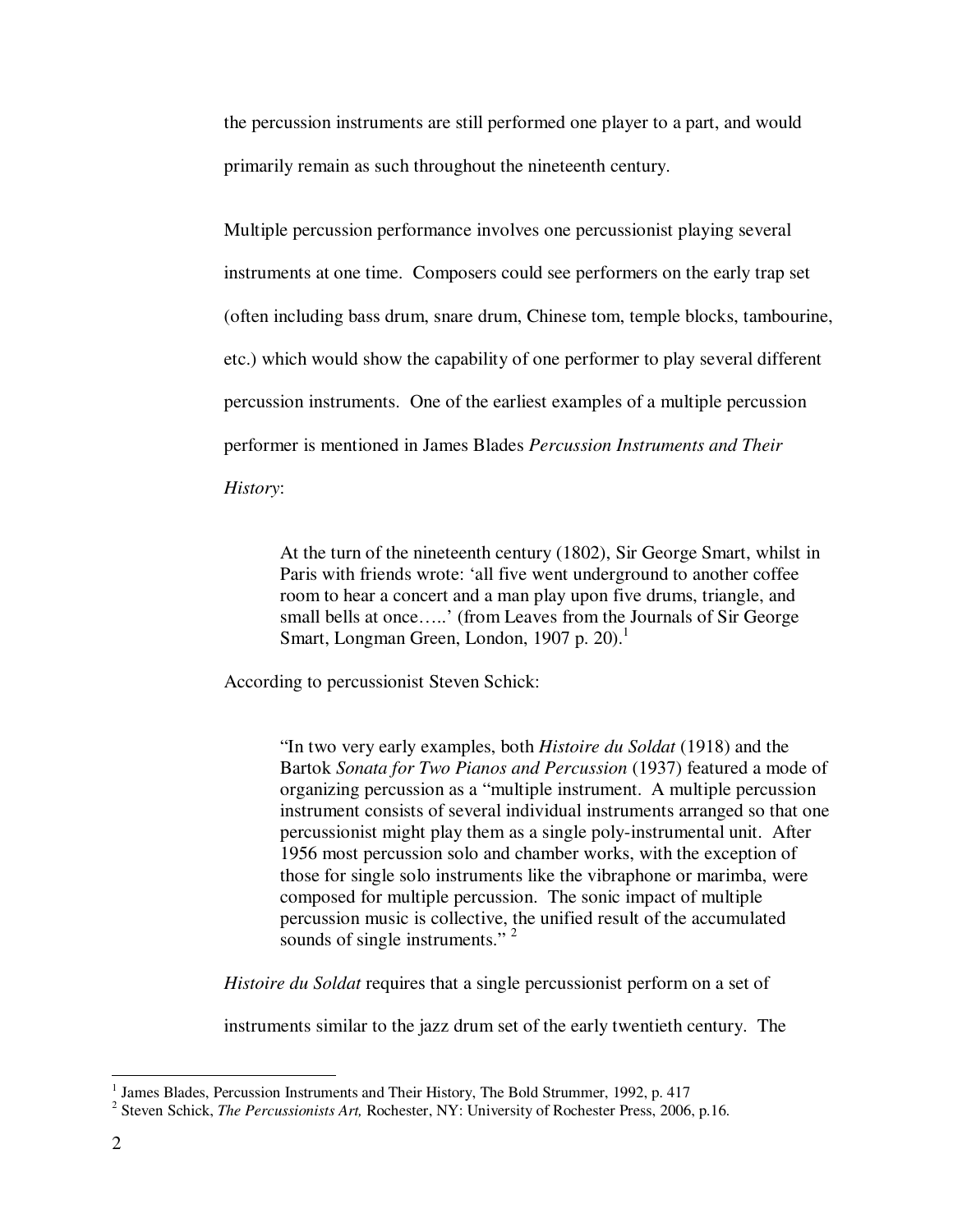the percussion instruments are still performed one player to a part, and would primarily remain as such throughout the nineteenth century.

Multiple percussion performance involves one percussionist playing several instruments at one time. Composers could see performers on the early trap set (often including bass drum, snare drum, Chinese tom, temple blocks, tambourine, etc.) which would show the capability of one performer to play several different percussion instruments. One of the earliest examples of a multiple percussion performer is mentioned in James Blades *Percussion Instruments and Their History*:

> At the turn of the nineteenth century (1802), Sir George Smart, whilst in Paris with friends wrote: 'all five went underground to another coffee room to hear a concert and a man play upon five drums, triangle, and small bells at once…..' (from Leaves from the Journals of Sir George Smart, Longman Green, London, 1907 p. 20).[1]

According to percussionist Steven Schick:

> "In two very early examples, both *Histoire du Soldat* (1918) and the Bartok *Sonata for Two Pianos and Percussion* (1937) featured a mode of organizing percussion as a "multiple instrument. A multiple percussion instrument consists of several individual instruments arranged so that one percussionist might play them as a single poly-instrumental unit. After 1956 most percussion solo and chamber works, with the exception of those for single solo instruments like the vibraphone or marimba, were composed for multiple percussion. The sonic impact of multiple percussion music is collective, the unified result of the accumulated sounds of single instruments." [2]

*Histoire du Soldat* requires that a single percussionist perform on a set of instruments similar to the jazz drum set of the early twentieth century. The

---

[1] James Blades, Percussion Instruments and Their History, The Bold Strummer, 1992, p. 417

[2] Steven Schick, *The Percussionists Art,* Rochester, NY: University of Rochester Press, 2006, p.16.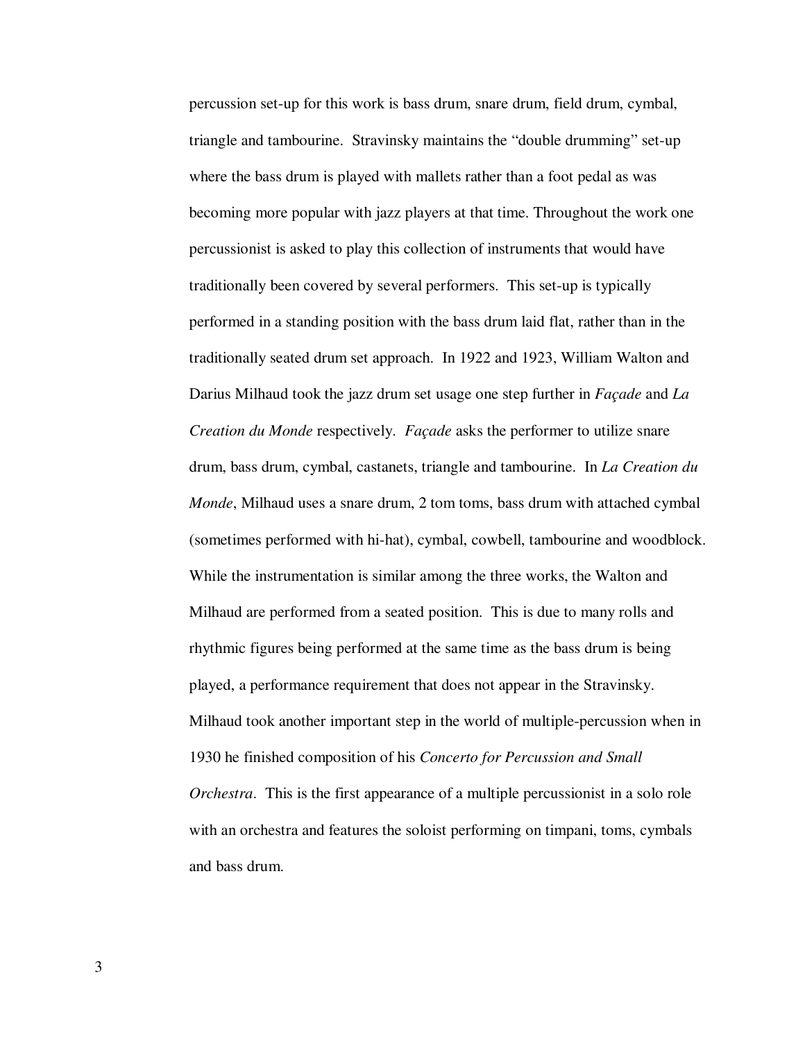percussion set-up for this work is bass drum, snare drum, field drum, cymbal, triangle and tambourine. Stravinsky maintains the "double drumming" set-up where the bass drum is played with mallets rather than a foot pedal as was becoming more popular with jazz players at that time. Throughout the work one percussionist is asked to play this collection of instruments that would have traditionally been covered by several performers. This set-up is typically performed in a standing position with the bass drum laid flat, rather than in the traditionally seated drum set approach. In 1922 and 1923, William Walton and Darius Milhaud took the jazz drum set usage one step further in *Façade* and *La Creation du Monde* respectively. *Façade* asks the performer to utilize snare drum, bass drum, cymbal, castanets, triangle and tambourine. In *La Creation du Monde*, Milhaud uses a snare drum, 2 tom toms, bass drum with attached cymbal (sometimes performed with hi-hat), cymbal, cowbell, tambourine and woodblock. While the instrumentation is similar among the three works, the Walton and Milhaud are performed from a seated position. This is due to many rolls and rhythmic figures being performed at the same time as the bass drum is being played, a performance requirement that does not appear in the Stravinsky. Milhaud took another important step in the world of multiple-percussion when in 1930 he finished composition of his *Concerto for Percussion and Small Orchestra*. This is the first appearance of a multiple percussionist in a solo role with an orchestra and features the soloist performing on timpani, toms, cymbals and bass drum.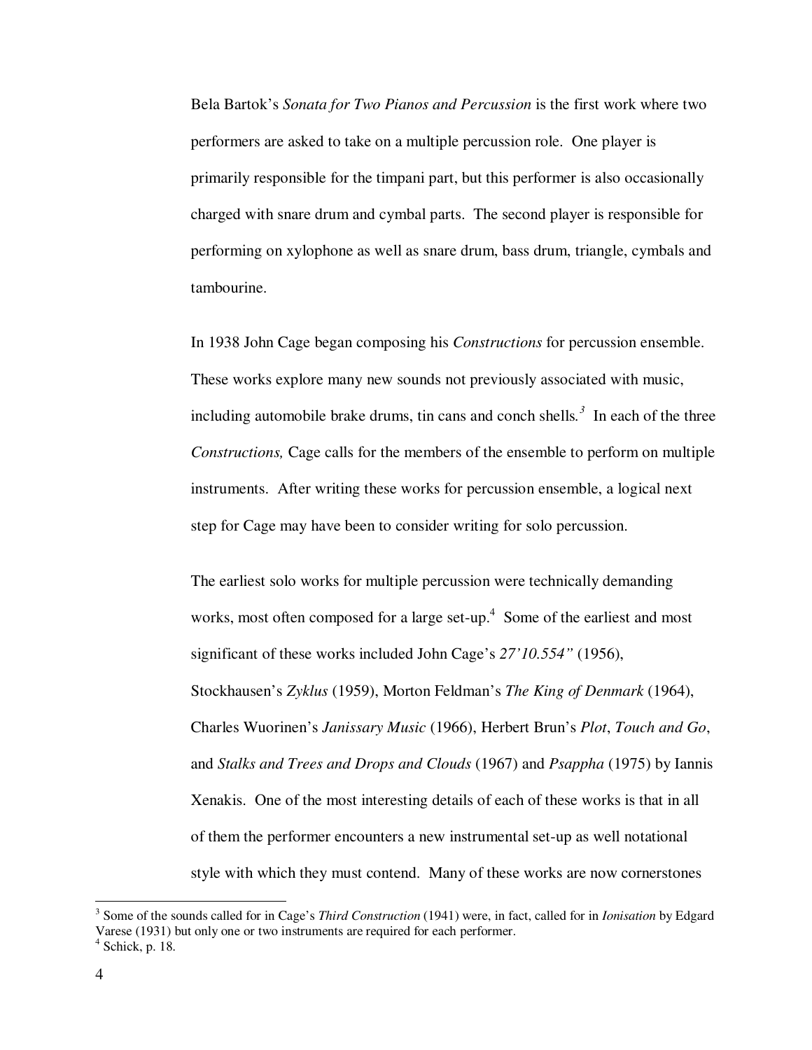Bela Bartok's *Sonata for Two Pianos and Percussion* is the first work where two performers are asked to take on a multiple percussion role. One player is primarily responsible for the timpani part, but this performer is also occasionally charged with snare drum and cymbal parts. The second player is responsible for performing on xylophone as well as snare drum, bass drum, triangle, cymbals and tambourine.

In 1938 John Cage began composing his *Constructions* for percussion ensemble. These works explore many new sounds not previously associated with music, including automobile brake drums, tin cans and conch shells.[3] In each of the three *Constructions,* Cage calls for the members of the ensemble to perform on multiple instruments. After writing these works for percussion ensemble, a logical next step for Cage may have been to consider writing for solo percussion.

The earliest solo works for multiple percussion were technically demanding works, most often composed for a large set-up.[4] Some of the earliest and most significant of these works included John Cage's *27'10.554"* (1956), Stockhausen's *Zyklus* (1959), Morton Feldman's *The King of Denmark* (1964), Charles Wuorinen's *Janissary Music* (1966), Herbert Brun's *Plot*, *Touch and Go*, and *Stalks and Trees and Drops and Clouds* (1967) and *Psappha* (1975) by Iannis Xenakis. One of the most interesting details of each of these works is that in all of them the performer encounters a new instrumental set-up as well notational style with which they must contend. Many of these works are now cornerstones

---

[3] Some of the sounds called for in Cage's *Third Construction* (1941) were, in fact, called for in *Ionisation* by Edgard Varese (1931) but only one or two instruments are required for each performer.

[4] Schick, p. 18.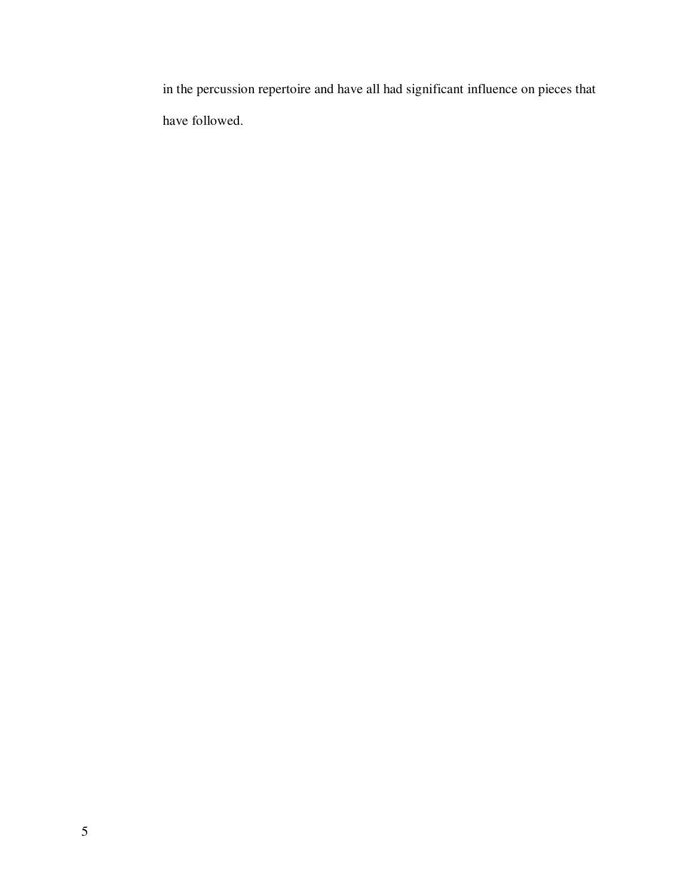in the percussion repertoire and have all had significant influence on pieces that have followed.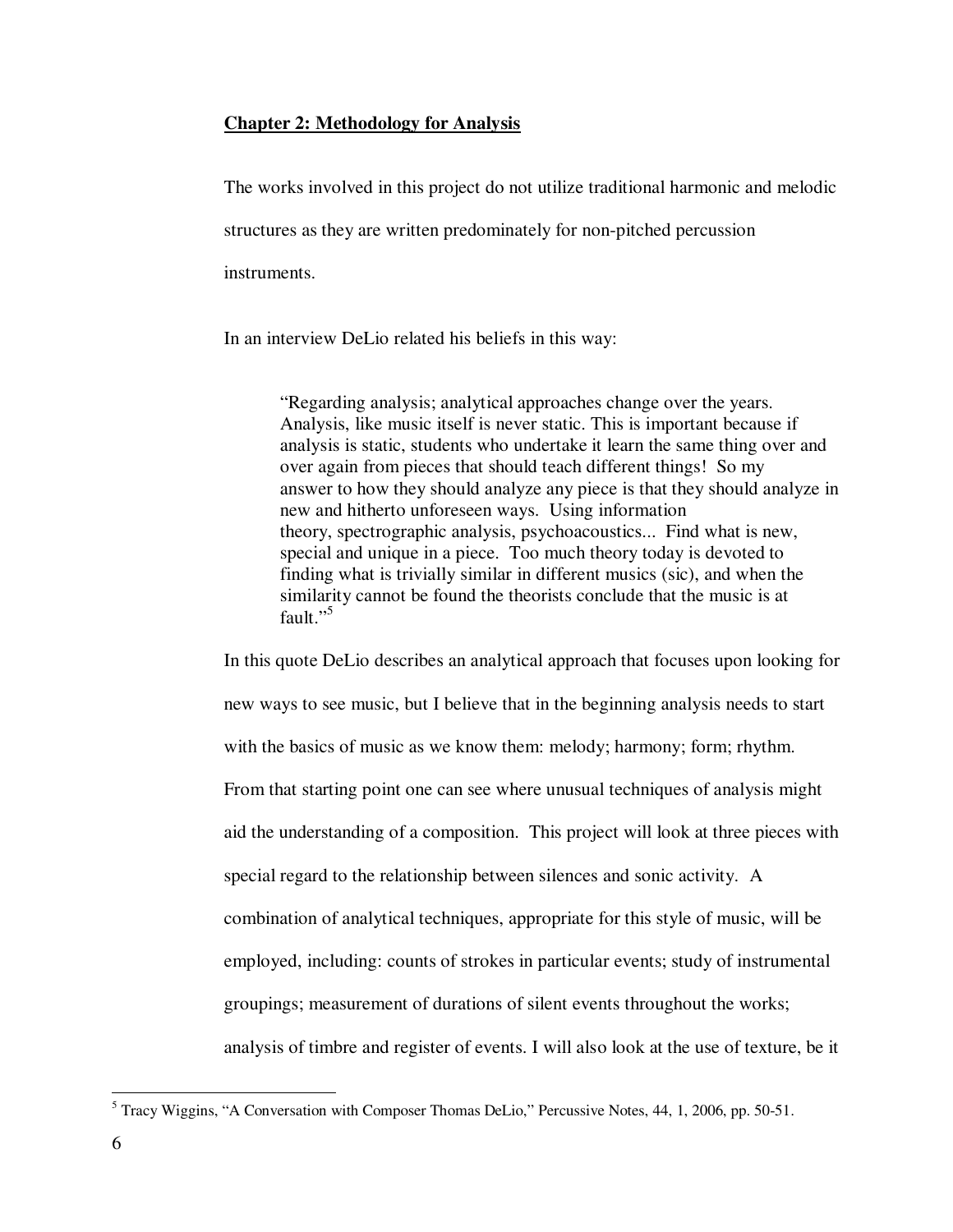**Chapter 2: Methodology for Analysis**

The works involved in this project do not utilize traditional harmonic and melodic structures as they are written predominately for non-pitched percussion instruments.

In an interview DeLio related his beliefs in this way:

> "Regarding analysis; analytical approaches change over the years. Analysis, like music itself is never static. This is important because if analysis is static, students who undertake it learn the same thing over and over again from pieces that should teach different things! So my answer to how they should analyze any piece is that they should analyze in new and hitherto unforeseen ways. Using information theory, spectrographic analysis, psychoacoustics... Find what is new, special and unique in a piece. Too much theory today is devoted to finding what is trivially similar in different musics (sic), and when the similarity cannot be found the theorists conclude that the music is at fault."[5]

In this quote DeLio describes an analytical approach that focuses upon looking for new ways to see music, but I believe that in the beginning analysis needs to start with the basics of music as we know them: melody; harmony; form; rhythm. From that starting point one can see where unusual techniques of analysis might aid the understanding of a composition. This project will look at three pieces with special regard to the relationship between silences and sonic activity. A combination of analytical techniques, appropriate for this style of music, will be employed, including: counts of strokes in particular events; study of instrumental groupings; measurement of durations of silent events throughout the works; analysis of timbre and register of events. I will also look at the use of texture, be it

---

[5] Tracy Wiggins, "A Conversation with Composer Thomas DeLio," Percussive Notes, 44, 1, 2006, pp. 50-51.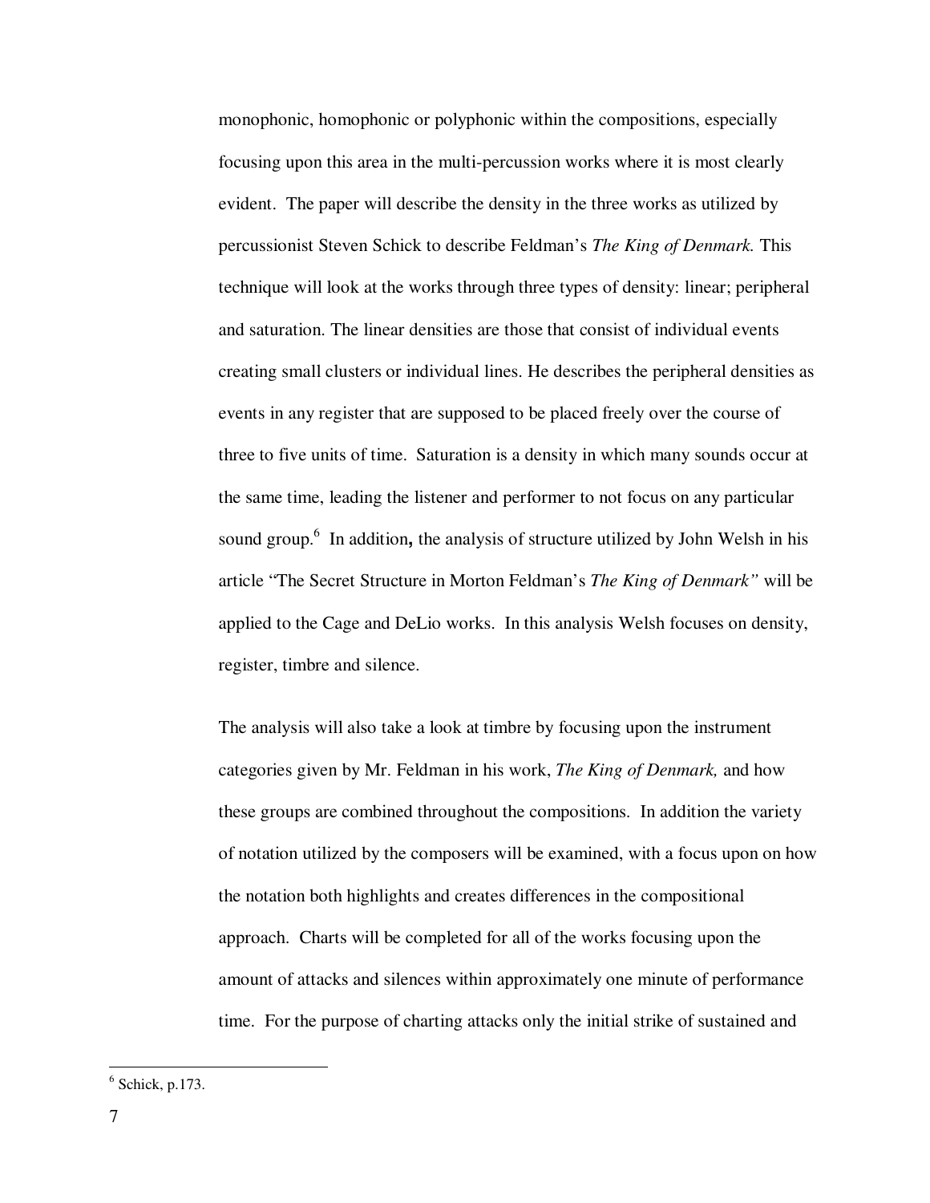monophonic, homophonic or polyphonic within the compositions, especially focusing upon this area in the multi-percussion works where it is most clearly evident. The paper will describe the density in the three works as utilized by percussionist Steven Schick to describe Feldman's *The King of Denmark.* This technique will look at the works through three types of density: linear; peripheral and saturation. The linear densities are those that consist of individual events creating small clusters or individual lines. He describes the peripheral densities as events in any register that are supposed to be placed freely over the course of three to five units of time. Saturation is a density in which many sounds occur at the same time, leading the listener and performer to not focus on any particular sound group.[6] In addition**,** the analysis of structure utilized by John Welsh in his article "The Secret Structure in Morton Feldman's *The King of Denmark"* will be applied to the Cage and DeLio works. In this analysis Welsh focuses on density, register, timbre and silence.

The analysis will also take a look at timbre by focusing upon the instrument categories given by Mr. Feldman in his work, *The King of Denmark,* and how these groups are combined throughout the compositions. In addition the variety of notation utilized by the composers will be examined, with a focus upon on how the notation both highlights and creates differences in the compositional approach. Charts will be completed for all of the works focusing upon the amount of attacks and silences within approximately one minute of performance time. For the purpose of charting attacks only the initial strike of sustained and

[6] Schick, p.173.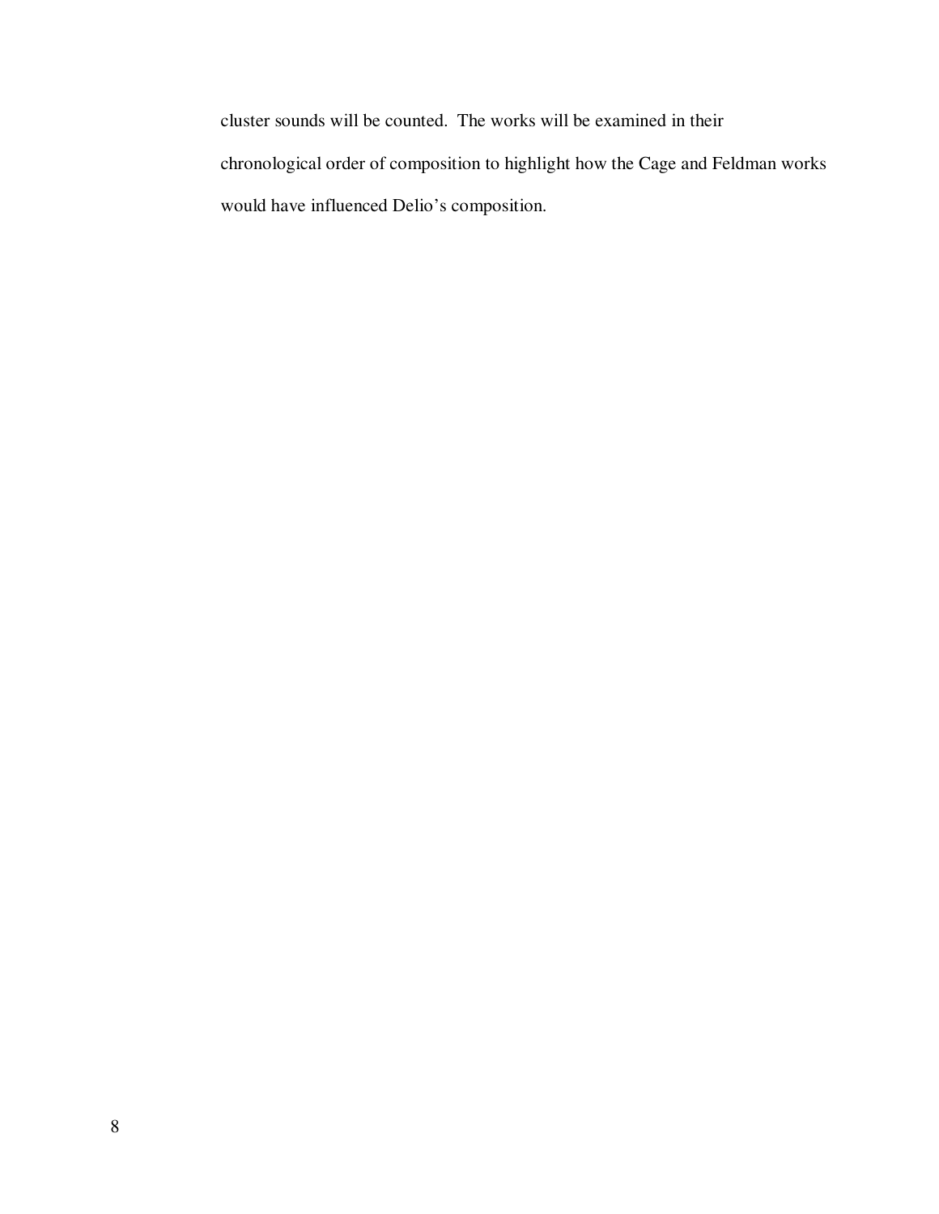cluster sounds will be counted.  The works will be examined in their chronological order of composition to highlight how the Cage and Feldman works would have influenced Delio's composition.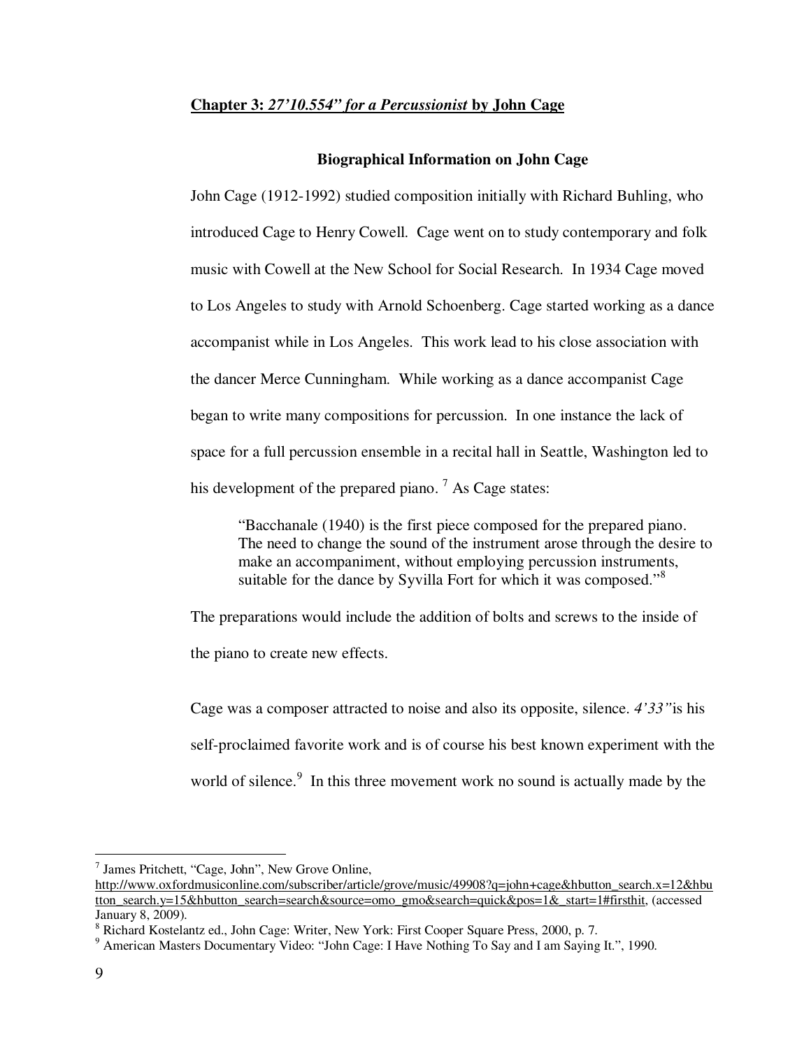## Chapter 3: *27'10.554" for a Percussionist* by John Cage

### Biographical Information on John Cage

John Cage (1912-1992) studied composition initially with Richard Buhling, who introduced Cage to Henry Cowell. Cage went on to study contemporary and folk music with Cowell at the New School for Social Research. In 1934 Cage moved to Los Angeles to study with Arnold Schoenberg. Cage started working as a dance accompanist while in Los Angeles. This work lead to his close association with the dancer Merce Cunningham. While working as a dance accompanist Cage began to write many compositions for percussion. In one instance the lack of space for a full percussion ensemble in a recital hall in Seattle, Washington led to his development of the prepared piano. [7] As Cage states:

> "Bacchanale (1940) is the first piece composed for the prepared piano. The need to change the sound of the instrument arose through the desire to make an accompaniment, without employing percussion instruments, suitable for the dance by Syvilla Fort for which it was composed."[8]

The preparations would include the addition of bolts and screws to the inside of the piano to create new effects.

Cage was a composer attracted to noise and also its opposite, silence. *4'33"* is his self-proclaimed favorite work and is of course his best known experiment with the world of silence.[9] In this three movement work no sound is actually made by the

---

[7] James Pritchett, "Cage, John", New Grove Online, http://www.oxfordmusiconline.com/subscriber/article/grove/music/49908?q=john+cage&hbutton_search.x=12&hbutton_search.y=15&hbutton_search=search&source=omo_gmo&search=quick&pos=1&_start=1#firsthit, (accessed January 8, 2009).

[8] Richard Kostelantz ed., John Cage: Writer, New York: First Cooper Square Press, 2000, p. 7.

[9] American Masters Documentary Video: "John Cage: I Have Nothing To Say and I am Saying It.", 1990.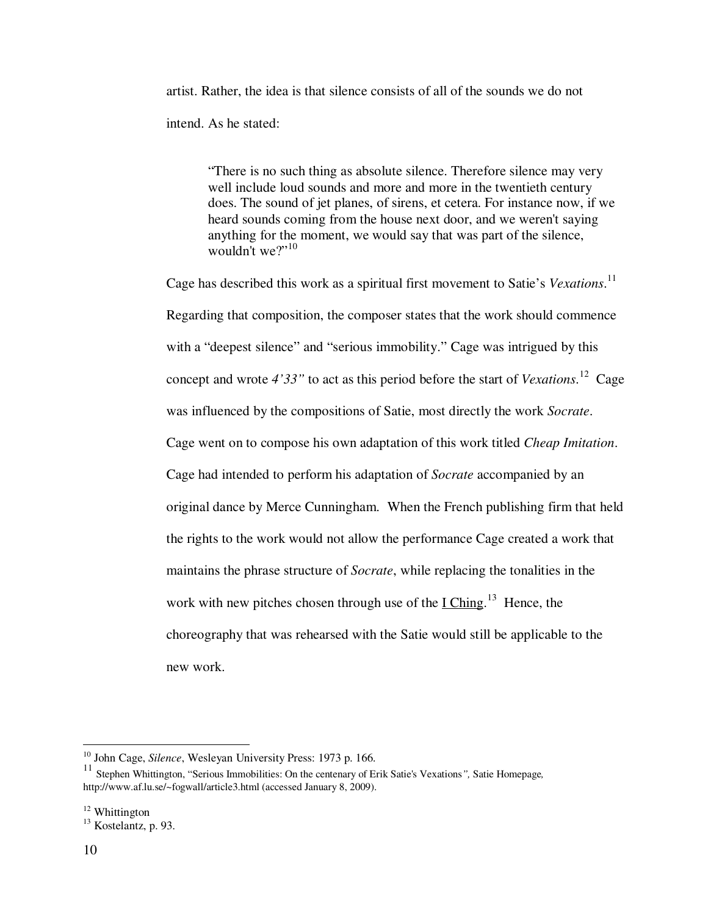artist. Rather, the idea is that silence consists of all of the sounds we do not intend. As he stated:

> "There is no such thing as absolute silence. Therefore silence may very well include loud sounds and more and more in the twentieth century does. The sound of jet planes, of sirens, et cetera. For instance now, if we heard sounds coming from the house next door, and we weren't saying anything for the moment, we would say that was part of the silence, wouldn't we?"[10]

Cage has described this work as a spiritual first movement to Satie's *Vexations*.[11] Regarding that composition, the composer states that the work should commence with a "deepest silence" and "serious immobility." Cage was intrigued by this concept and wrote *4'33"* to act as this period before the start of *Vexations*.[12] Cage was influenced by the compositions of Satie, most directly the work *Socrate*. Cage went on to compose his own adaptation of this work titled *Cheap Imitation*. Cage had intended to perform his adaptation of *Socrate* accompanied by an original dance by Merce Cunningham. When the French publishing firm that held the rights to the work would not allow the performance Cage created a work that maintains the phrase structure of *Socrate*, while replacing the tonalities in the work with new pitches chosen through use of the <u>I Ching</u>.[13] Hence, the choreography that was rehearsed with the Satie would still be applicable to the new work.

---

[10] John Cage, *Silence*, Wesleyan University Press: 1973 p. 166.

[11] Stephen Whittington, "Serious Immobilities: On the centenary of Erik Satie's Vexations*",* Satie Homepage*,* http://www.af.lu.se/~fogwall/article3.html (accessed January 8, 2009).

[12] Whittington

[13] Kostelantz, p. 93.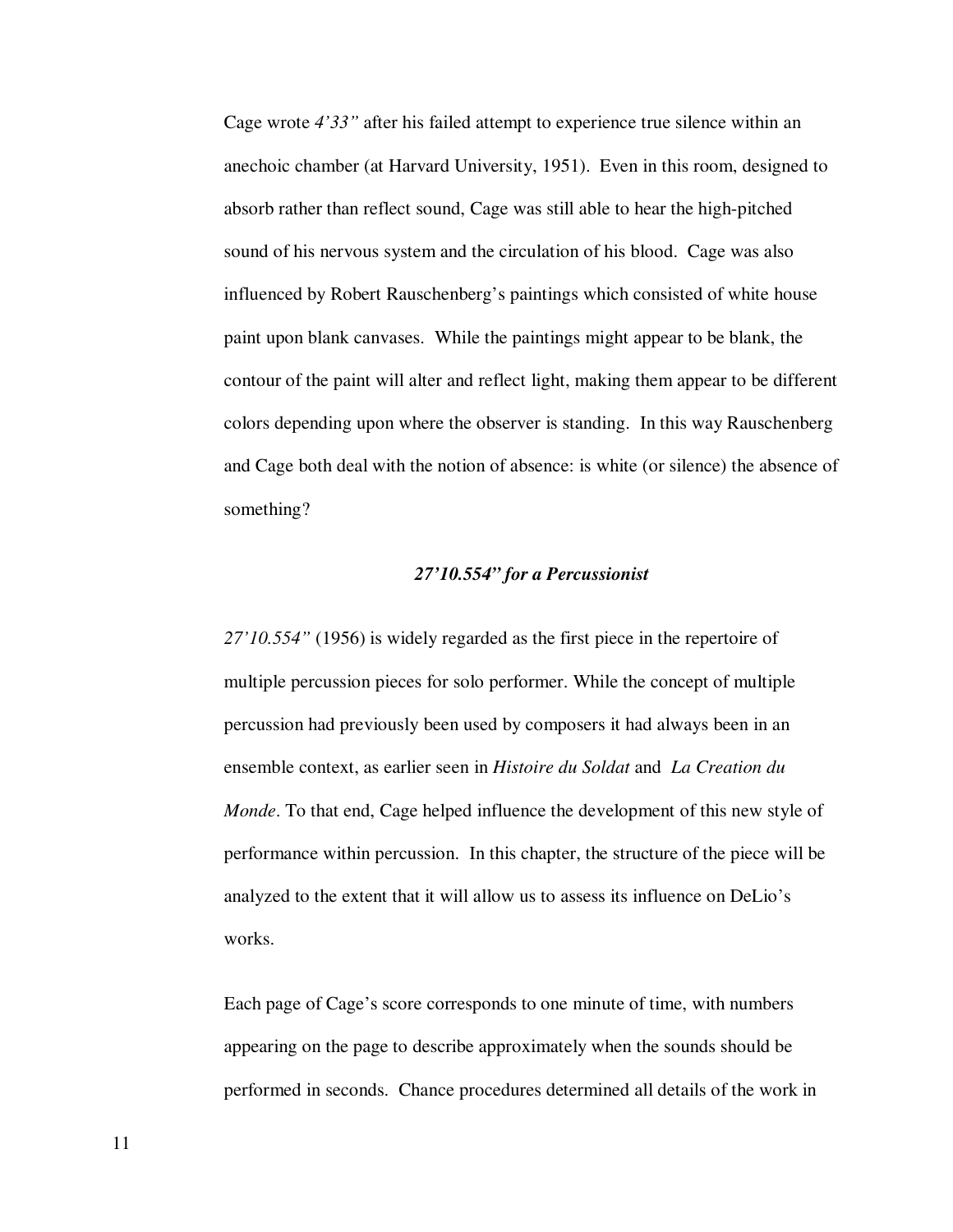Cage wrote *4'33"* after his failed attempt to experience true silence within an anechoic chamber (at Harvard University, 1951). Even in this room, designed to absorb rather than reflect sound, Cage was still able to hear the high-pitched sound of his nervous system and the circulation of his blood. Cage was also influenced by Robert Rauschenberg's paintings which consisted of white house paint upon blank canvases. While the paintings might appear to be blank, the contour of the paint will alter and reflect light, making them appear to be different colors depending upon where the observer is standing. In this way Rauschenberg and Cage both deal with the notion of absence: is white (or silence) the absence of something?

### *27'10.554" for a Percussionist*

*27'10.554"* (1956) is widely regarded as the first piece in the repertoire of multiple percussion pieces for solo performer. While the concept of multiple percussion had previously been used by composers it had always been in an ensemble context, as earlier seen in *Histoire du Soldat* and *La Creation du Monde*. To that end, Cage helped influence the development of this new style of performance within percussion. In this chapter, the structure of the piece will be analyzed to the extent that it will allow us to assess its influence on DeLio's works.

Each page of Cage's score corresponds to one minute of time, with numbers appearing on the page to describe approximately when the sounds should be performed in seconds. Chance procedures determined all details of the work in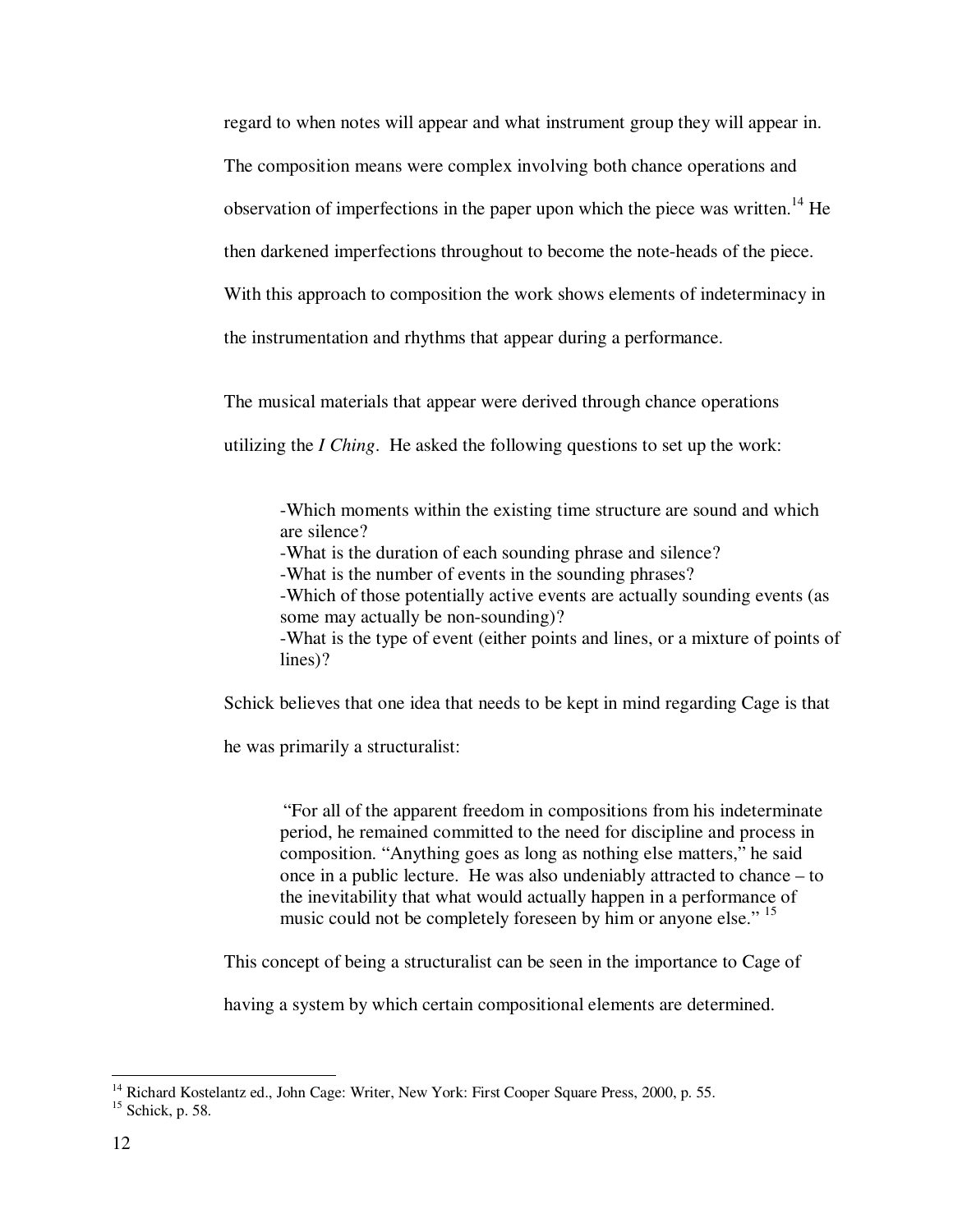regard to when notes will appear and what instrument group they will appear in. The composition means were complex involving both chance operations and observation of imperfections in the paper upon which the piece was written.[14] He then darkened imperfections throughout to become the note-heads of the piece. With this approach to composition the work shows elements of indeterminacy in the instrumentation and rhythms that appear during a performance.

The musical materials that appear were derived through chance operations utilizing the *I Ching*. He asked the following questions to set up the work:

> -Which moments within the existing time structure are sound and which are silence?
> -What is the duration of each sounding phrase and silence?
> -What is the number of events in the sounding phrases?
> -Which of those potentially active events are actually sounding events (as some may actually be non-sounding)?
> -What is the type of event (either points and lines, or a mixture of points of lines)?

Schick believes that one idea that needs to be kept in mind regarding Cage is that he was primarily a structuralist:

> "For all of the apparent freedom in compositions from his indeterminate period, he remained committed to the need for discipline and process in composition. "Anything goes as long as nothing else matters," he said once in a public lecture. He was also undeniably attracted to chance – to the inevitability that what would actually happen in a performance of music could not be completely foreseen by him or anyone else." [15]

This concept of being a structuralist can be seen in the importance to Cage of having a system by which certain compositional elements are determined.

---

[14] Richard Kostelantz ed., John Cage: Writer, New York: First Cooper Square Press, 2000, p. 55.
[15] Schick, p. 58.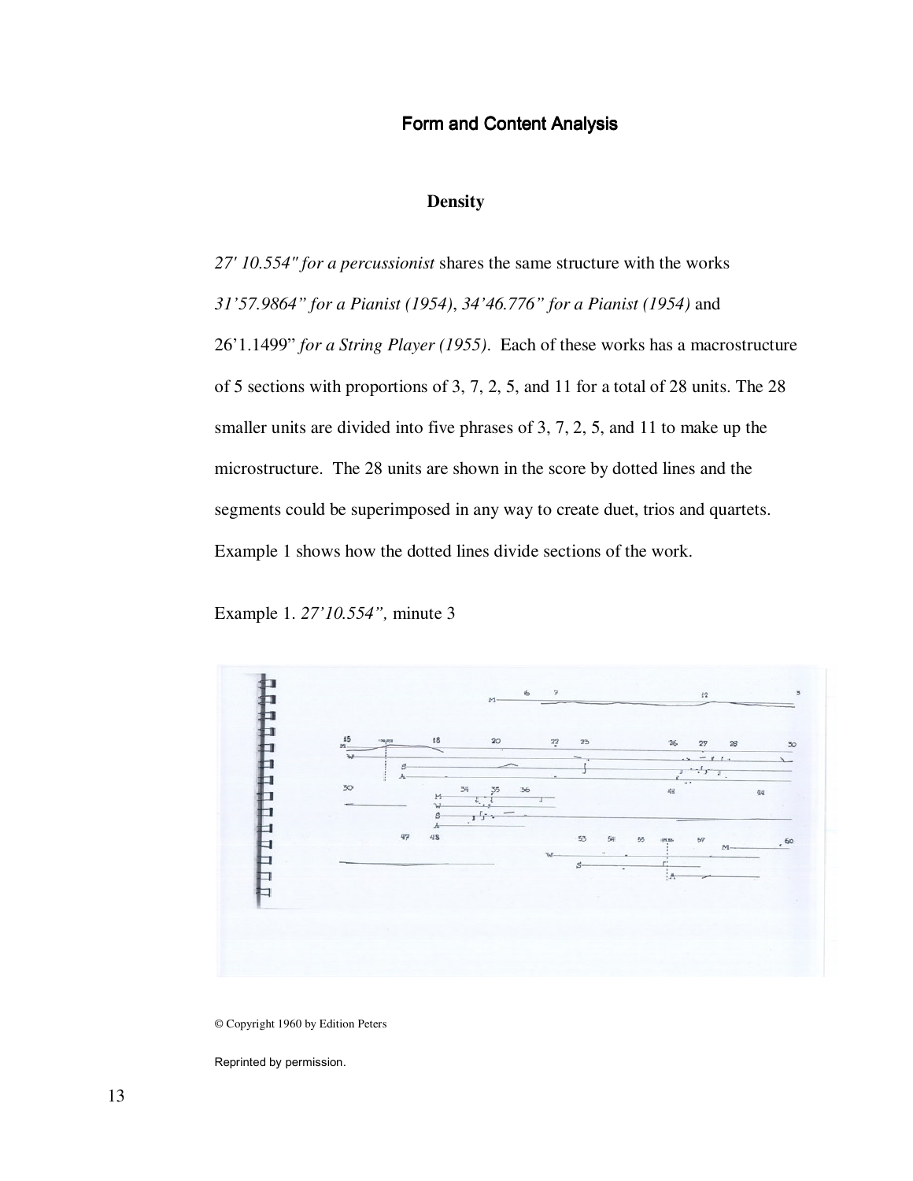## Form and Content Analysis

### Density

*27' 10.554" for a percussionist* shares the same structure with the works *31'57.9864" for a Pianist (1954)*, *34'46.776" for a Pianist (1954)* and 26'1.1499" *for a String Player (1955)*. Each of these works has a macrostructure of 5 sections with proportions of 3, 7, 2, 5, and 11 for a total of 28 units. The 28 smaller units are divided into five phrases of 3, 7, 2, 5, and 11 to make up the microstructure. The 28 units are shown in the score by dotted lines and the segments could be superimposed in any way to create duet, trios and quartets. Example 1 shows how the dotted lines divide sections of the work.

Example 1. *27'10.554",* minute 3

© Copyright 1960 by Edition Peters

Reprinted by permission.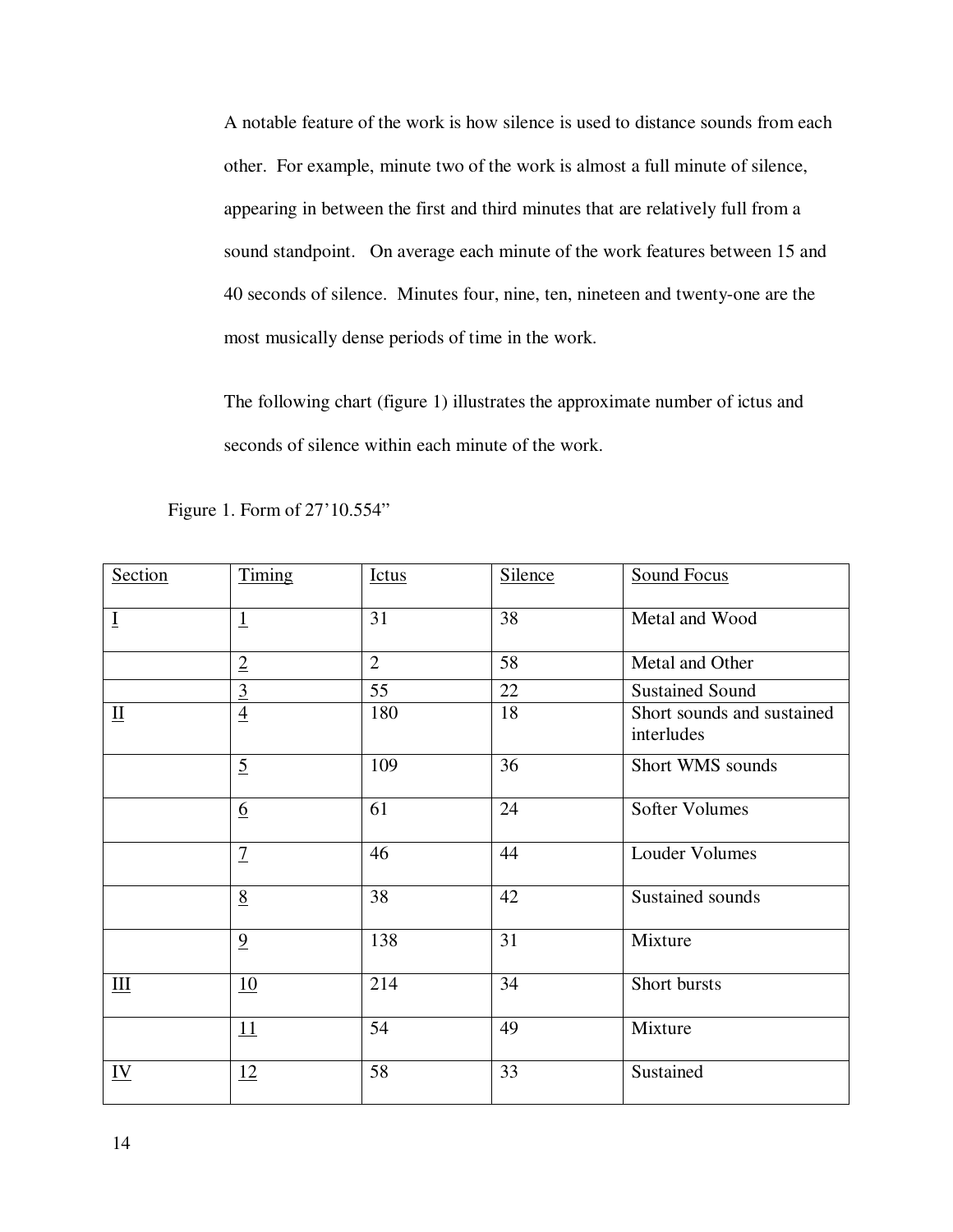A notable feature of the work is how silence is used to distance sounds from each other. For example, minute two of the work is almost a full minute of silence, appearing in between the first and third minutes that are relatively full from a sound standpoint. On average each minute of the work features between 15 and 40 seconds of silence. Minutes four, nine, ten, nineteen and twenty-one are the most musically dense periods of time in the work.

The following chart (figure 1) illustrates the approximate number of ictus and seconds of silence within each minute of the work.

Figure 1. Form of 27'10.554"

| Section | Timing | Ictus | Silence | Sound Focus |
|---|---|---|---|---|
| I | 1 | 31 | 38 | Metal and Wood |
| | 2 | 2 | 58 | Metal and Other |
| | 3 | 55 | 22 | Sustained Sound |
| II | 4 | 180 | 18 | Short sounds and sustained interludes |
| | 5 | 109 | 36 | Short WMS sounds |
| | 6 | 61 | 24 | Softer Volumes |
| | 7 | 46 | 44 | Louder Volumes |
| | 8 | 38 | 42 | Sustained sounds |
| | 9 | 138 | 31 | Mixture |
| III | 10 | 214 | 34 | Short bursts |
| | 11 | 54 | 49 | Mixture |
| IV | 12 | 58 | 33 | Sustained |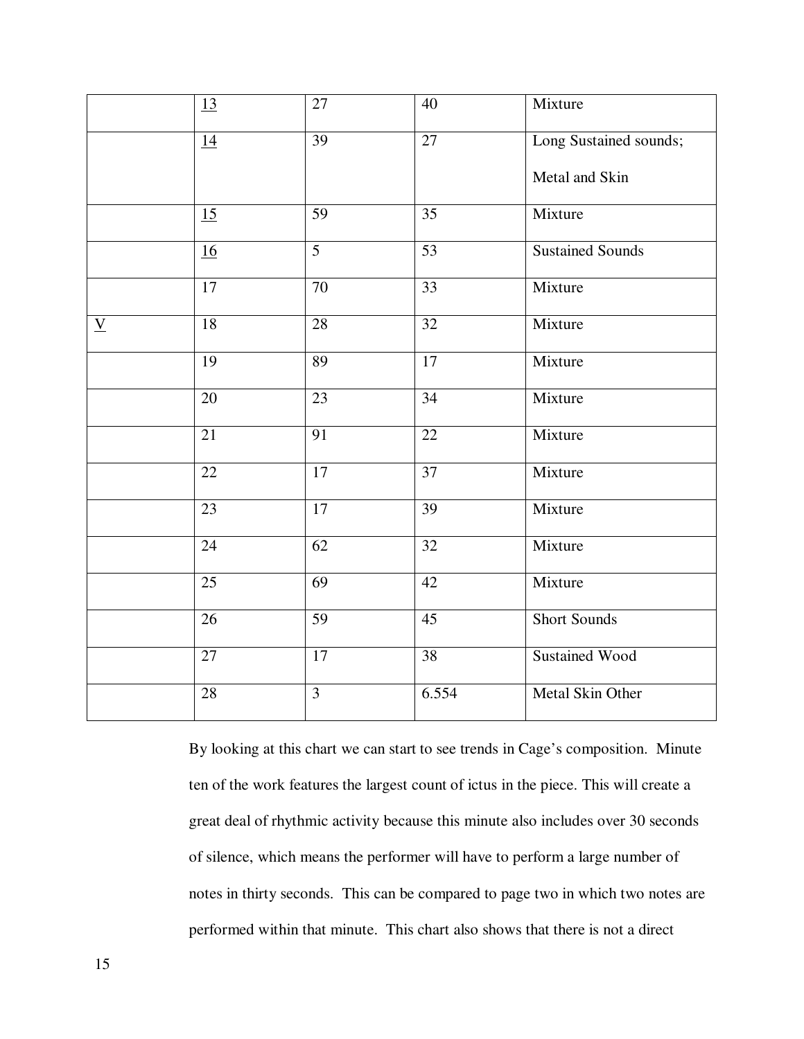| | | | | |
|---|---|---|---|---|
| | <u>13</u> | 27 | 40 | Mixture |
| | <u>14</u> | 39 | 27 | Long Sustained sounds; Metal and Skin |
| | <u>15</u> | 59 | 35 | Mixture |
| | <u>16</u> | 5 | 53 | Sustained Sounds |
| | 17 | 70 | 33 | Mixture |
| <u>V</u> | 18 | 28 | 32 | Mixture |
| | 19 | 89 | 17 | Mixture |
| | 20 | 23 | 34 | Mixture |
| | 21 | 91 | 22 | Mixture |
| | 22 | 17 | 37 | Mixture |
| | 23 | 17 | 39 | Mixture |
| | 24 | 62 | 32 | Mixture |
| | 25 | 69 | 42 | Mixture |
| | 26 | 59 | 45 | Short Sounds |
| | 27 | 17 | 38 | Sustained Wood |
| | 28 | 3 | 6.554 | Metal Skin Other |

By looking at this chart we can start to see trends in Cage's composition. Minute ten of the work features the largest count of ictus in the piece. This will create a great deal of rhythmic activity because this minute also includes over 30 seconds of silence, which means the performer will have to perform a large number of notes in thirty seconds. This can be compared to page two in which two notes are performed within that minute. This chart also shows that there is not a direct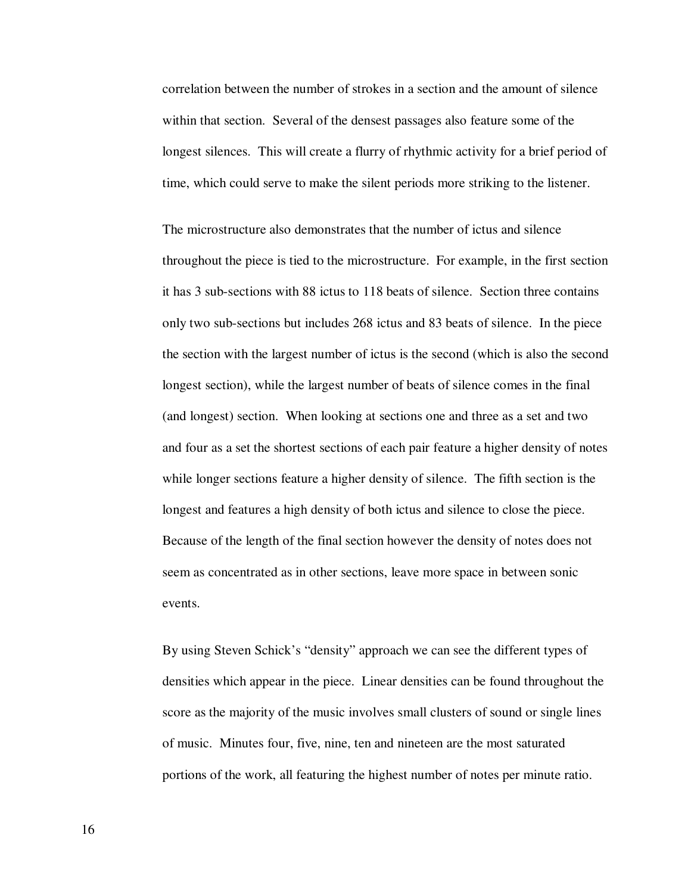correlation between the number of strokes in a section and the amount of silence within that section. Several of the densest passages also feature some of the longest silences. This will create a flurry of rhythmic activity for a brief period of time, which could serve to make the silent periods more striking to the listener.

The microstructure also demonstrates that the number of ictus and silence throughout the piece is tied to the microstructure. For example, in the first section it has 3 sub-sections with 88 ictus to 118 beats of silence. Section three contains only two sub-sections but includes 268 ictus and 83 beats of silence. In the piece the section with the largest number of ictus is the second (which is also the second longest section), while the largest number of beats of silence comes in the final (and longest) section. When looking at sections one and three as a set and two and four as a set the shortest sections of each pair feature a higher density of notes while longer sections feature a higher density of silence. The fifth section is the longest and features a high density of both ictus and silence to close the piece. Because of the length of the final section however the density of notes does not seem as concentrated as in other sections, leave more space in between sonic events.

By using Steven Schick's "density" approach we can see the different types of densities which appear in the piece. Linear densities can be found throughout the score as the majority of the music involves small clusters of sound or single lines of music. Minutes four, five, nine, ten and nineteen are the most saturated portions of the work, all featuring the highest number of notes per minute ratio.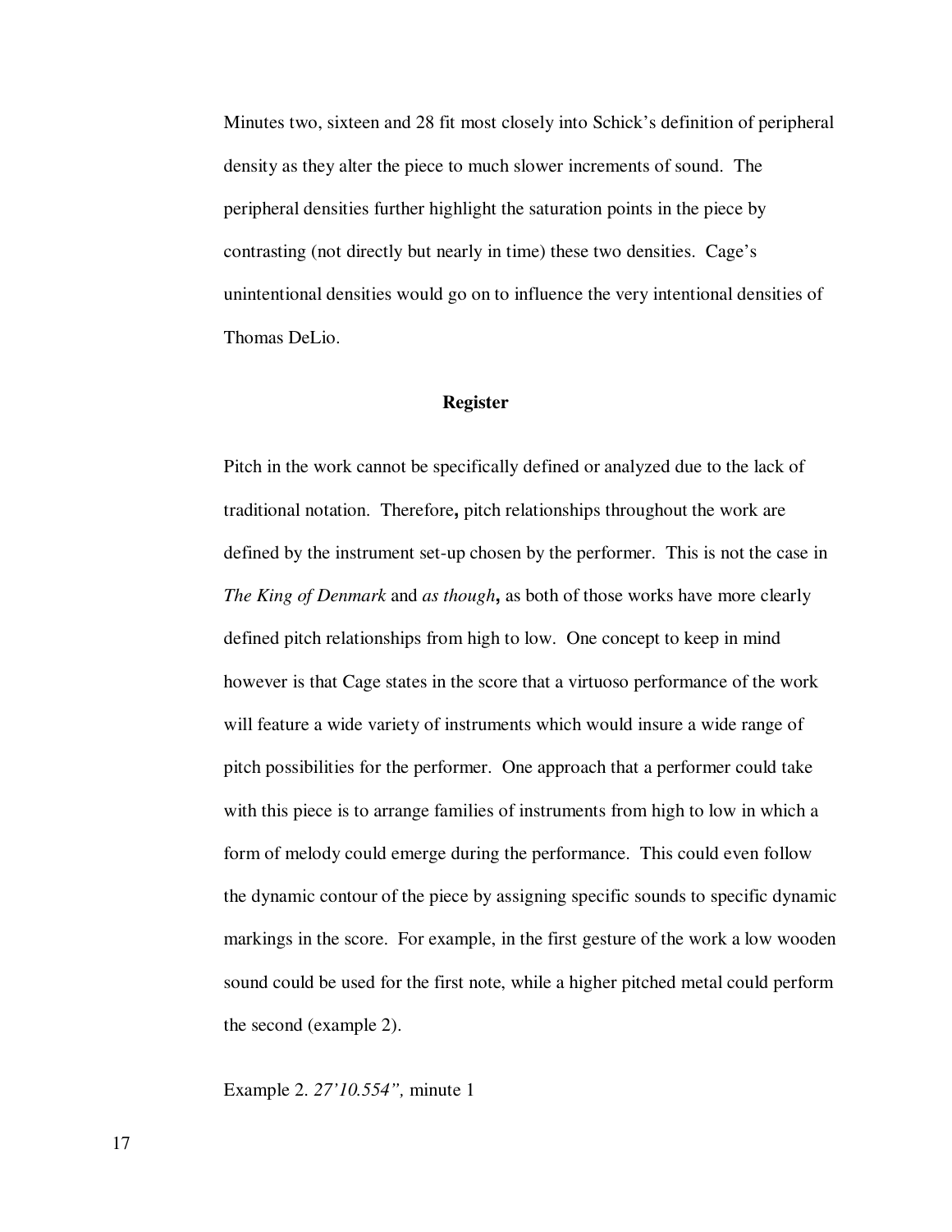Minutes two, sixteen and 28 fit most closely into Schick's definition of peripheral density as they alter the piece to much slower increments of sound. The peripheral densities further highlight the saturation points in the piece by contrasting (not directly but nearly in time) these two densities. Cage's unintentional densities would go on to influence the very intentional densities of Thomas DeLio.

### Register

Pitch in the work cannot be specifically defined or analyzed due to the lack of traditional notation. Therefore**,** pitch relationships throughout the work are defined by the instrument set-up chosen by the performer. This is not the case in *The King of Denmark* and *as though***,** as both of those works have more clearly defined pitch relationships from high to low. One concept to keep in mind however is that Cage states in the score that a virtuoso performance of the work will feature a wide variety of instruments which would insure a wide range of pitch possibilities for the performer. One approach that a performer could take with this piece is to arrange families of instruments from high to low in which a form of melody could emerge during the performance. This could even follow the dynamic contour of the piece by assigning specific sounds to specific dynamic markings in the score. For example, in the first gesture of the work a low wooden sound could be used for the first note, while a higher pitched metal could perform the second (example 2).

Example 2. *27'10.554",* minute 1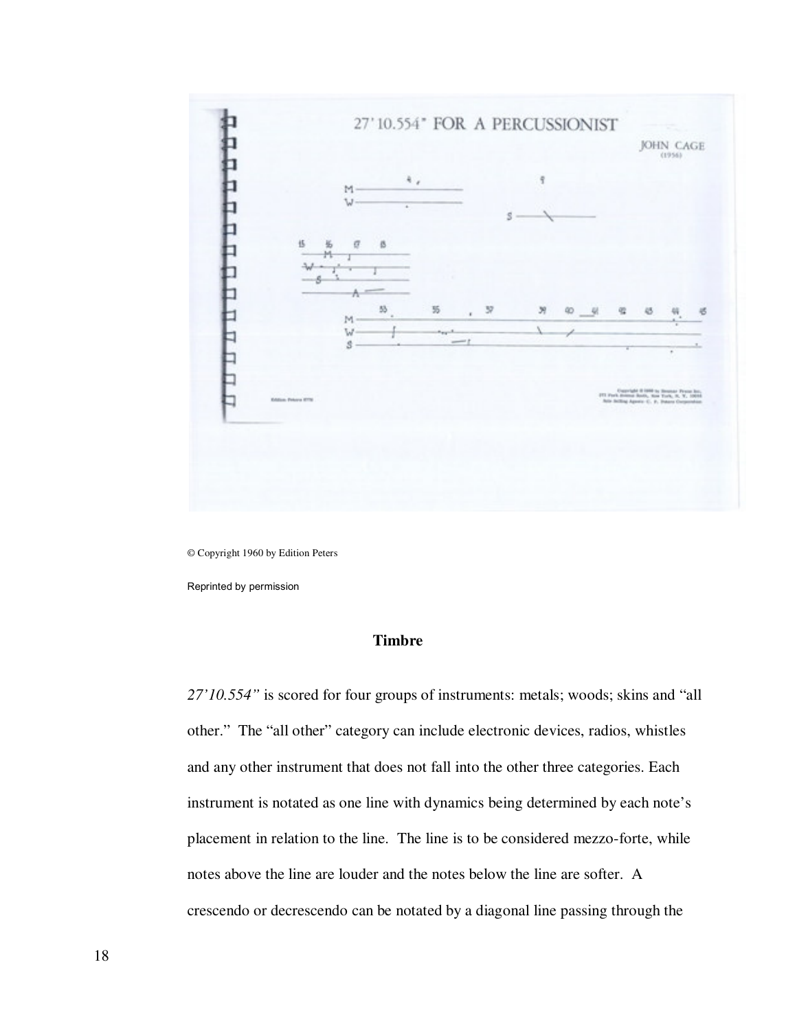© Copyright 1960 by Edition Peters

Reprinted by permission

**Timbre**

*27'10.554"* is scored for four groups of instruments: metals; woods; skins and "all other." The "all other" category can include electronic devices, radios, whistles and any other instrument that does not fall into the other three categories. Each instrument is notated as one line with dynamics being determined by each note's placement in relation to the line. The line is to be considered mezzo-forte, while notes above the line are louder and the notes below the line are softer. A crescendo or decrescendo can be notated by a diagonal line passing through the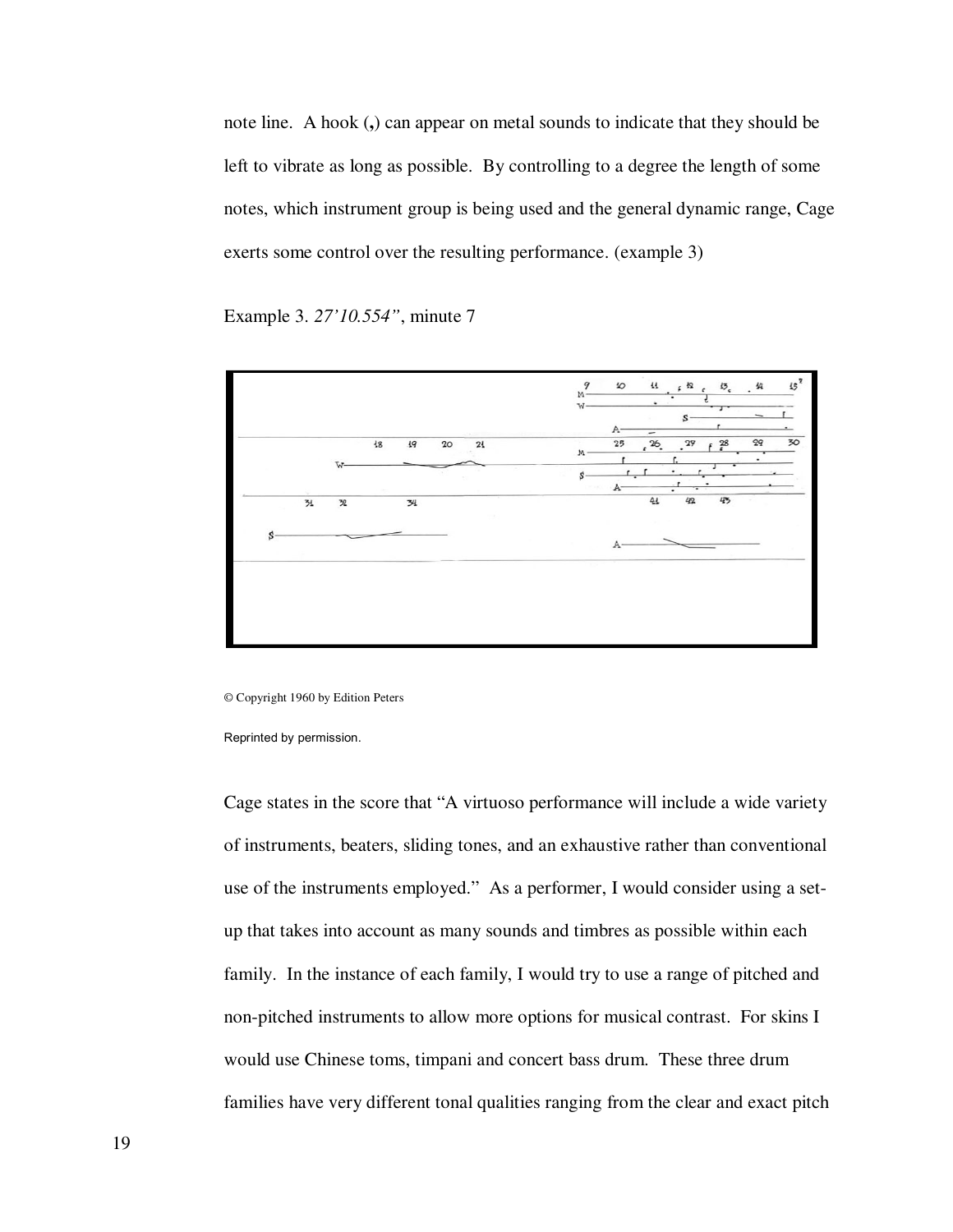note line. A hook (**,**) can appear on metal sounds to indicate that they should be left to vibrate as long as possible. By controlling to a degree the length of some notes, which instrument group is being used and the general dynamic range, Cage exerts some control over the resulting performance. (example 3)

Example 3. *27'10.554"*, minute 7

© Copyright 1960 by Edition Peters

Reprinted by permission.

Cage states in the score that "A virtuoso performance will include a wide variety of instruments, beaters, sliding tones, and an exhaustive rather than conventional use of the instruments employed." As a performer, I would consider using a set-up that takes into account as many sounds and timbres as possible within each family. In the instance of each family, I would try to use a range of pitched and non-pitched instruments to allow more options for musical contrast. For skins I would use Chinese toms, timpani and concert bass drum. These three drum families have very different tonal qualities ranging from the clear and exact pitch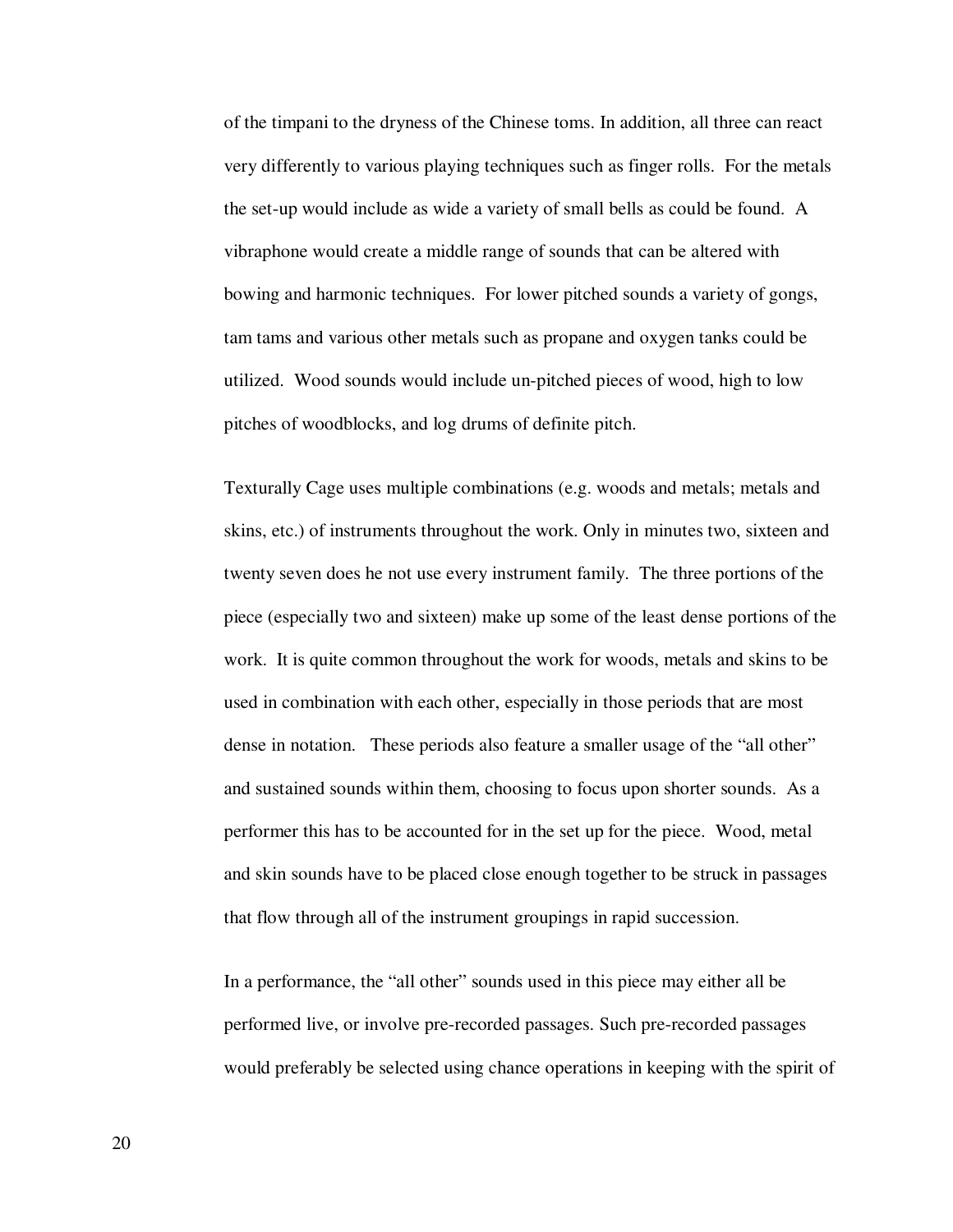of the timpani to the dryness of the Chinese toms. In addition, all three can react very differently to various playing techniques such as finger rolls. For the metals the set-up would include as wide a variety of small bells as could be found. A vibraphone would create a middle range of sounds that can be altered with bowing and harmonic techniques. For lower pitched sounds a variety of gongs, tam tams and various other metals such as propane and oxygen tanks could be utilized. Wood sounds would include un-pitched pieces of wood, high to low pitches of woodblocks, and log drums of definite pitch.

Texturally Cage uses multiple combinations (e.g. woods and metals; metals and skins, etc.) of instruments throughout the work. Only in minutes two, sixteen and twenty seven does he not use every instrument family. The three portions of the piece (especially two and sixteen) make up some of the least dense portions of the work. It is quite common throughout the work for woods, metals and skins to be used in combination with each other, especially in those periods that are most dense in notation. These periods also feature a smaller usage of the "all other" and sustained sounds within them, choosing to focus upon shorter sounds. As a performer this has to be accounted for in the set up for the piece. Wood, metal and skin sounds have to be placed close enough together to be struck in passages that flow through all of the instrument groupings in rapid succession.

In a performance, the "all other" sounds used in this piece may either all be performed live, or involve pre-recorded passages. Such pre-recorded passages would preferably be selected using chance operations in keeping with the spirit of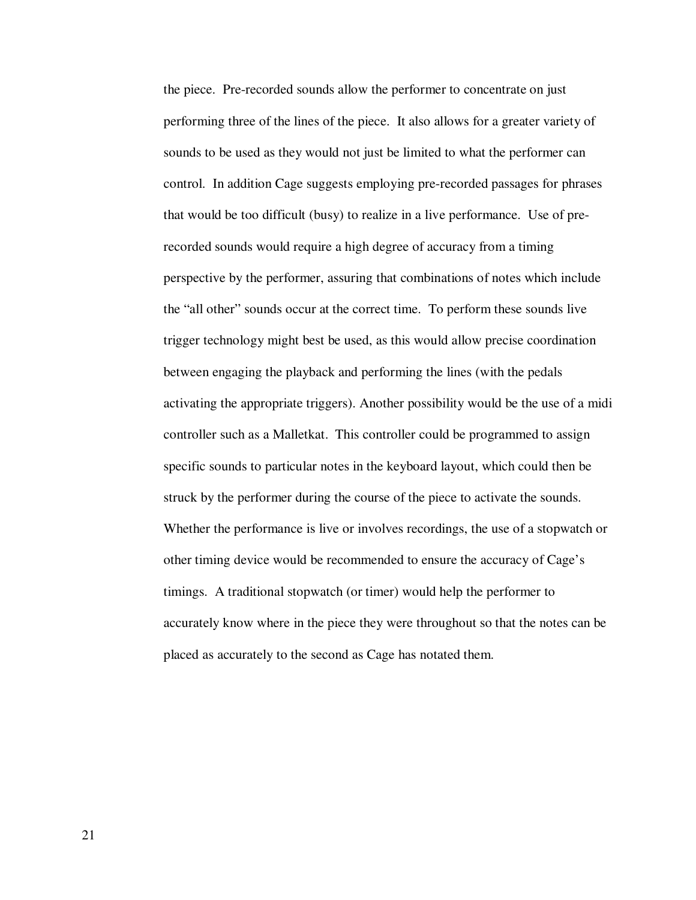the piece. Pre-recorded sounds allow the performer to concentrate on just performing three of the lines of the piece. It also allows for a greater variety of sounds to be used as they would not just be limited to what the performer can control. In addition Cage suggests employing pre-recorded passages for phrases that would be too difficult (busy) to realize in a live performance. Use of pre-recorded sounds would require a high degree of accuracy from a timing perspective by the performer, assuring that combinations of notes which include the "all other" sounds occur at the correct time. To perform these sounds live trigger technology might best be used, as this would allow precise coordination between engaging the playback and performing the lines (with the pedals activating the appropriate triggers). Another possibility would be the use of a midi controller such as a Malletkat. This controller could be programmed to assign specific sounds to particular notes in the keyboard layout, which could then be struck by the performer during the course of the piece to activate the sounds. Whether the performance is live or involves recordings, the use of a stopwatch or other timing device would be recommended to ensure the accuracy of Cage's timings. A traditional stopwatch (or timer) would help the performer to accurately know where in the piece they were throughout so that the notes can be placed as accurately to the second as Cage has notated them.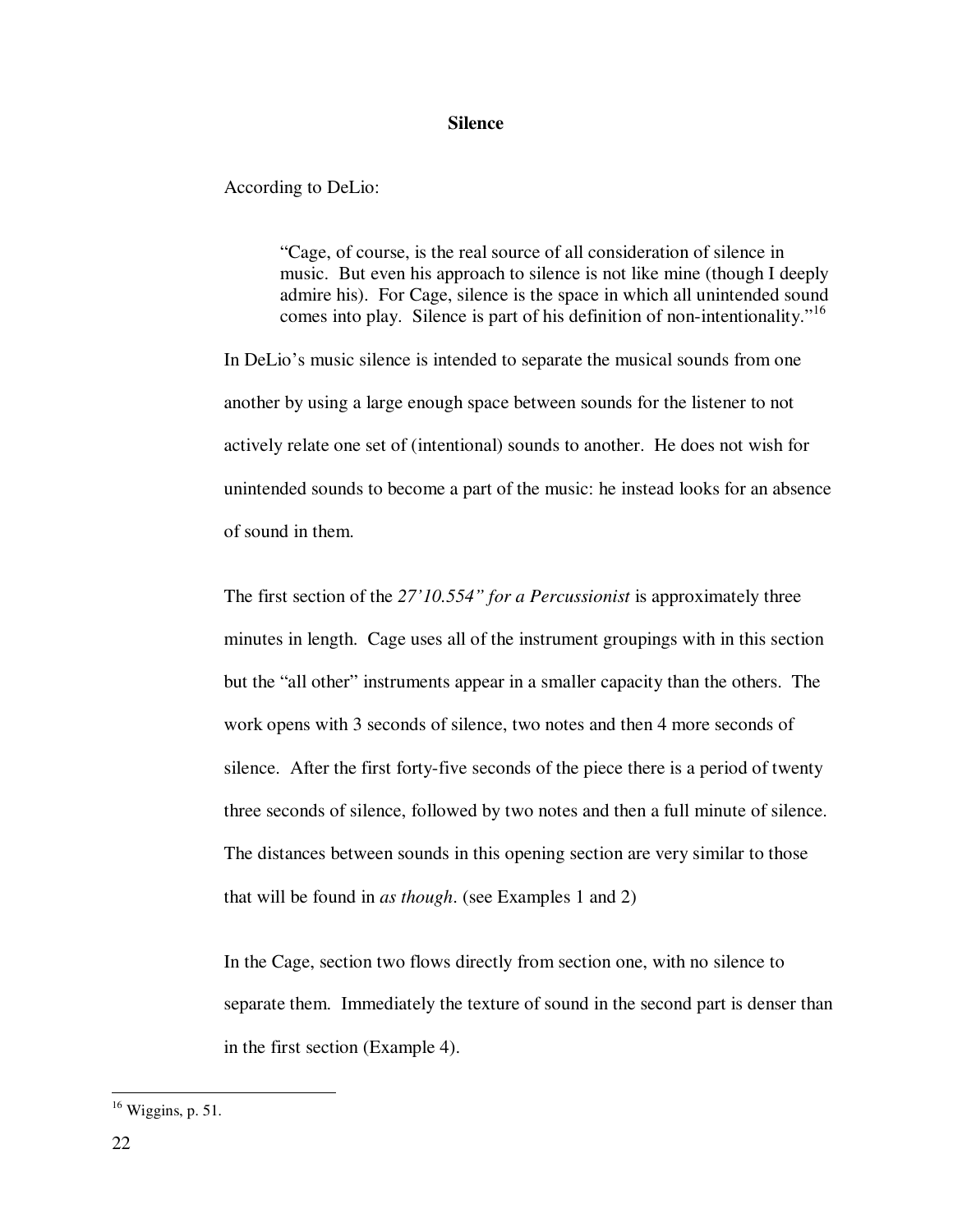## Silence

According to DeLio:

> "Cage, of course, is the real source of all consideration of silence in music. But even his approach to silence is not like mine (though I deeply admire his). For Cage, silence is the space in which all unintended sound comes into play. Silence is part of his definition of non-intentionality."[16]

In DeLio's music silence is intended to separate the musical sounds from one another by using a large enough space between sounds for the listener to not actively relate one set of (intentional) sounds to another. He does not wish for unintended sounds to become a part of the music: he instead looks for an absence of sound in them.

The first section of the *27'10.554" for a Percussionist* is approximately three minutes in length. Cage uses all of the instrument groupings with in this section but the "all other" instruments appear in a smaller capacity than the others. The work opens with 3 seconds of silence, two notes and then 4 more seconds of silence. After the first forty-five seconds of the piece there is a period of twenty three seconds of silence, followed by two notes and then a full minute of silence. The distances between sounds in this opening section are very similar to those that will be found in *as though*. (see Examples 1 and 2)

In the Cage, section two flows directly from section one, with no silence to separate them. Immediately the texture of sound in the second part is denser than in the first section (Example 4).

[16] Wiggins, p. 51.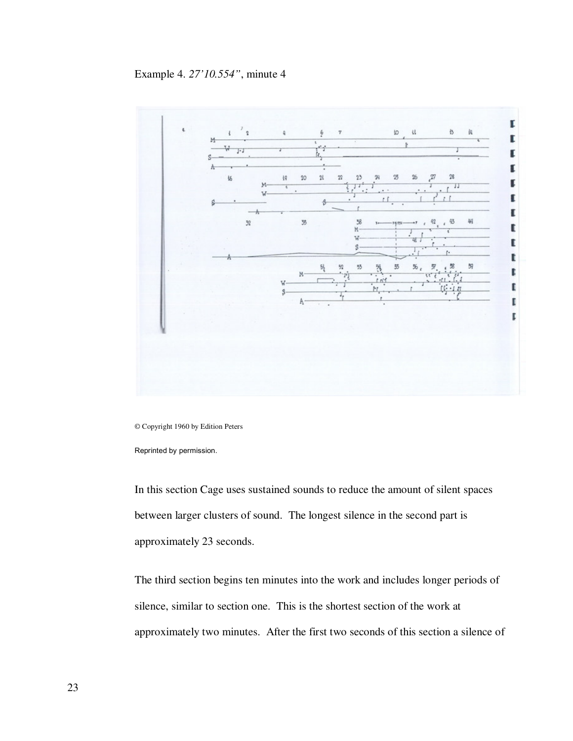Example 4. *27'10.554"*, minute 4

© Copyright 1960 by Edition Peters

Reprinted by permission.

In this section Cage uses sustained sounds to reduce the amount of silent spaces between larger clusters of sound. The longest silence in the second part is approximately 23 seconds.

The third section begins ten minutes into the work and includes longer periods of silence, similar to section one. This is the shortest section of the work at approximately two minutes. After the first two seconds of this section a silence of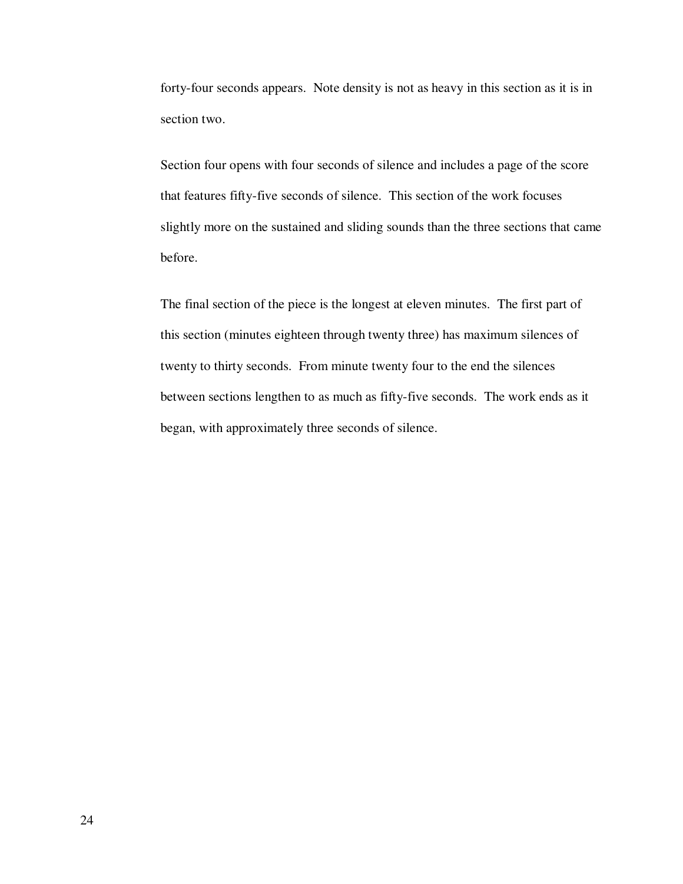forty-four seconds appears. Note density is not as heavy in this section as it is in section two.

Section four opens with four seconds of silence and includes a page of the score that features fifty-five seconds of silence. This section of the work focuses slightly more on the sustained and sliding sounds than the three sections that came before.

The final section of the piece is the longest at eleven minutes. The first part of this section (minutes eighteen through twenty three) has maximum silences of twenty to thirty seconds. From minute twenty four to the end the silences between sections lengthen to as much as fifty-five seconds. The work ends as it began, with approximately three seconds of silence.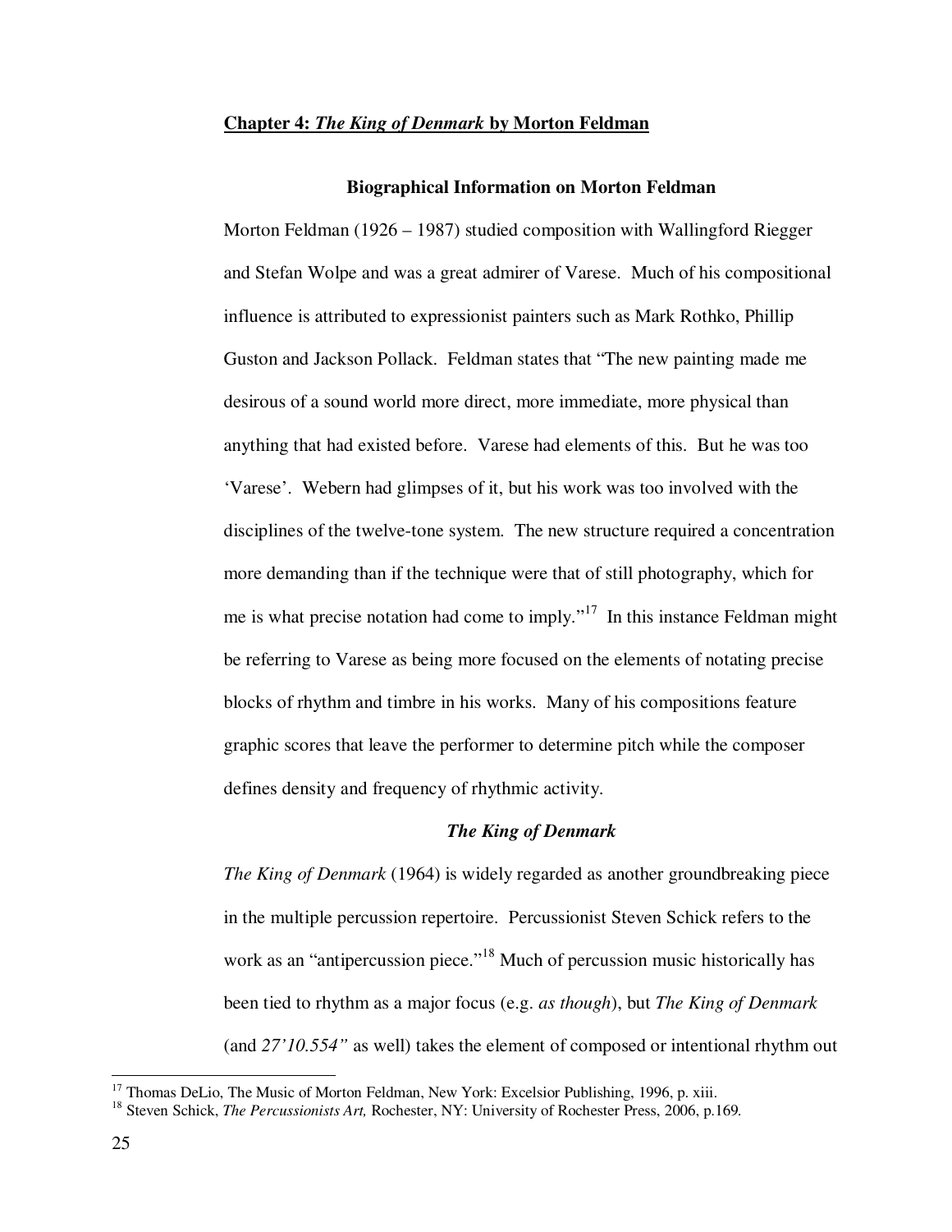## Chapter 4: *The King of Denmark* by Morton Feldman

### Biographical Information on Morton Feldman

Morton Feldman (1926 – 1987) studied composition with Wallingford Riegger and Stefan Wolpe and was a great admirer of Varese. Much of his compositional influence is attributed to expressionist painters such as Mark Rothko, Phillip Guston and Jackson Pollack. Feldman states that "The new painting made me desirous of a sound world more direct, more immediate, more physical than anything that had existed before. Varese had elements of this. But he was too 'Varese'. Webern had glimpses of it, but his work was too involved with the disciplines of the twelve-tone system. The new structure required a concentration more demanding than if the technique were that of still photography, which for me is what precise notation had come to imply."[17] In this instance Feldman might be referring to Varese as being more focused on the elements of notating precise blocks of rhythm and timbre in his works. Many of his compositions feature graphic scores that leave the performer to determine pitch while the composer defines density and frequency of rhythmic activity.

### *The King of Denmark*

*The King of Denmark* (1964) is widely regarded as another groundbreaking piece in the multiple percussion repertoire. Percussionist Steven Schick refers to the work as an "antipercussion piece."[18] Much of percussion music historically has been tied to rhythm as a major focus (e.g. *as though*), but *The King of Denmark* (and *27'10.554"* as well) takes the element of composed or intentional rhythm out

---

[17] Thomas DeLio, The Music of Morton Feldman, New York: Excelsior Publishing, 1996, p. xiii.

[18] Steven Schick, *The Percussionists Art,* Rochester, NY: University of Rochester Press, 2006, p.169.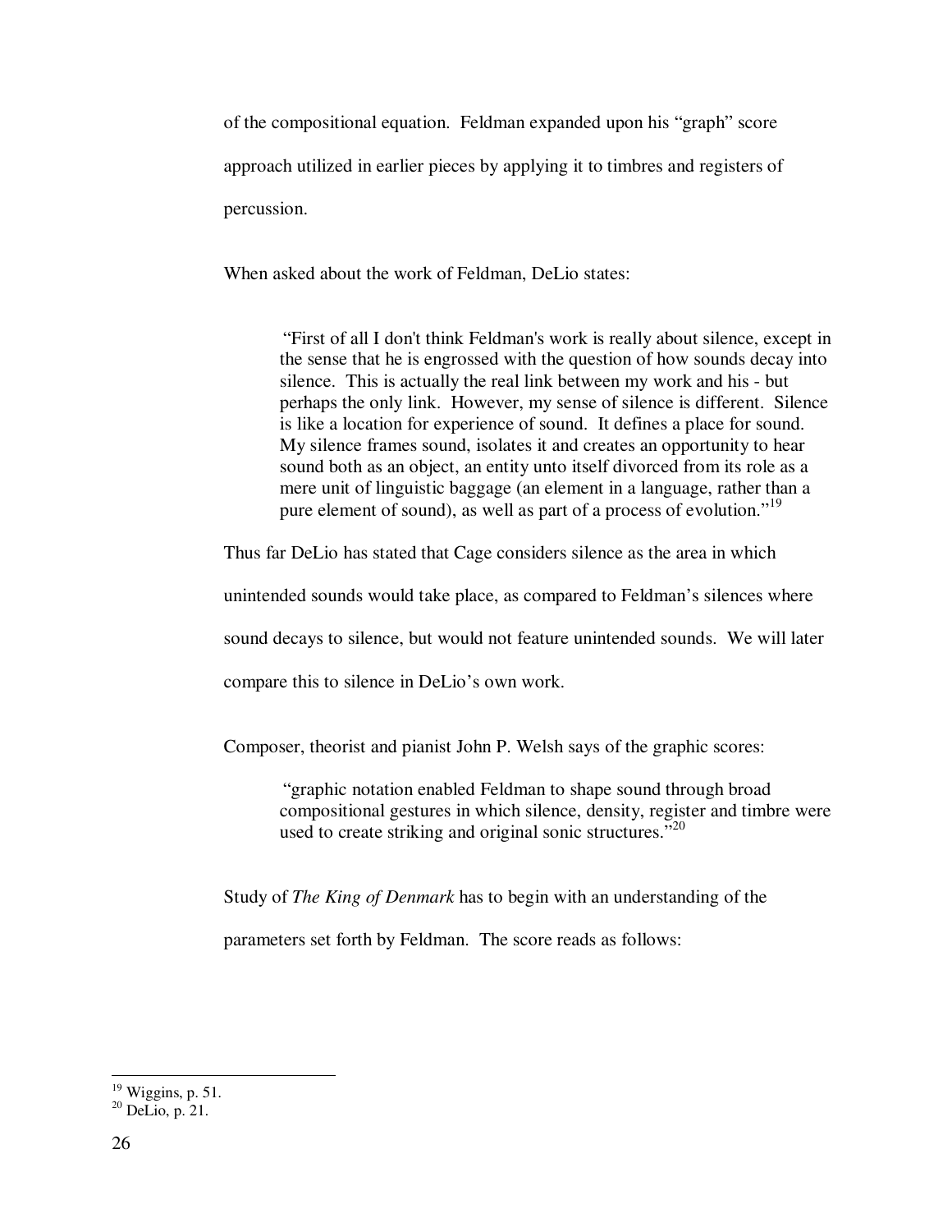of the compositional equation. Feldman expanded upon his "graph" score approach utilized in earlier pieces by applying it to timbres and registers of percussion.

When asked about the work of Feldman, DeLio states:

> "First of all I don't think Feldman's work is really about silence, except in the sense that he is engrossed with the question of how sounds decay into silence. This is actually the real link between my work and his - but perhaps the only link. However, my sense of silence is different. Silence is like a location for experience of sound. It defines a place for sound. My silence frames sound, isolates it and creates an opportunity to hear sound both as an object, an entity unto itself divorced from its role as a mere unit of linguistic baggage (an element in a language, rather than a pure element of sound), as well as part of a process of evolution."[19]

Thus far DeLio has stated that Cage considers silence as the area in which unintended sounds would take place, as compared to Feldman's silences where sound decays to silence, but would not feature unintended sounds. We will later compare this to silence in DeLio's own work.

Composer, theorist and pianist John P. Welsh says of the graphic scores:

> "graphic notation enabled Feldman to shape sound through broad compositional gestures in which silence, density, register and timbre were used to create striking and original sonic structures."[20]

Study of *The King of Denmark* has to begin with an understanding of the parameters set forth by Feldman. The score reads as follows:

---

[19] Wiggins, p. 51.
[20] DeLio, p. 21.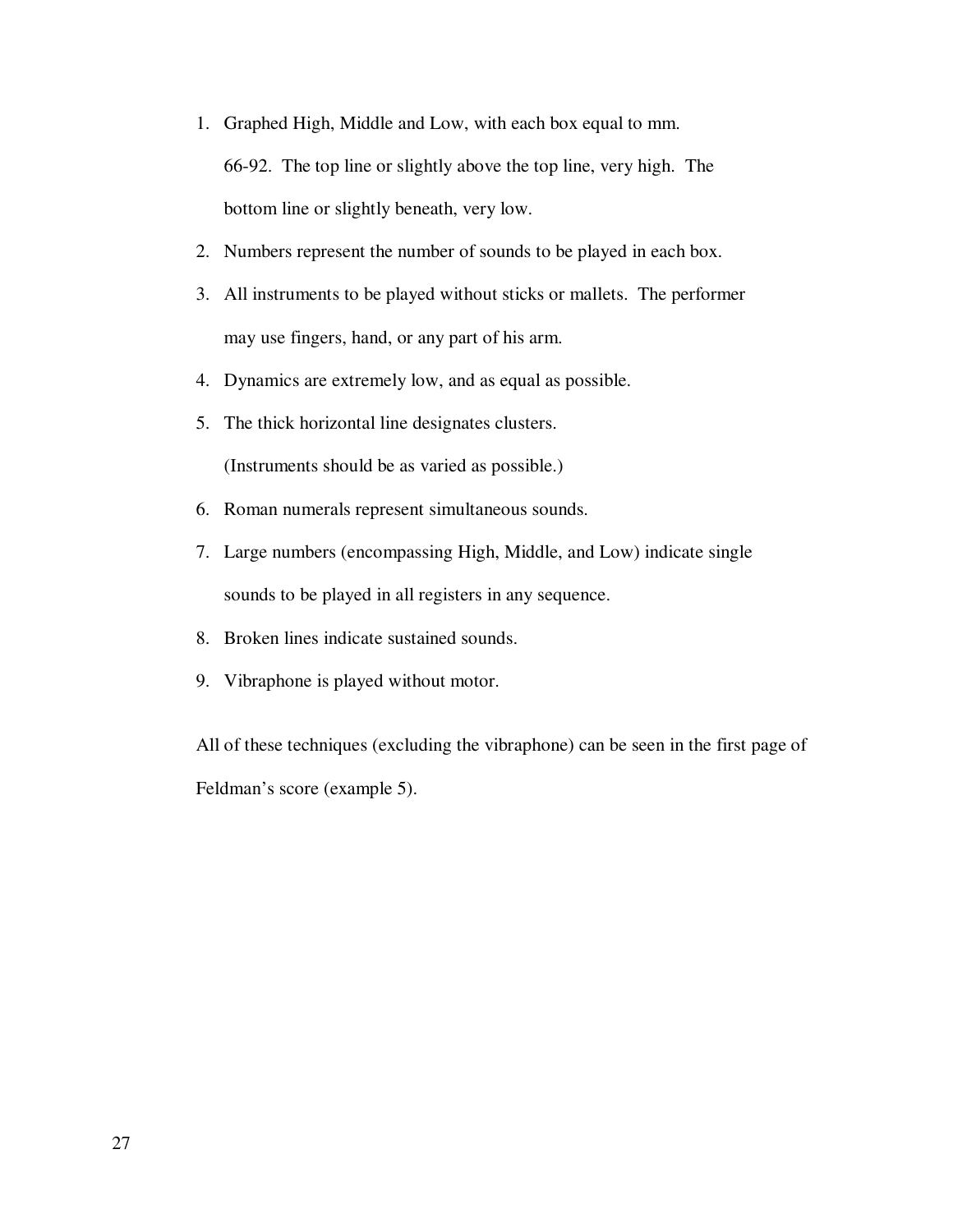1. Graphed High, Middle and Low, with each box equal to mm. 66-92. The top line or slightly above the top line, very high. The bottom line or slightly beneath, very low.
2. Numbers represent the number of sounds to be played in each box.
3. All instruments to be played without sticks or mallets. The performer may use fingers, hand, or any part of his arm.
4. Dynamics are extremely low, and as equal as possible.
5. The thick horizontal line designates clusters. (Instruments should be as varied as possible.)
6. Roman numerals represent simultaneous sounds.
7. Large numbers (encompassing High, Middle, and Low) indicate single sounds to be played in all registers in any sequence.
8. Broken lines indicate sustained sounds.
9. Vibraphone is played without motor.

All of these techniques (excluding the vibraphone) can be seen in the first page of Feldman's score (example 5).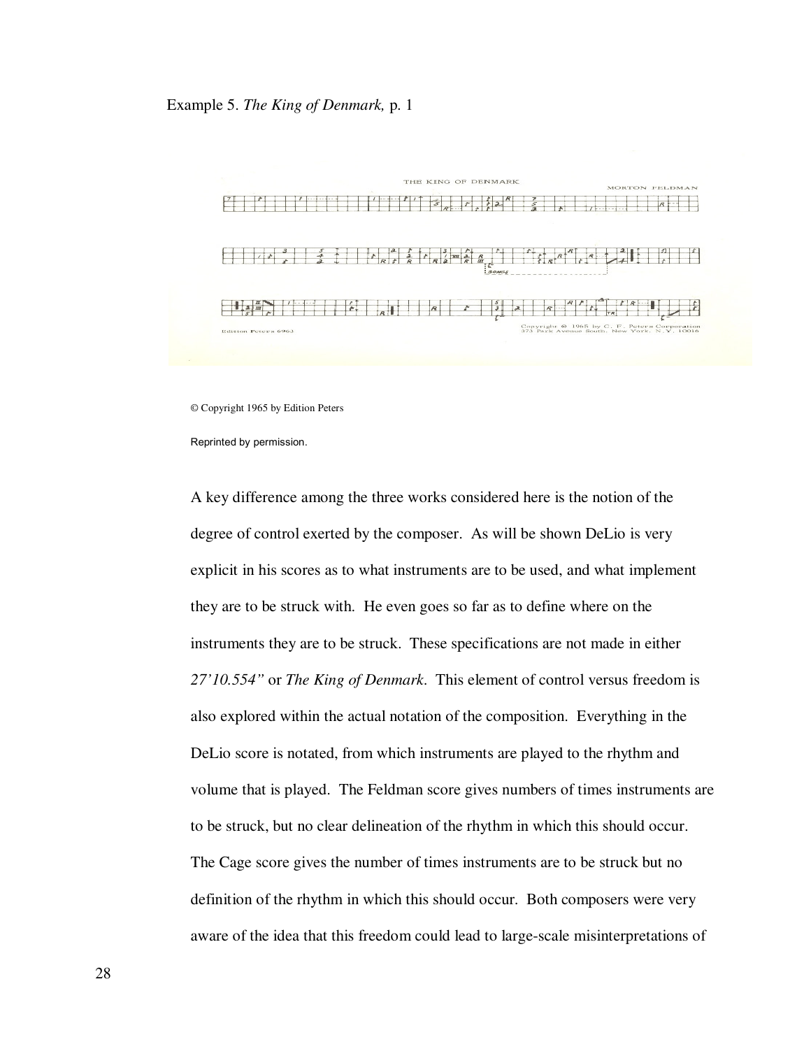Example 5. *The King of Denmark,* p. 1

© Copyright 1965 by Edition Peters

Reprinted by permission.

A key difference among the three works considered here is the notion of the degree of control exerted by the composer. As will be shown DeLio is very explicit in his scores as to what instruments are to be used, and what implement they are to be struck with. He even goes so far as to define where on the instruments they are to be struck. These specifications are not made in either *27'10.554"* or *The King of Denmark*. This element of control versus freedom is also explored within the actual notation of the composition. Everything in the DeLio score is notated, from which instruments are played to the rhythm and volume that is played. The Feldman score gives numbers of times instruments are to be struck, but no clear delineation of the rhythm in which this should occur. The Cage score gives the number of times instruments are to be struck but no definition of the rhythm in which this should occur. Both composers were very aware of the idea that this freedom could lead to large-scale misinterpretations of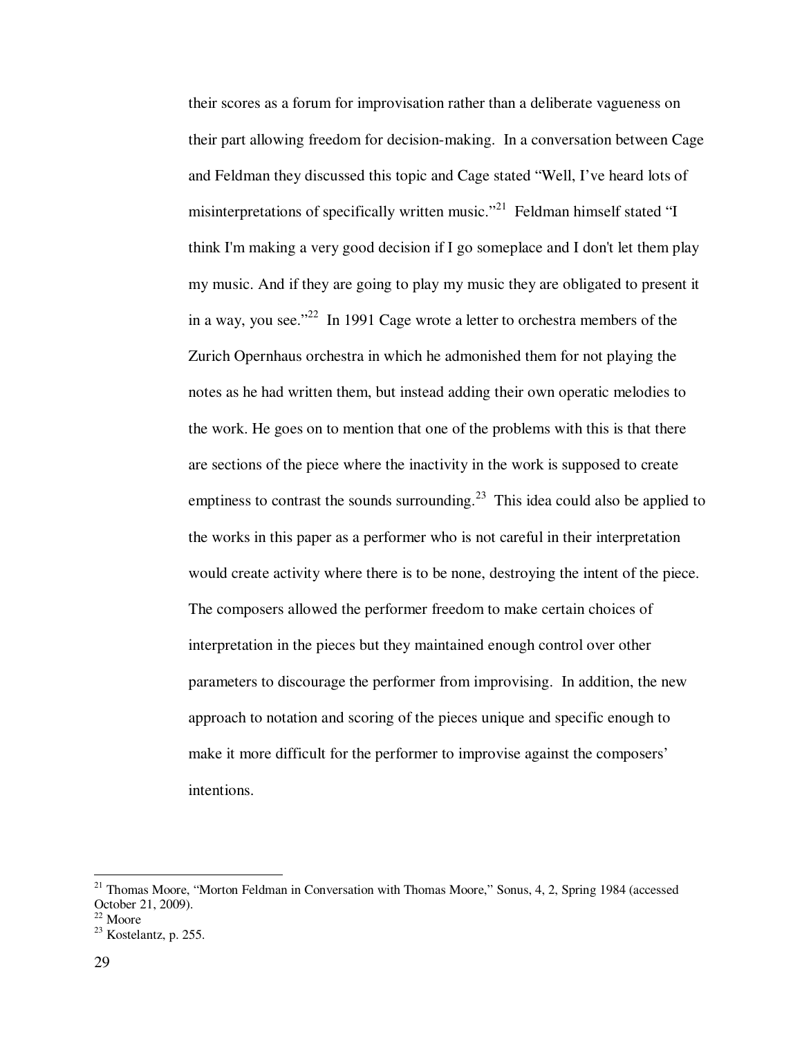their scores as a forum for improvisation rather than a deliberate vagueness on their part allowing freedom for decision-making. In a conversation between Cage and Feldman they discussed this topic and Cage stated "Well, I've heard lots of misinterpretations of specifically written music."[21] Feldman himself stated "I think I'm making a very good decision if I go someplace and I don't let them play my music. And if they are going to play my music they are obligated to present it in a way, you see."[22] In 1991 Cage wrote a letter to orchestra members of the Zurich Opernhaus orchestra in which he admonished them for not playing the notes as he had written them, but instead adding their own operatic melodies to the work. He goes on to mention that one of the problems with this is that there are sections of the piece where the inactivity in the work is supposed to create emptiness to contrast the sounds surrounding.[23] This idea could also be applied to the works in this paper as a performer who is not careful in their interpretation would create activity where there is to be none, destroying the intent of the piece. The composers allowed the performer freedom to make certain choices of interpretation in the pieces but they maintained enough control over other parameters to discourage the performer from improvising. In addition, the new approach to notation and scoring of the pieces unique and specific enough to make it more difficult for the performer to improvise against the composers' intentions.

---

[21] Thomas Moore, "Morton Feldman in Conversation with Thomas Moore," Sonus, 4, 2, Spring 1984 (accessed October 21, 2009).

[22] Moore

[23] Kostelantz, p. 255.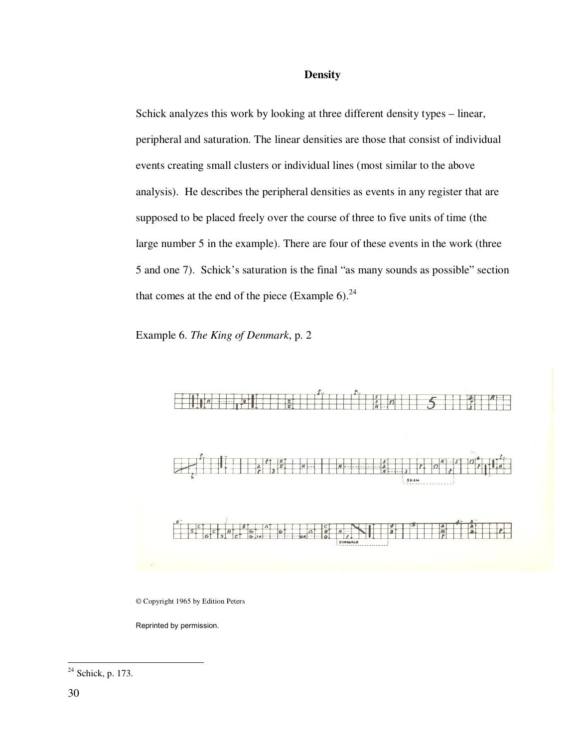## Density

Schick analyzes this work by looking at three different density types – linear, peripheral and saturation. The linear densities are those that consist of individual events creating small clusters or individual lines (most similar to the above analysis). He describes the peripheral densities as events in any register that are supposed to be placed freely over the course of three to five units of time (the large number 5 in the example). There are four of these events in the work (three 5 and one 7). Schick's saturation is the final "as many sounds as possible" section that comes at the end of the piece (Example 6).[24]

Example 6. *The King of Denmark*, p. 2

© Copyright 1965 by Edition Peters

Reprinted by permission.

[24] Schick, p. 173.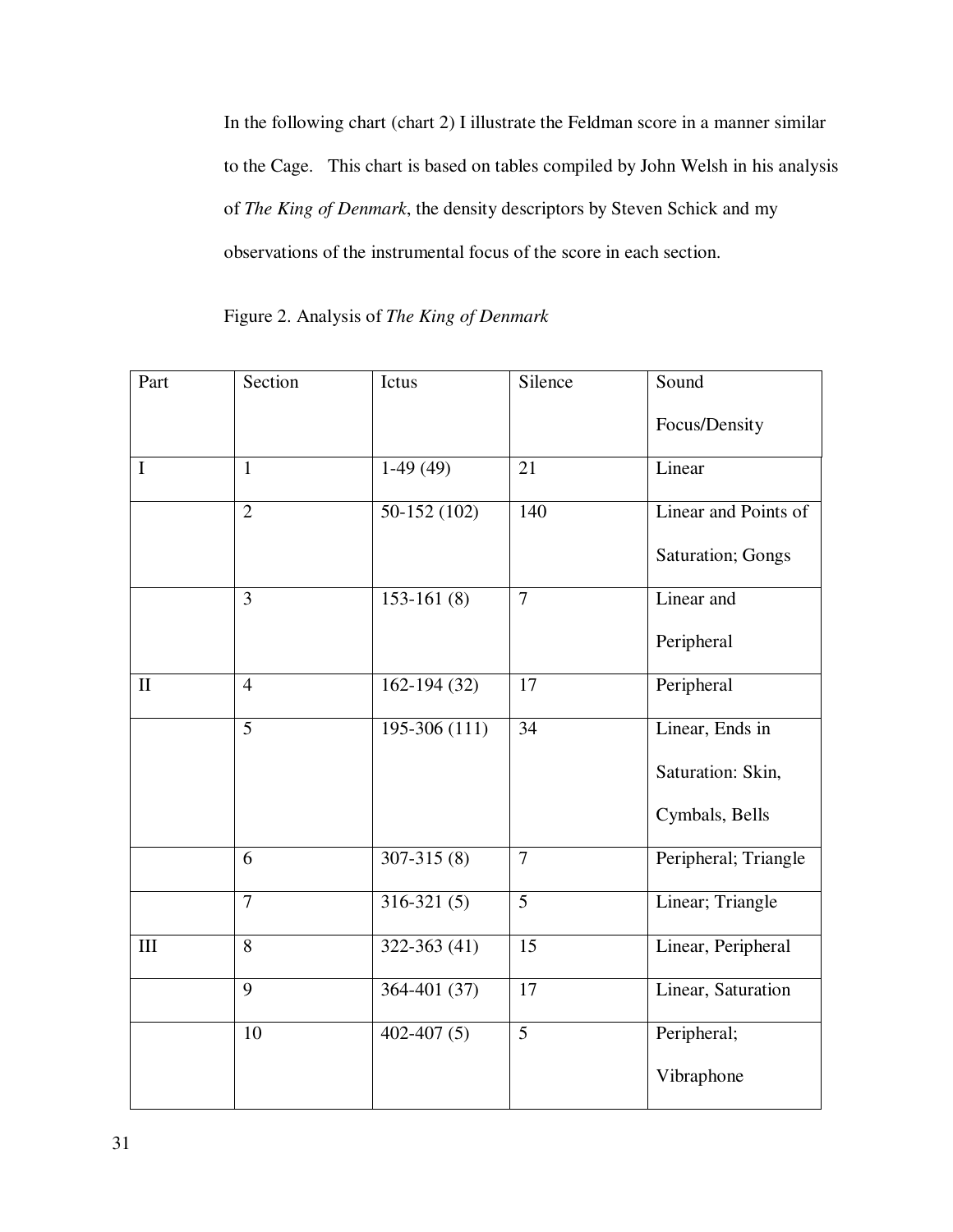In the following chart (chart 2) I illustrate the Feldman score in a manner similar to the Cage. This chart is based on tables compiled by John Welsh in his analysis of *The King of Denmark*, the density descriptors by Steven Schick and my observations of the instrumental focus of the score in each section.

Figure 2. Analysis of *The King of Denmark*

| Part | Section | Ictus | Silence | Sound Focus/Density |
|---|---|---|---|---|
| I | 1 | 1-49 (49) | 21 | Linear |
| | 2 | 50-152 (102) | 140 | Linear and Points of Saturation; Gongs |
| | 3 | 153-161 (8) | 7 | Linear and Peripheral |
| II | 4 | 162-194 (32) | 17 | Peripheral |
| | 5 | 195-306 (111) | 34 | Linear, Ends in Saturation: Skin, Cymbals, Bells |
| | 6 | 307-315 (8) | 7 | Peripheral; Triangle |
| | 7 | 316-321 (5) | 5 | Linear; Triangle |
| III | 8 | 322-363 (41) | 15 | Linear, Peripheral |
| | 9 | 364-401 (37) | 17 | Linear, Saturation |
| | 10 | 402-407 (5) | 5 | Peripheral; Vibraphone |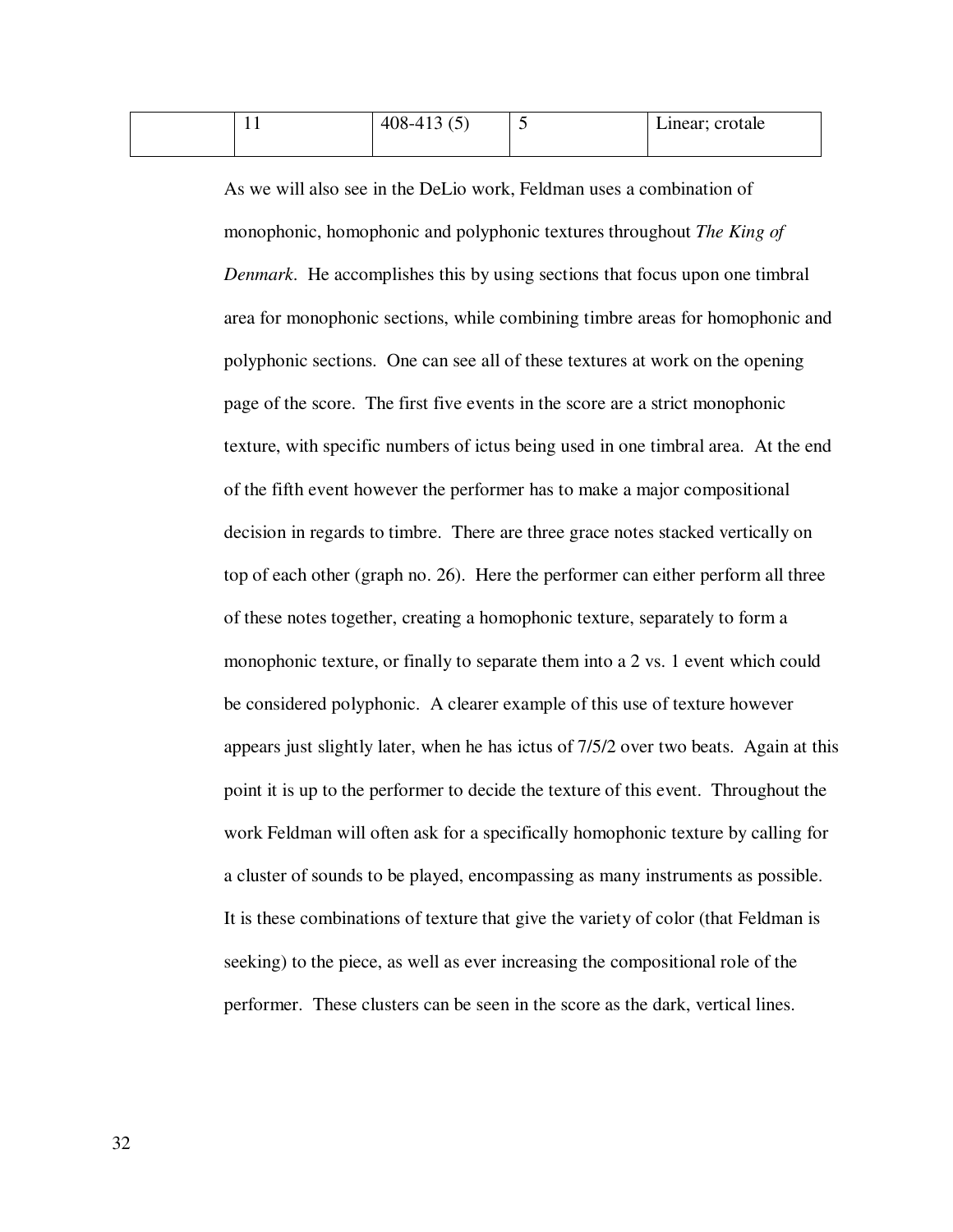|  | 11 | 408-413 (5) | 5 | Linear; crotale |
|---|---|---|---|---|

As we will also see in the DeLio work, Feldman uses a combination of monophonic, homophonic and polyphonic textures throughout *The King of Denmark*. He accomplishes this by using sections that focus upon one timbral area for monophonic sections, while combining timbre areas for homophonic and polyphonic sections. One can see all of these textures at work on the opening page of the score. The first five events in the score are a strict monophonic texture, with specific numbers of ictus being used in one timbral area. At the end of the fifth event however the performer has to make a major compositional decision in regards to timbre. There are three grace notes stacked vertically on top of each other (graph no. 26). Here the performer can either perform all three of these notes together, creating a homophonic texture, separately to form a monophonic texture, or finally to separate them into a 2 vs. 1 event which could be considered polyphonic. A clearer example of this use of texture however appears just slightly later, when he has ictus of 7/5/2 over two beats. Again at this point it is up to the performer to decide the texture of this event. Throughout the work Feldman will often ask for a specifically homophonic texture by calling for a cluster of sounds to be played, encompassing as many instruments as possible. It is these combinations of texture that give the variety of color (that Feldman is seeking) to the piece, as well as ever increasing the compositional role of the performer. These clusters can be seen in the score as the dark, vertical lines.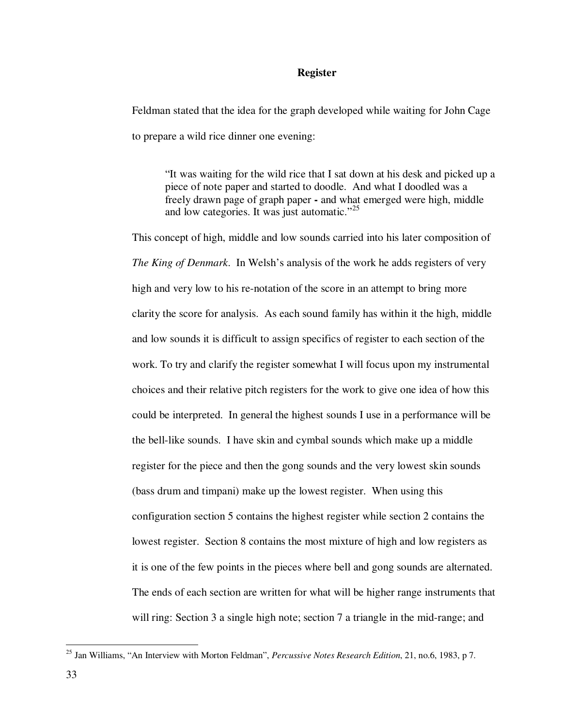## Register

Feldman stated that the idea for the graph developed while waiting for John Cage to prepare a wild rice dinner one evening:

> "It was waiting for the wild rice that I sat down at his desk and picked up a piece of note paper and started to doodle. And what I doodled was a freely drawn page of graph paper **-** and what emerged were high, middle and low categories. It was just automatic."[25]

This concept of high, middle and low sounds carried into his later composition of *The King of Denmark*. In Welsh's analysis of the work he adds registers of very high and very low to his re-notation of the score in an attempt to bring more clarity the score for analysis. As each sound family has within it the high, middle and low sounds it is difficult to assign specifics of register to each section of the work. To try and clarify the register somewhat I will focus upon my instrumental choices and their relative pitch registers for the work to give one idea of how this could be interpreted. In general the highest sounds I use in a performance will be the bell-like sounds. I have skin and cymbal sounds which make up a middle register for the piece and then the gong sounds and the very lowest skin sounds (bass drum and timpani) make up the lowest register. When using this configuration section 5 contains the highest register while section 2 contains the lowest register. Section 8 contains the most mixture of high and low registers as it is one of the few points in the pieces where bell and gong sounds are alternated. The ends of each section are written for what will be higher range instruments that will ring: Section 3 a single high note; section 7 a triangle in the mid-range; and

---

[25] Jan Williams, "An Interview with Morton Feldman", *Percussive Notes Research Edition*, 21, no.6, 1983, p 7.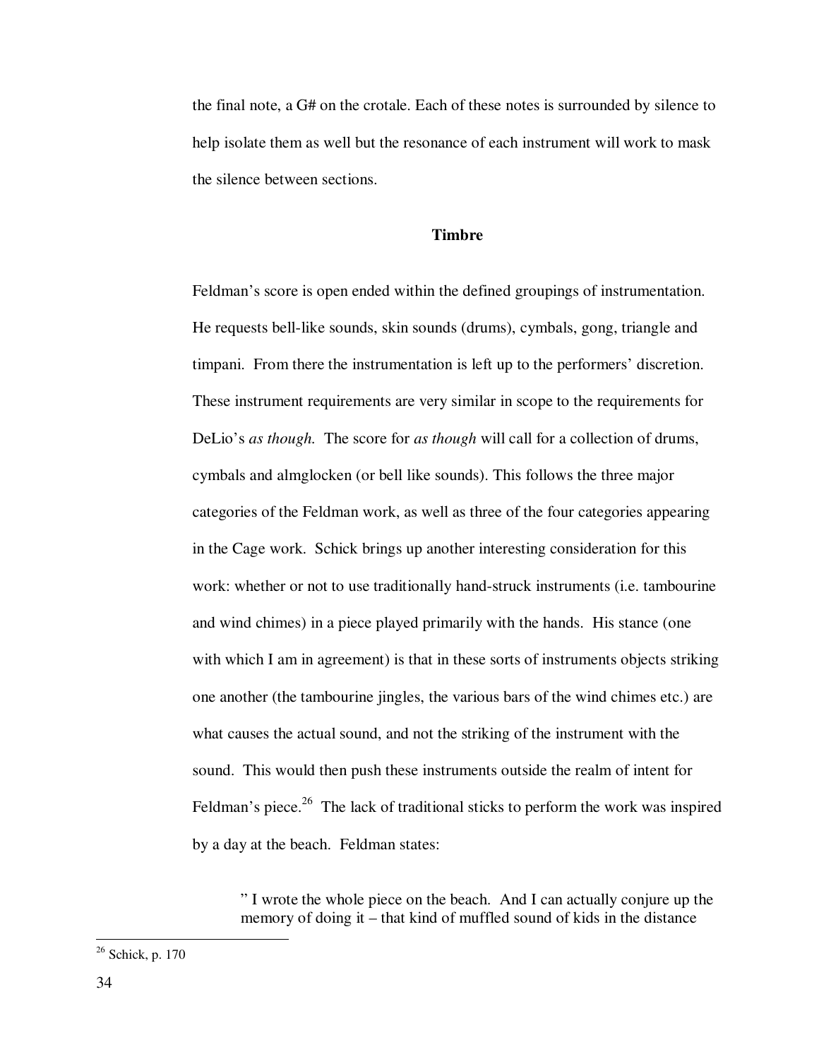the final note, a G# on the crotale. Each of these notes is surrounded by silence to help isolate them as well but the resonance of each instrument will work to mask the silence between sections.

### Timbre

Feldman's score is open ended within the defined groupings of instrumentation. He requests bell-like sounds, skin sounds (drums), cymbals, gong, triangle and timpani. From there the instrumentation is left up to the performers' discretion. These instrument requirements are very similar in scope to the requirements for DeLio's *as though.* The score for *as though* will call for a collection of drums, cymbals and almglocken (or bell like sounds). This follows the three major categories of the Feldman work, as well as three of the four categories appearing in the Cage work. Schick brings up another interesting consideration for this work: whether or not to use traditionally hand-struck instruments (i.e. tambourine and wind chimes) in a piece played primarily with the hands. His stance (one with which I am in agreement) is that in these sorts of instruments objects striking one another (the tambourine jingles, the various bars of the wind chimes etc.) are what causes the actual sound, and not the striking of the instrument with the sound. This would then push these instruments outside the realm of intent for Feldman's piece.[26] The lack of traditional sticks to perform the work was inspired by a day at the beach. Feldman states:

> " I wrote the whole piece on the beach. And I can actually conjure up the memory of doing it – that kind of muffled sound of kids in the distance

[26] Schick, p. 170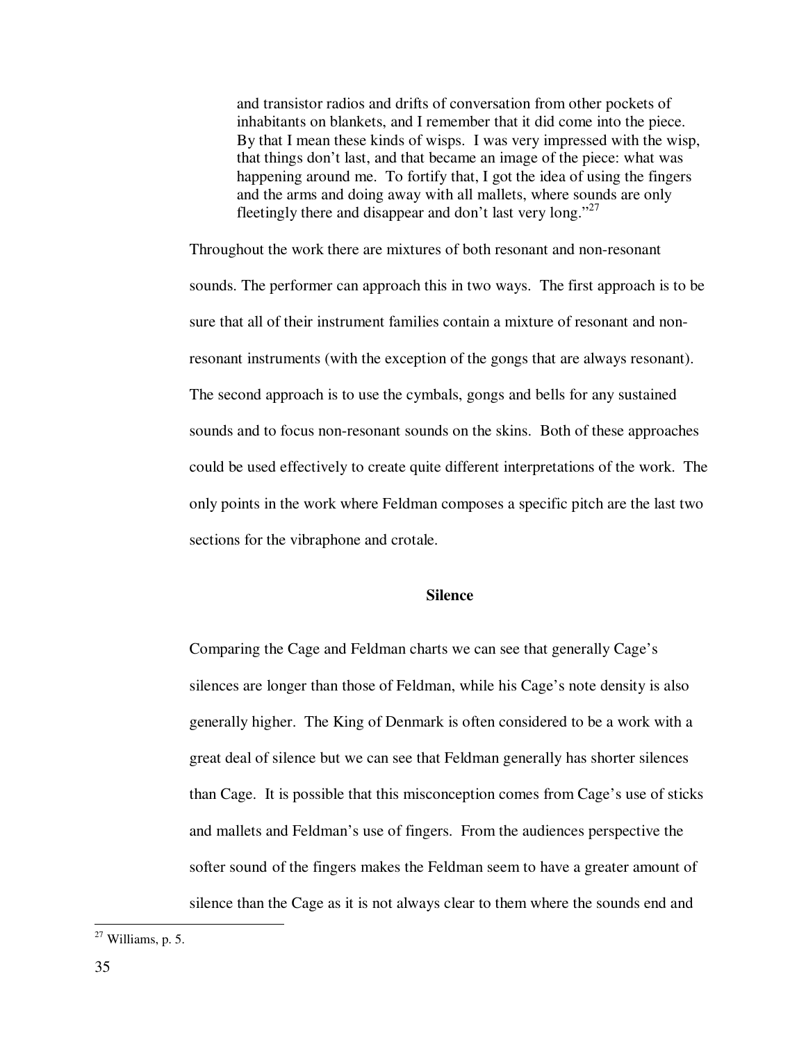> and transistor radios and drifts of conversation from other pockets of inhabitants on blankets, and I remember that it did come into the piece. By that I mean these kinds of wisps. I was very impressed with the wisp, that things don't last, and that became an image of the piece: what was happening around me. To fortify that, I got the idea of using the fingers and the arms and doing away with all mallets, where sounds are only fleetingly there and disappear and don't last very long."[27]

Throughout the work there are mixtures of both resonant and non-resonant sounds. The performer can approach this in two ways. The first approach is to be sure that all of their instrument families contain a mixture of resonant and non-resonant instruments (with the exception of the gongs that are always resonant). The second approach is to use the cymbals, gongs and bells for any sustained sounds and to focus non-resonant sounds on the skins. Both of these approaches could be used effectively to create quite different interpretations of the work. The only points in the work where Feldman composes a specific pitch are the last two sections for the vibraphone and crotale.

### Silence

Comparing the Cage and Feldman charts we can see that generally Cage's silences are longer than those of Feldman, while his Cage's note density is also generally higher. The King of Denmark is often considered to be a work with a great deal of silence but we can see that Feldman generally has shorter silences than Cage. It is possible that this misconception comes from Cage's use of sticks and mallets and Feldman's use of fingers. From the audiences perspective the softer sound of the fingers makes the Feldman seem to have a greater amount of silence than the Cage as it is not always clear to them where the sounds end and

---

[27] Williams, p. 5.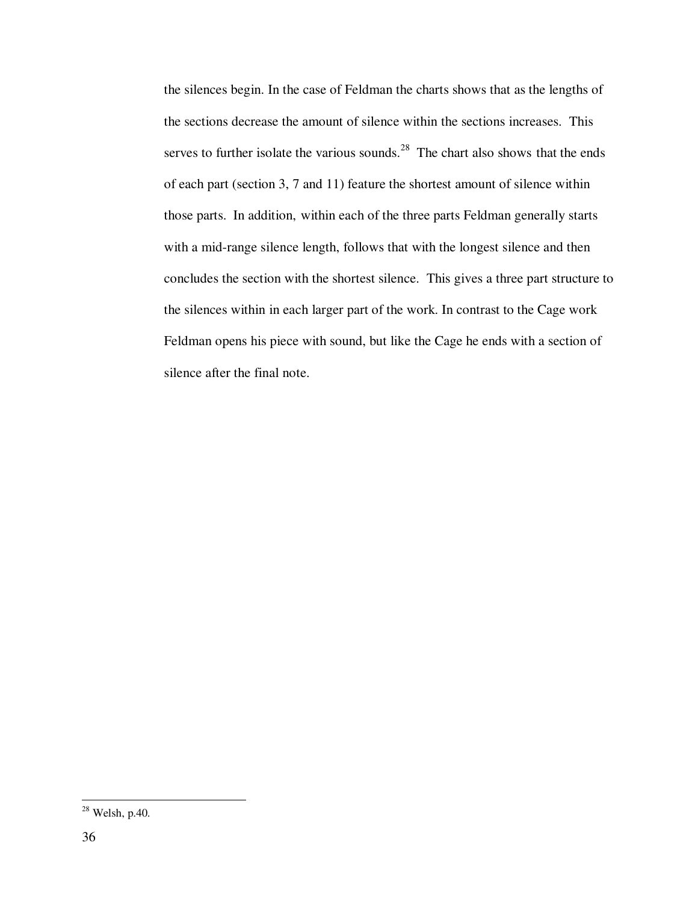the silences begin. In the case of Feldman the charts shows that as the lengths of the sections decrease the amount of silence within the sections increases. This serves to further isolate the various sounds.[28] The chart also shows that the ends of each part (section 3, 7 and 11) feature the shortest amount of silence within those parts. In addition, within each of the three parts Feldman generally starts with a mid-range silence length, follows that with the longest silence and then concludes the section with the shortest silence. This gives a three part structure to the silences within in each larger part of the work. In contrast to the Cage work Feldman opens his piece with sound, but like the Cage he ends with a section of silence after the final note.

---

[28] Welsh, p.40.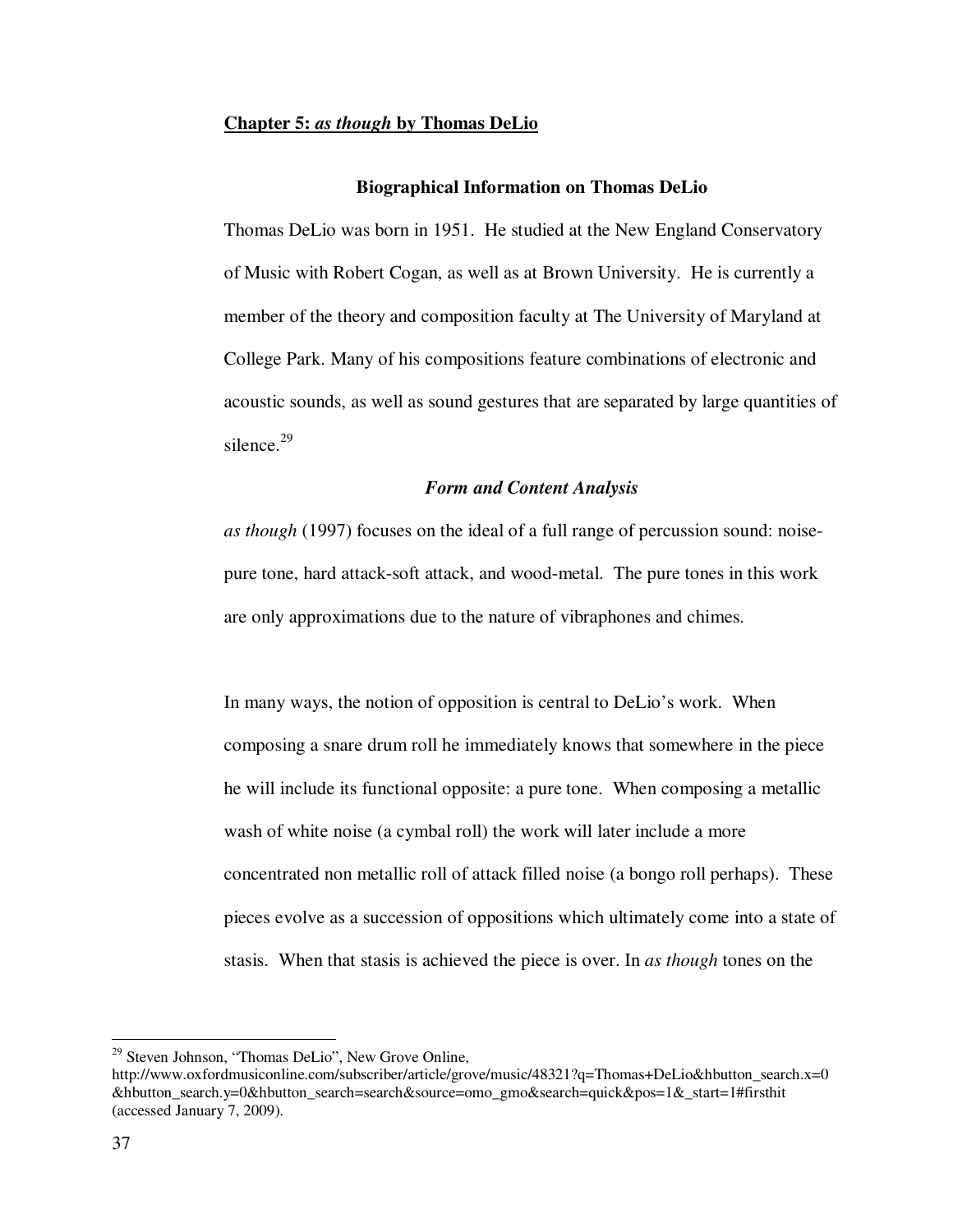## **Chapter 5: *as though* by Thomas DeLio**

### Biographical Information on Thomas DeLio

Thomas DeLio was born in 1951. He studied at the New England Conservatory of Music with Robert Cogan, as well as at Brown University. He is currently a member of the theory and composition faculty at The University of Maryland at College Park. Many of his compositions feature combinations of electronic and acoustic sounds, as well as sound gestures that are separated by large quantities of silence.[29]

### *Form and Content Analysis*

*as though* (1997) focuses on the ideal of a full range of percussion sound: noise-pure tone, hard attack-soft attack, and wood-metal. The pure tones in this work are only approximations due to the nature of vibraphones and chimes.

In many ways, the notion of opposition is central to DeLio's work. When composing a snare drum roll he immediately knows that somewhere in the piece he will include its functional opposite: a pure tone. When composing a metallic wash of white noise (a cymbal roll) the work will later include a more concentrated non metallic roll of attack filled noise (a bongo roll perhaps). These pieces evolve as a succession of oppositions which ultimately come into a state of stasis. When that stasis is achieved the piece is over. In *as though* tones on the

---

[29] Steven Johnson, "Thomas DeLio", New Grove Online, http://www.oxfordmusiconline.com/subscriber/article/grove/music/48321?q=Thomas+DeLio&hbutton_search.x=0&hbutton_search.y=0&hbutton_search=search&source=omo_gmo&search=quick&pos=1&_start=1#firsthit (accessed January 7, 2009).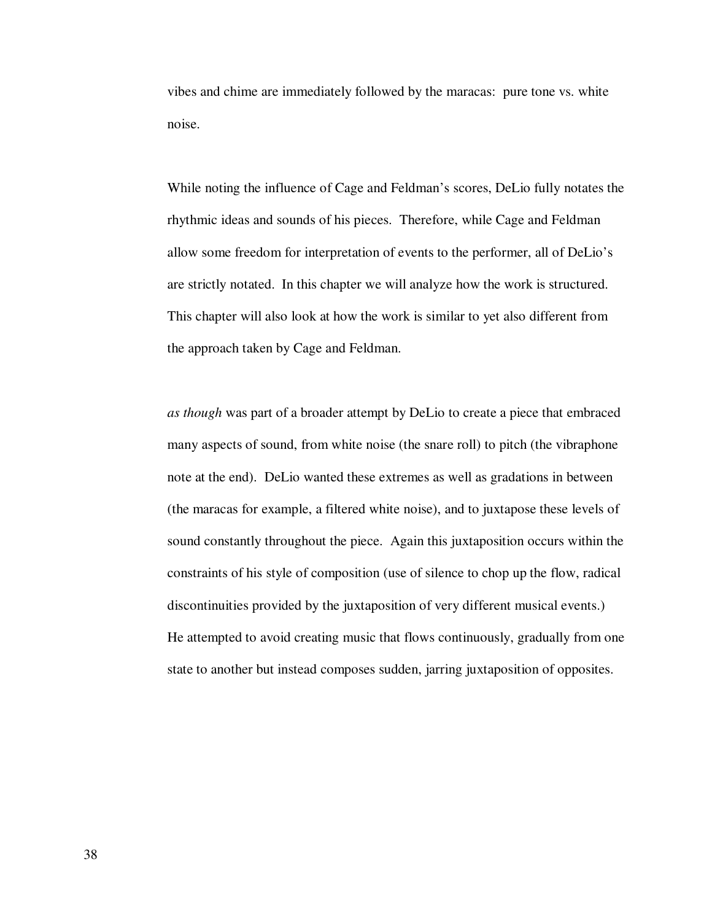vibes and chime are immediately followed by the maracas: pure tone vs. white noise.

While noting the influence of Cage and Feldman's scores, DeLio fully notates the rhythmic ideas and sounds of his pieces. Therefore, while Cage and Feldman allow some freedom for interpretation of events to the performer, all of DeLio's are strictly notated. In this chapter we will analyze how the work is structured. This chapter will also look at how the work is similar to yet also different from the approach taken by Cage and Feldman.

*as though* was part of a broader attempt by DeLio to create a piece that embraced many aspects of sound, from white noise (the snare roll) to pitch (the vibraphone note at the end). DeLio wanted these extremes as well as gradations in between (the maracas for example, a filtered white noise), and to juxtapose these levels of sound constantly throughout the piece. Again this juxtaposition occurs within the constraints of his style of composition (use of silence to chop up the flow, radical discontinuities provided by the juxtaposition of very different musical events.) He attempted to avoid creating music that flows continuously, gradually from one state to another but instead composes sudden, jarring juxtaposition of opposites.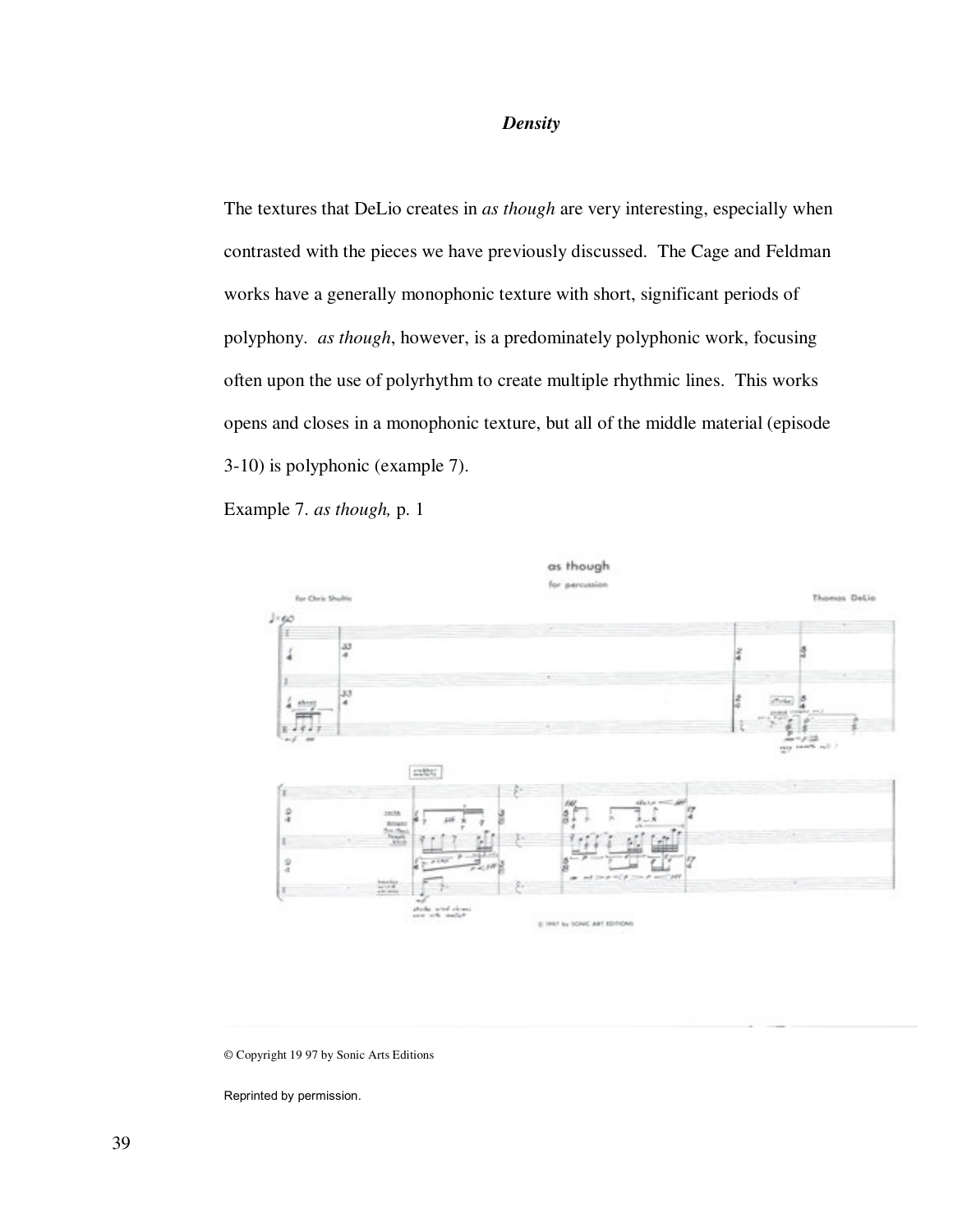### *Density*

The textures that DeLio creates in *as though* are very interesting, especially when contrasted with the pieces we have previously discussed. The Cage and Feldman works have a generally monophonic texture with short, significant periods of polyphony. *as though*, however, is a predominately polyphonic work, focusing often upon the use of polyrhythm to create multiple rhythmic lines. This works opens and closes in a monophonic texture, but all of the middle material (episode 3-10) is polyphonic (example 7).

Example 7. *as though,* p. 1

© Copyright 19 97 by Sonic Arts Editions

Reprinted by permission.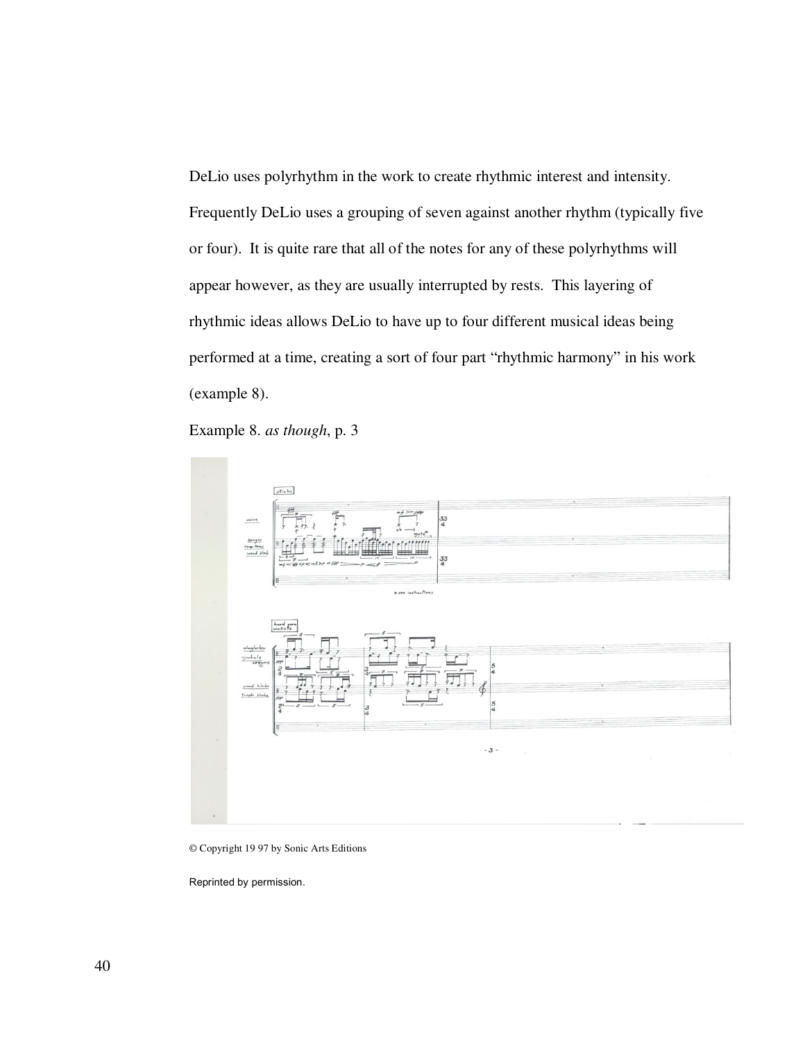DeLio uses polyrhythm in the work to create rhythmic interest and intensity. Frequently DeLio uses a grouping of seven against another rhythm (typically five or four). It is quite rare that all of the notes for any of these polyrhythms will appear however, as they are usually interrupted by rests. This layering of rhythmic ideas allows DeLio to have up to four different musical ideas being performed at a time, creating a sort of four part "rhythmic harmony" in his work (example 8).

Example 8. *as though*, p. 3

© Copyright 19 97 by Sonic Arts Editions

Reprinted by permission.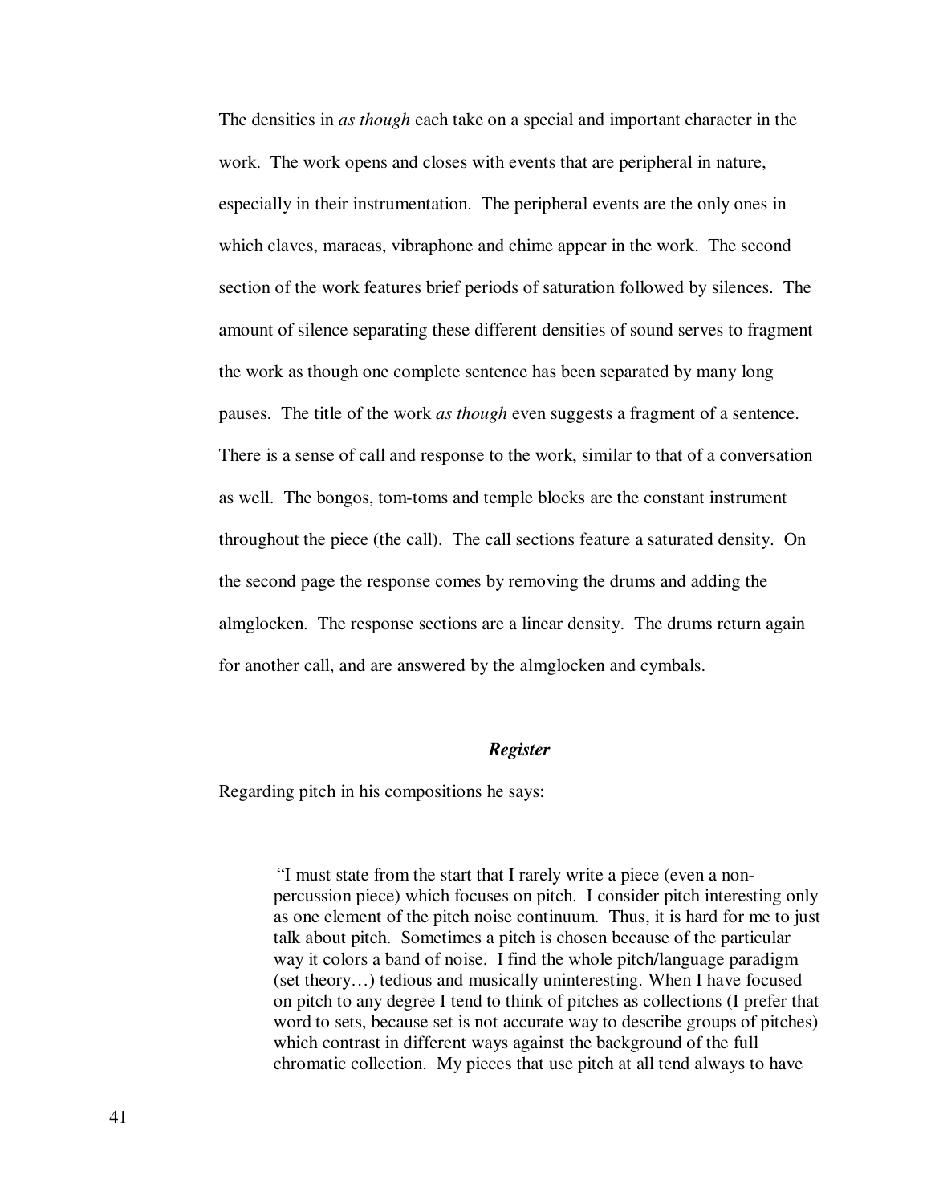The densities in *as though* each take on a special and important character in the work. The work opens and closes with events that are peripheral in nature, especially in their instrumentation. The peripheral events are the only ones in which claves, maracas, vibraphone and chime appear in the work. The second section of the work features brief periods of saturation followed by silences. The amount of silence separating these different densities of sound serves to fragment the work as though one complete sentence has been separated by many long pauses. The title of the work *as though* even suggests a fragment of a sentence. There is a sense of call and response to the work, similar to that of a conversation as well. The bongos, tom-toms and temple blocks are the constant instrument throughout the piece (the call). The call sections feature a saturated density. On the second page the response comes by removing the drums and adding the almglocken. The response sections are a linear density. The drums return again for another call, and are answered by the almglocken and cymbals.

### *Register*

Regarding pitch in his compositions he says:

> "I must state from the start that I rarely write a piece (even a non-percussion piece) which focuses on pitch. I consider pitch interesting only as one element of the pitch noise continuum. Thus, it is hard for me to just talk about pitch. Sometimes a pitch is chosen because of the particular way it colors a band of noise. I find the whole pitch/language paradigm (set theory…) tedious and musically uninteresting. When I have focused on pitch to any degree I tend to think of pitches as collections (I prefer that word to sets, because set is not accurate way to describe groups of pitches) which contrast in different ways against the background of the full chromatic collection. My pieces that use pitch at all tend always to have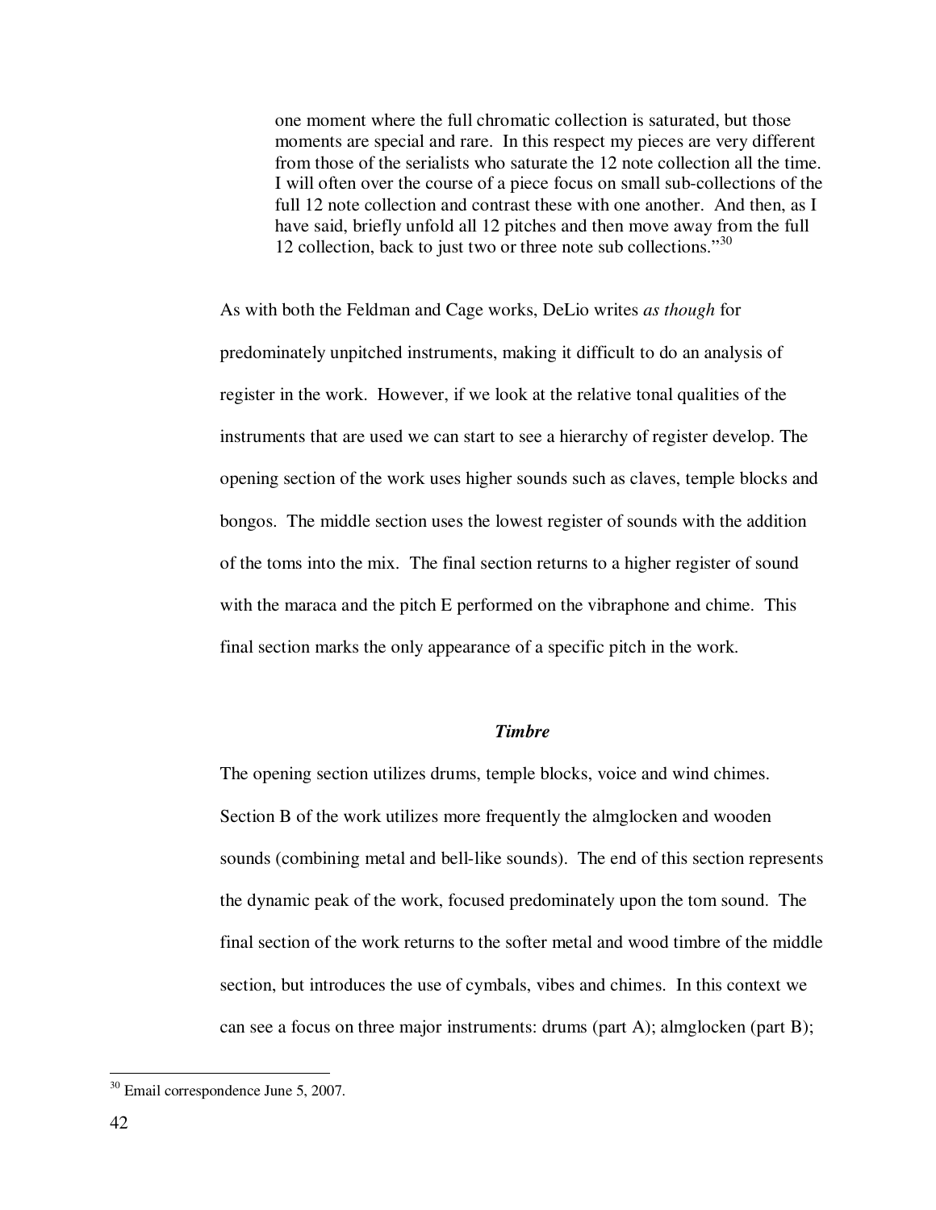> one moment where the full chromatic collection is saturated, but those moments are special and rare. In this respect my pieces are very different from those of the serialists who saturate the 12 note collection all the time. I will often over the course of a piece focus on small sub-collections of the full 12 note collection and contrast these with one another. And then, as I have said, briefly unfold all 12 pitches and then move away from the full 12 collection, back to just two or three note sub collections."[30]

As with both the Feldman and Cage works, DeLio writes *as though* for predominately unpitched instruments, making it difficult to do an analysis of register in the work. However, if we look at the relative tonal qualities of the instruments that are used we can start to see a hierarchy of register develop. The opening section of the work uses higher sounds such as claves, temple blocks and bongos. The middle section uses the lowest register of sounds with the addition of the toms into the mix. The final section returns to a higher register of sound with the maraca and the pitch E performed on the vibraphone and chime. This final section marks the only appearance of a specific pitch in the work.

### *Timbre*

The opening section utilizes drums, temple blocks, voice and wind chimes. Section B of the work utilizes more frequently the almglocken and wooden sounds (combining metal and bell-like sounds). The end of this section represents the dynamic peak of the work, focused predominately upon the tom sound. The final section of the work returns to the softer metal and wood timbre of the middle section, but introduces the use of cymbals, vibes and chimes. In this context we can see a focus on three major instruments: drums (part A); almglocken (part B);

[30] Email correspondence June 5, 2007.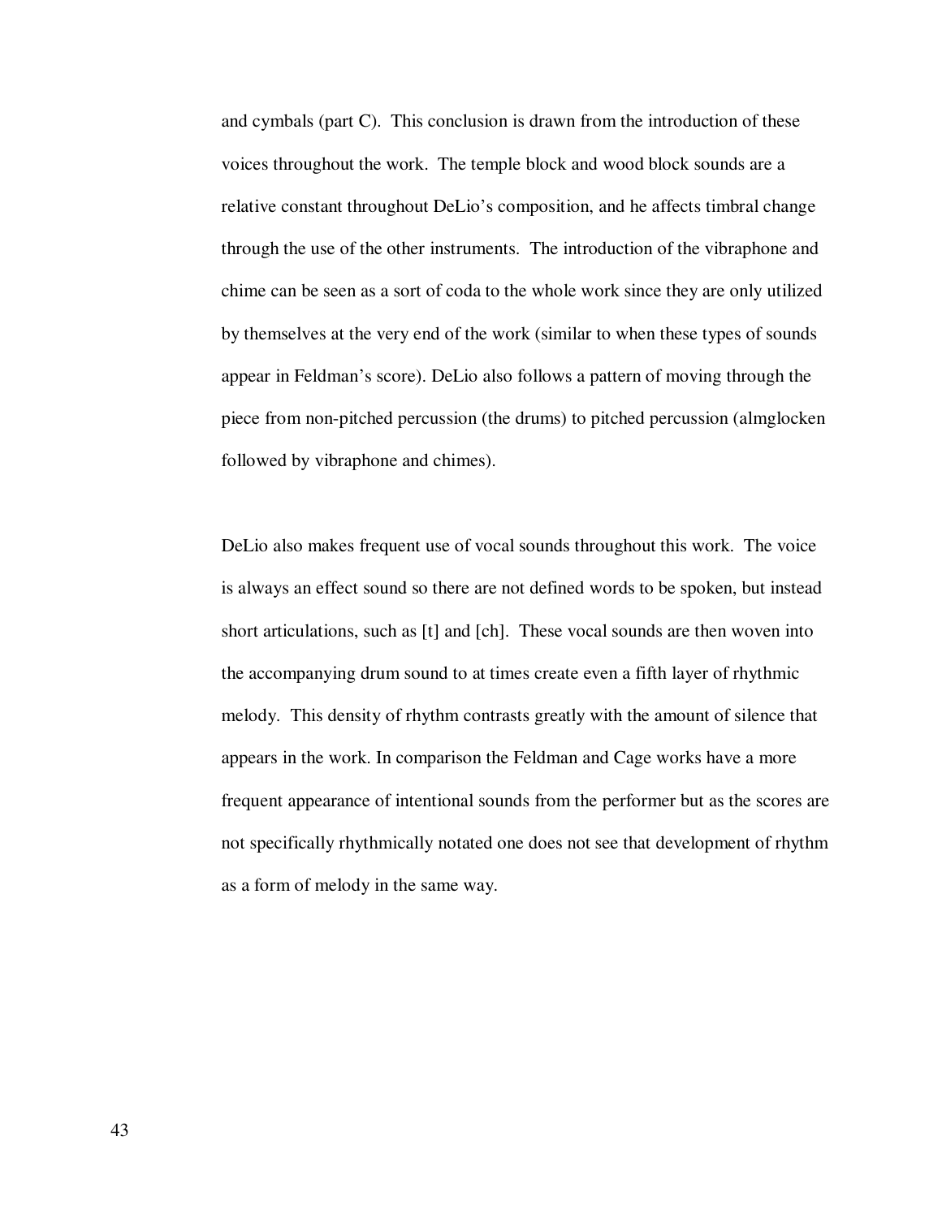and cymbals (part C). This conclusion is drawn from the introduction of these voices throughout the work. The temple block and wood block sounds are a relative constant throughout DeLio's composition, and he affects timbral change through the use of the other instruments. The introduction of the vibraphone and chime can be seen as a sort of coda to the whole work since they are only utilized by themselves at the very end of the work (similar to when these types of sounds appear in Feldman's score). DeLio also follows a pattern of moving through the piece from non-pitched percussion (the drums) to pitched percussion (almglocken followed by vibraphone and chimes).

DeLio also makes frequent use of vocal sounds throughout this work. The voice is always an effect sound so there are not defined words to be spoken, but instead short articulations, such as [t] and [ch]. These vocal sounds are then woven into the accompanying drum sound to at times create even a fifth layer of rhythmic melody. This density of rhythm contrasts greatly with the amount of silence that appears in the work. In comparison the Feldman and Cage works have a more frequent appearance of intentional sounds from the performer but as the scores are not specifically rhythmically notated one does not see that development of rhythm as a form of melody in the same way.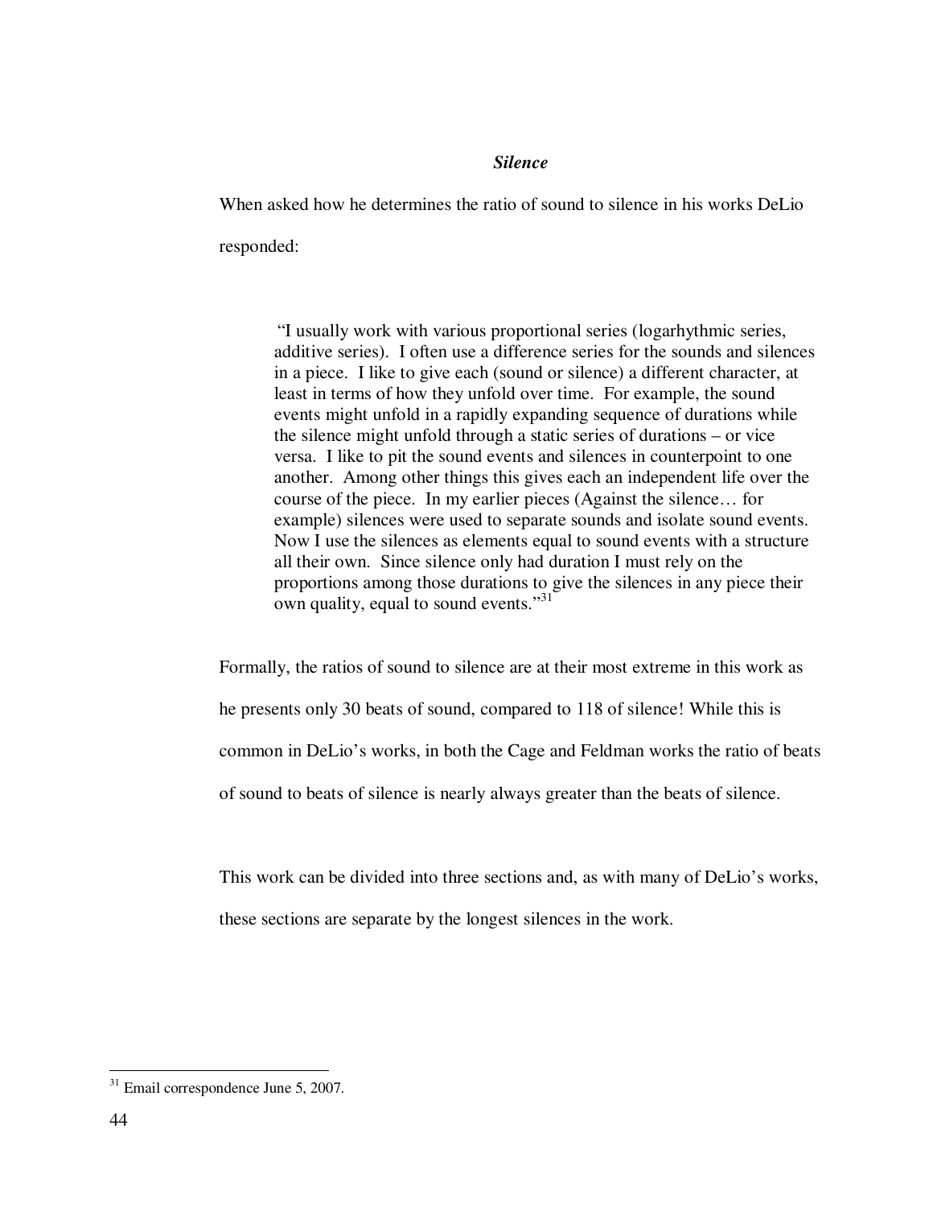### *Silence*

When asked how he determines the ratio of sound to silence in his works DeLio responded:

> "I usually work with various proportional series (logarhythmic series, additive series). I often use a difference series for the sounds and silences in a piece. I like to give each (sound or silence) a different character, at least in terms of how they unfold over time. For example, the sound events might unfold in a rapidly expanding sequence of durations while the silence might unfold through a static series of durations – or vice versa. I like to pit the sound events and silences in counterpoint to one another. Among other things this gives each an independent life over the course of the piece. In my earlier pieces (Against the silence… for example) silences were used to separate sounds and isolate sound events. Now I use the silences as elements equal to sound events with a structure all their own. Since silence only had duration I must rely on the proportions among those durations to give the silences in any piece their own quality, equal to sound events."[31]

Formally, the ratios of sound to silence are at their most extreme in this work as he presents only 30 beats of sound, compared to 118 of silence! While this is common in DeLio's works, in both the Cage and Feldman works the ratio of beats of sound to beats of silence is nearly always greater than the beats of silence.

This work can be divided into three sections and, as with many of DeLio's works, these sections are separate by the longest silences in the work.

[31] Email correspondence June 5, 2007.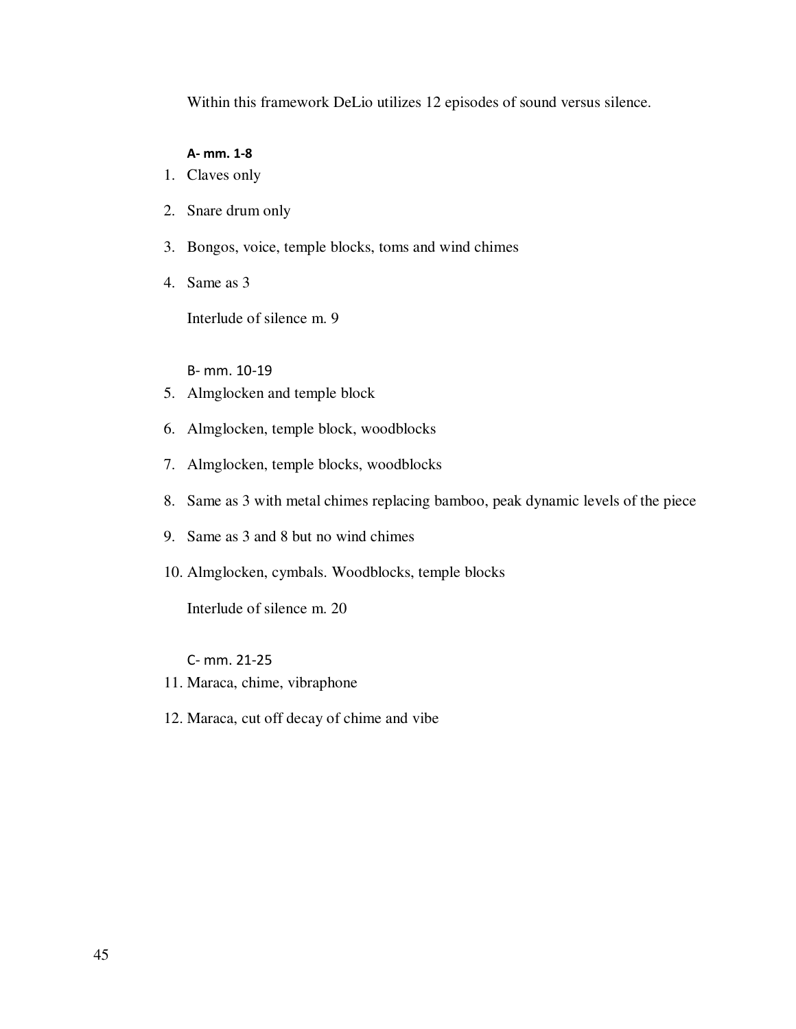Within this framework DeLio utilizes 12 episodes of sound versus silence.

**A- mm. 1-8**

1. Claves only
2. Snare drum only
3. Bongos, voice, temple blocks, toms and wind chimes
4. Same as 3

Interlude of silence m. 9

B- mm. 10-19

5. Almglocken and temple block
6. Almglocken, temple block, woodblocks
7. Almglocken, temple blocks, woodblocks
8. Same as 3 with metal chimes replacing bamboo, peak dynamic levels of the piece
9. Same as 3 and 8 but no wind chimes
10. Almglocken, cymbals. Woodblocks, temple blocks

Interlude of silence m. 20

C- mm. 21-25

11. Maraca, chime, vibraphone
12. Maraca, cut off decay of chime and vibe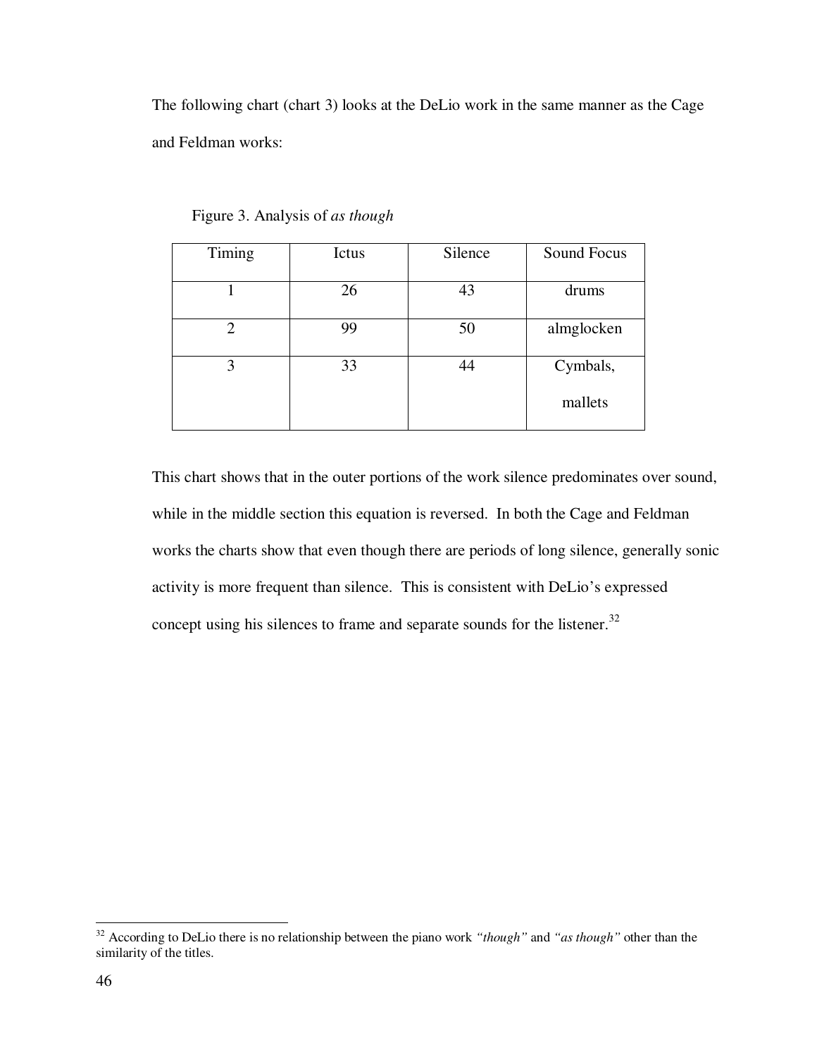The following chart (chart 3) looks at the DeLio work in the same manner as the Cage and Feldman works:

Figure 3. Analysis of *as though*

| Timing | Ictus | Silence | Sound Focus |
|---|---|---|---|
| 1 | 26 | 43 | drums |
| 2 | 99 | 50 | almglocken |
| 3 | 33 | 44 | Cymbals, mallets |

This chart shows that in the outer portions of the work silence predominates over sound, while in the middle section this equation is reversed. In both the Cage and Feldman works the charts show that even though there are periods of long silence, generally sonic activity is more frequent than silence. This is consistent with DeLio's expressed concept using his silences to frame and separate sounds for the listener.[32]

---

[32] According to DeLio there is no relationship between the piano work *"though"* and *"as though"* other than the similarity of the titles.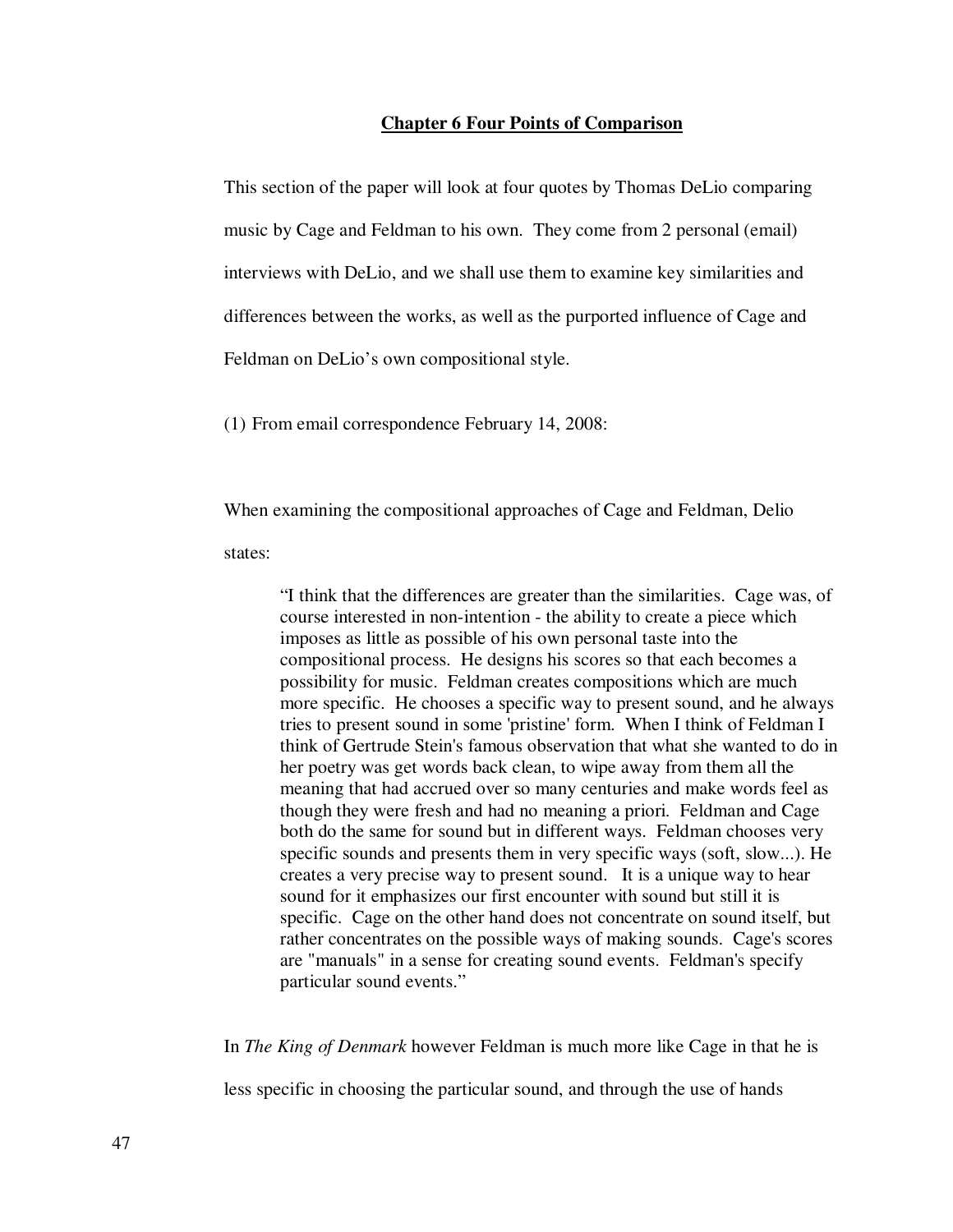## Chapter 6 Four Points of Comparison

This section of the paper will look at four quotes by Thomas DeLio comparing music by Cage and Feldman to his own. They come from 2 personal (email) interviews with DeLio, and we shall use them to examine key similarities and differences between the works, as well as the purported influence of Cage and Feldman on DeLio's own compositional style.

(1) From email correspondence February 14, 2008:

When examining the compositional approaches of Cage and Feldman, Delio states:

> "I think that the differences are greater than the similarities. Cage was, of course interested in non-intention - the ability to create a piece which imposes as little as possible of his own personal taste into the compositional process. He designs his scores so that each becomes a possibility for music. Feldman creates compositions which are much more specific. He chooses a specific way to present sound, and he always tries to present sound in some 'pristine' form. When I think of Feldman I think of Gertrude Stein's famous observation that what she wanted to do in her poetry was get words back clean, to wipe away from them all the meaning that had accrued over so many centuries and make words feel as though they were fresh and had no meaning a priori. Feldman and Cage both do the same for sound but in different ways. Feldman chooses very specific sounds and presents them in very specific ways (soft, slow...). He creates a very precise way to present sound. It is a unique way to hear sound for it emphasizes our first encounter with sound but still it is specific. Cage on the other hand does not concentrate on sound itself, but rather concentrates on the possible ways of making sounds. Cage's scores are "manuals" in a sense for creating sound events. Feldman's specify particular sound events."

In *The King of Denmark* however Feldman is much more like Cage in that he is less specific in choosing the particular sound, and through the use of hands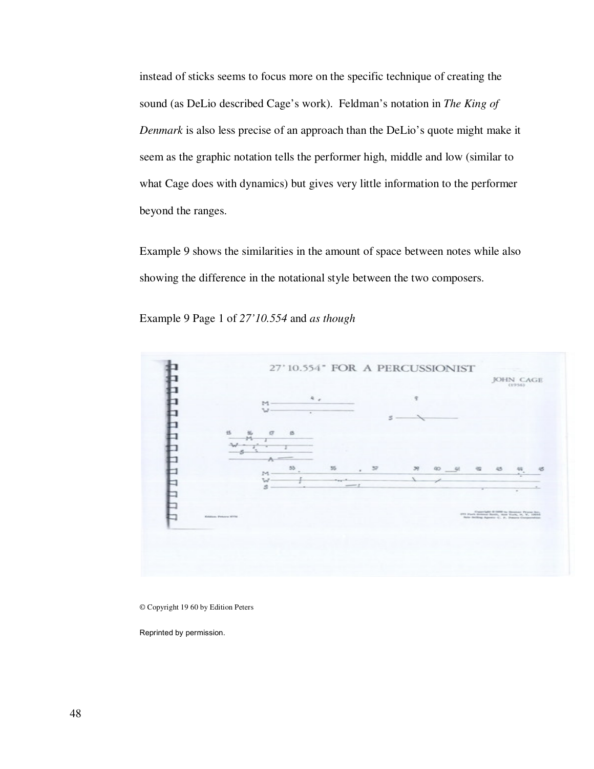instead of sticks seems to focus more on the specific technique of creating the sound (as DeLio described Cage's work). Feldman's notation in *The King of Denmark* is also less precise of an approach than the DeLio's quote might make it seem as the graphic notation tells the performer high, middle and low (similar to what Cage does with dynamics) but gives very little information to the performer beyond the ranges.

Example 9 shows the similarities in the amount of space between notes while also showing the difference in the notational style between the two composers.

Example 9 Page 1 of *27'10.554* and *as though*

© Copyright 19 60 by Edition Peters

Reprinted by permission.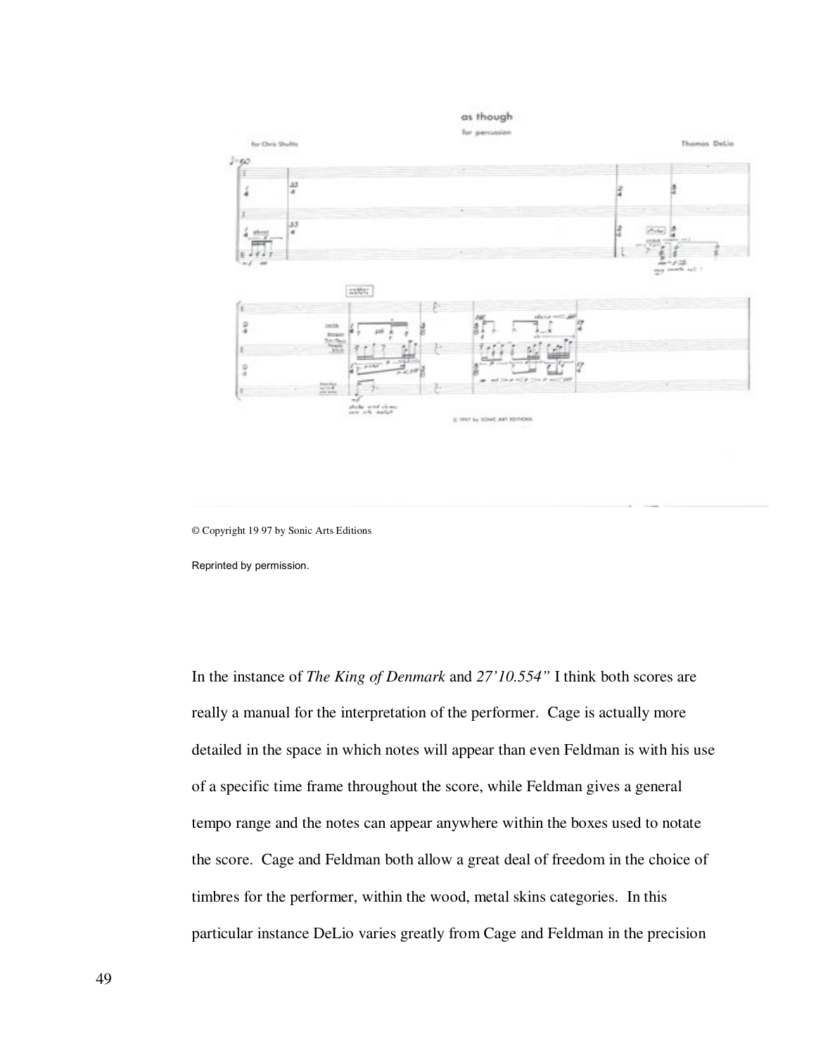© Copyright 19 97 by Sonic Arts Editions

Reprinted by permission.

In the instance of *The King of Denmark* and *27'10.554"* I think both scores are really a manual for the interpretation of the performer. Cage is actually more detailed in the space in which notes will appear than even Feldman is with his use of a specific time frame throughout the score, while Feldman gives a general tempo range and the notes can appear anywhere within the boxes used to notate the score. Cage and Feldman both allow a great deal of freedom in the choice of timbres for the performer, within the wood, metal skins categories. In this particular instance DeLio varies greatly from Cage and Feldman in the precision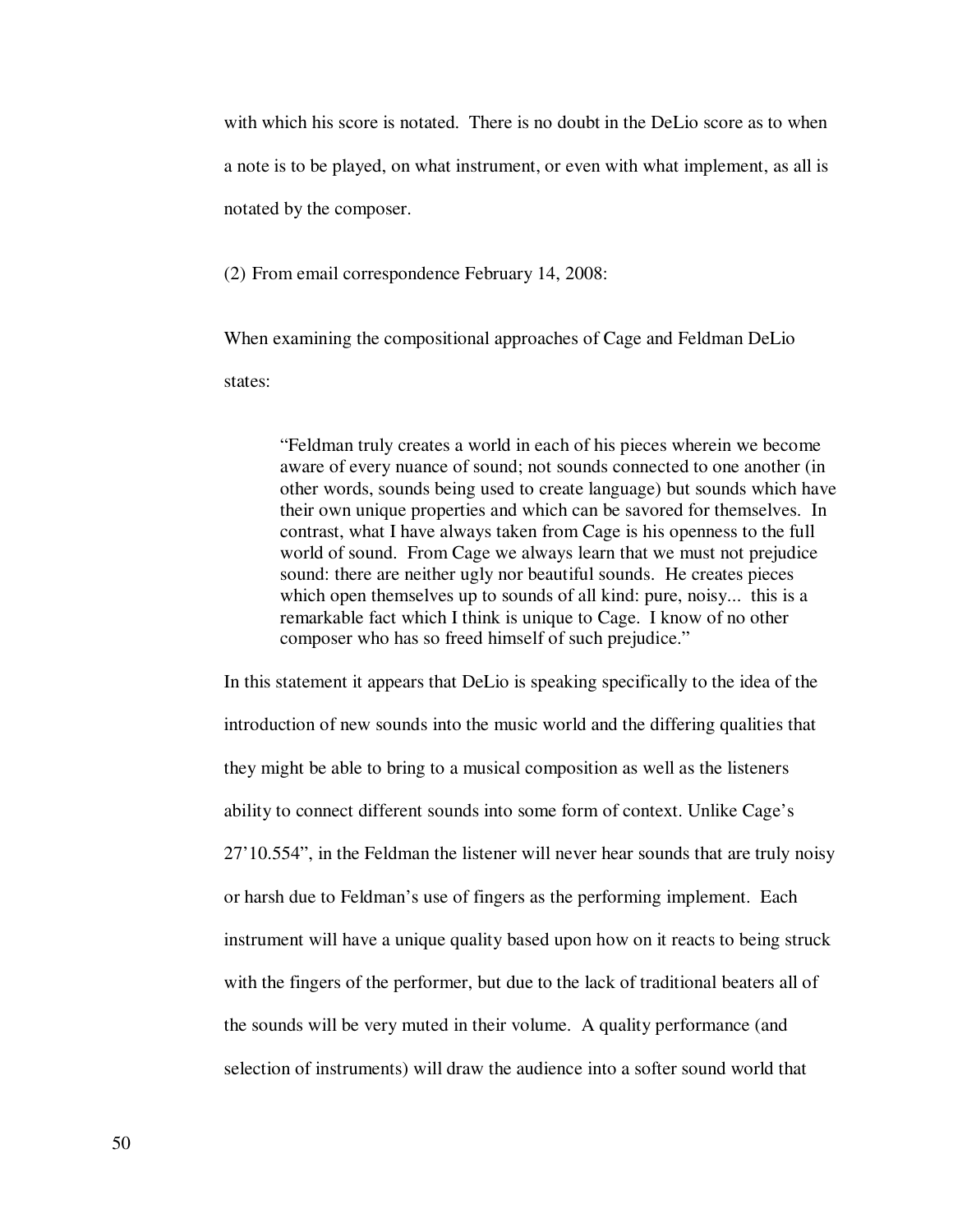with which his score is notated. There is no doubt in the DeLio score as to when a note is to be played, on what instrument, or even with what implement, as all is notated by the composer.

(2) From email correspondence February 14, 2008:

When examining the compositional approaches of Cage and Feldman DeLio states:

> "Feldman truly creates a world in each of his pieces wherein we become aware of every nuance of sound; not sounds connected to one another (in other words, sounds being used to create language) but sounds which have their own unique properties and which can be savored for themselves. In contrast, what I have always taken from Cage is his openness to the full world of sound. From Cage we always learn that we must not prejudice sound: there are neither ugly nor beautiful sounds. He creates pieces which open themselves up to sounds of all kind: pure, noisy... this is a remarkable fact which I think is unique to Cage. I know of no other composer who has so freed himself of such prejudice."

In this statement it appears that DeLio is speaking specifically to the idea of the introduction of new sounds into the music world and the differing qualities that they might be able to bring to a musical composition as well as the listeners ability to connect different sounds into some form of context. Unlike Cage's 27'10.554", in the Feldman the listener will never hear sounds that are truly noisy or harsh due to Feldman's use of fingers as the performing implement. Each instrument will have a unique quality based upon how on it reacts to being struck with the fingers of the performer, but due to the lack of traditional beaters all of the sounds will be very muted in their volume. A quality performance (and selection of instruments) will draw the audience into a softer sound world that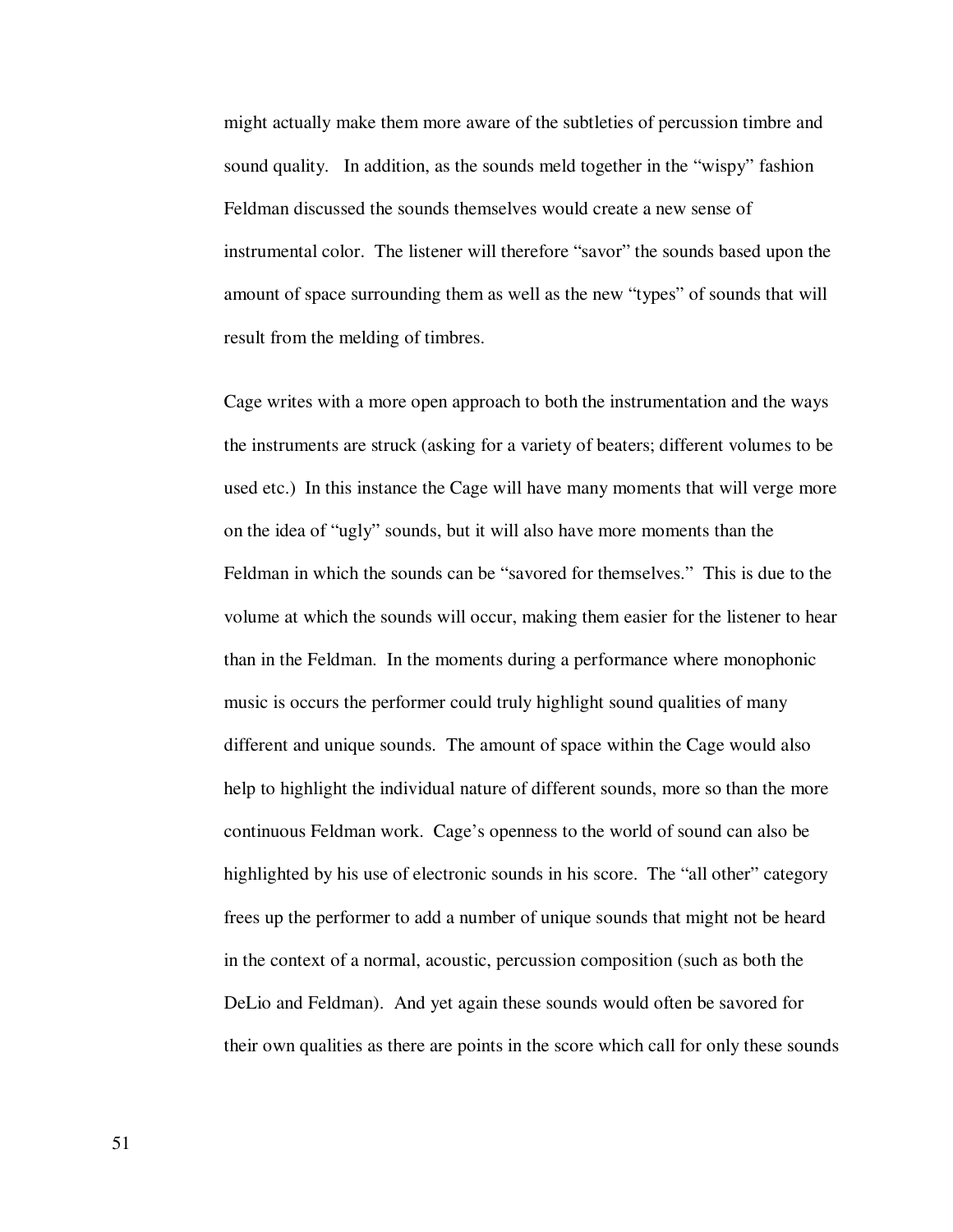might actually make them more aware of the subtleties of percussion timbre and sound quality. In addition, as the sounds meld together in the "wispy" fashion Feldman discussed the sounds themselves would create a new sense of instrumental color. The listener will therefore "savor" the sounds based upon the amount of space surrounding them as well as the new "types" of sounds that will result from the melding of timbres.

Cage writes with a more open approach to both the instrumentation and the ways the instruments are struck (asking for a variety of beaters; different volumes to be used etc.) In this instance the Cage will have many moments that will verge more on the idea of "ugly" sounds, but it will also have more moments than the Feldman in which the sounds can be "savored for themselves." This is due to the volume at which the sounds will occur, making them easier for the listener to hear than in the Feldman. In the moments during a performance where monophonic music is occurs the performer could truly highlight sound qualities of many different and unique sounds. The amount of space within the Cage would also help to highlight the individual nature of different sounds, more so than the more continuous Feldman work. Cage's openness to the world of sound can also be highlighted by his use of electronic sounds in his score. The "all other" category frees up the performer to add a number of unique sounds that might not be heard in the context of a normal, acoustic, percussion composition (such as both the DeLio and Feldman). And yet again these sounds would often be savored for their own qualities as there are points in the score which call for only these sounds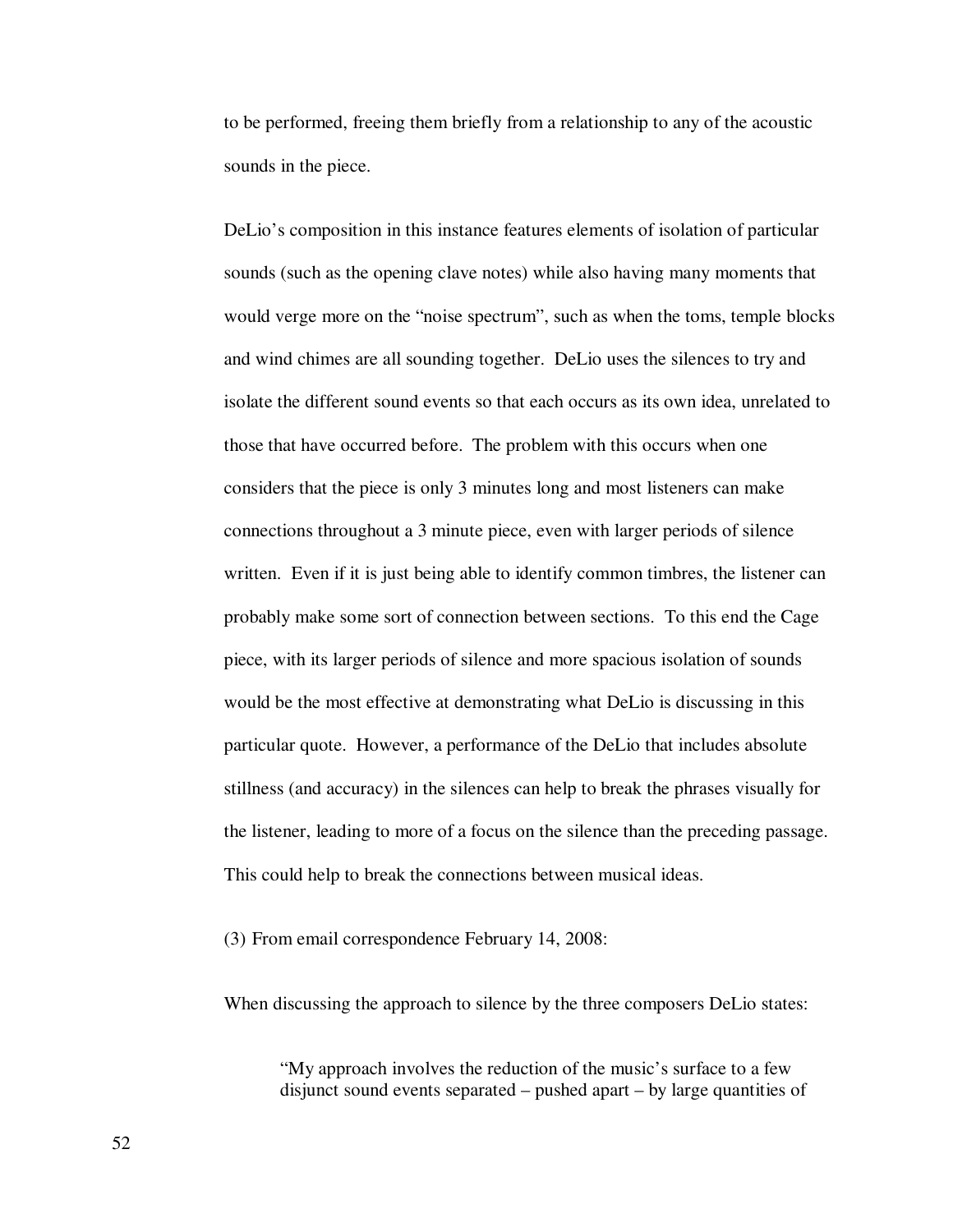to be performed, freeing them briefly from a relationship to any of the acoustic sounds in the piece.

DeLio's composition in this instance features elements of isolation of particular sounds (such as the opening clave notes) while also having many moments that would verge more on the "noise spectrum", such as when the toms, temple blocks and wind chimes are all sounding together. DeLio uses the silences to try and isolate the different sound events so that each occurs as its own idea, unrelated to those that have occurred before. The problem with this occurs when one considers that the piece is only 3 minutes long and most listeners can make connections throughout a 3 minute piece, even with larger periods of silence written. Even if it is just being able to identify common timbres, the listener can probably make some sort of connection between sections. To this end the Cage piece, with its larger periods of silence and more spacious isolation of sounds would be the most effective at demonstrating what DeLio is discussing in this particular quote. However, a performance of the DeLio that includes absolute stillness (and accuracy) in the silences can help to break the phrases visually for the listener, leading to more of a focus on the silence than the preceding passage. This could help to break the connections between musical ideas.

(3) From email correspondence February 14, 2008:

When discussing the approach to silence by the three composers DeLio states:

> "My approach involves the reduction of the music's surface to a few disjunct sound events separated – pushed apart – by large quantities of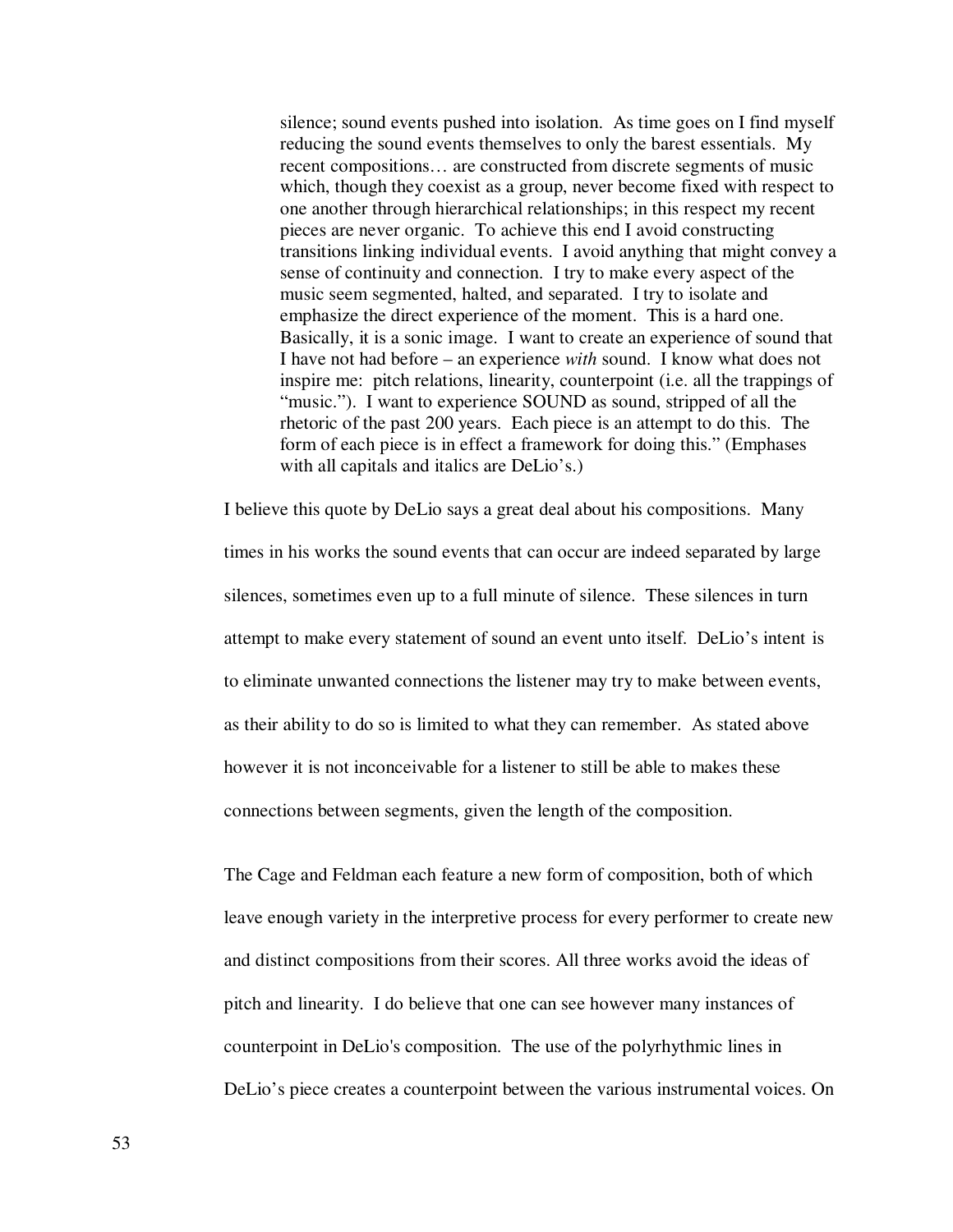> silence; sound events pushed into isolation. As time goes on I find myself reducing the sound events themselves to only the barest essentials. My recent compositions… are constructed from discrete segments of music which, though they coexist as a group, never become fixed with respect to one another through hierarchical relationships; in this respect my recent pieces are never organic. To achieve this end I avoid constructing transitions linking individual events. I avoid anything that might convey a sense of continuity and connection. I try to make every aspect of the music seem segmented, halted, and separated. I try to isolate and emphasize the direct experience of the moment. This is a hard one. Basically, it is a sonic image. I want to create an experience of sound that I have not had before – an experience *with* sound. I know what does not inspire me: pitch relations, linearity, counterpoint (i.e. all the trappings of "music."). I want to experience SOUND as sound, stripped of all the rhetoric of the past 200 years. Each piece is an attempt to do this. The form of each piece is in effect a framework for doing this." (Emphases with all capitals and italics are DeLio's.)

I believe this quote by DeLio says a great deal about his compositions. Many times in his works the sound events that can occur are indeed separated by large silences, sometimes even up to a full minute of silence. These silences in turn attempt to make every statement of sound an event unto itself. DeLio's intent is to eliminate unwanted connections the listener may try to make between events, as their ability to do so is limited to what they can remember. As stated above however it is not inconceivable for a listener to still be able to makes these connections between segments, given the length of the composition.

The Cage and Feldman each feature a new form of composition, both of which leave enough variety in the interpretive process for every performer to create new and distinct compositions from their scores. All three works avoid the ideas of pitch and linearity. I do believe that one can see however many instances of counterpoint in DeLio's composition. The use of the polyrhythmic lines in DeLio's piece creates a counterpoint between the various instrumental voices. On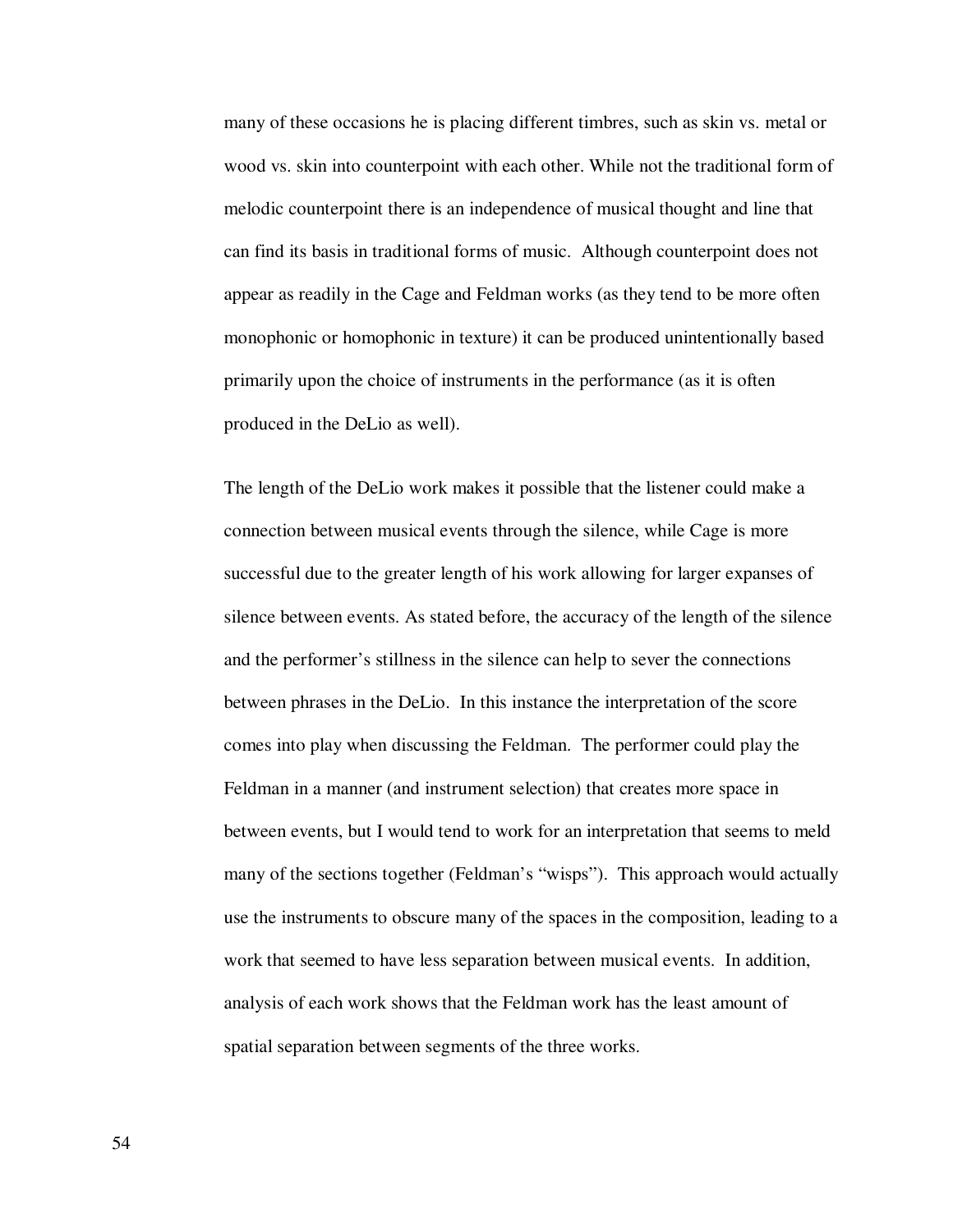many of these occasions he is placing different timbres, such as skin vs. metal or wood vs. skin into counterpoint with each other. While not the traditional form of melodic counterpoint there is an independence of musical thought and line that can find its basis in traditional forms of music. Although counterpoint does not appear as readily in the Cage and Feldman works (as they tend to be more often monophonic or homophonic in texture) it can be produced unintentionally based primarily upon the choice of instruments in the performance (as it is often produced in the DeLio as well).

The length of the DeLio work makes it possible that the listener could make a connection between musical events through the silence, while Cage is more successful due to the greater length of his work allowing for larger expanses of silence between events. As stated before, the accuracy of the length of the silence and the performer's stillness in the silence can help to sever the connections between phrases in the DeLio. In this instance the interpretation of the score comes into play when discussing the Feldman. The performer could play the Feldman in a manner (and instrument selection) that creates more space in between events, but I would tend to work for an interpretation that seems to meld many of the sections together (Feldman's "wisps"). This approach would actually use the instruments to obscure many of the spaces in the composition, leading to a work that seemed to have less separation between musical events. In addition, analysis of each work shows that the Feldman work has the least amount of spatial separation between segments of the three works.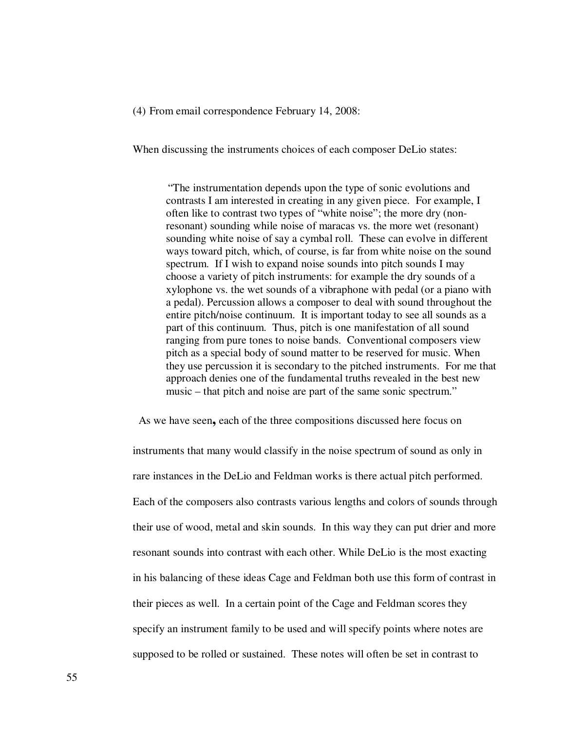(4) From email correspondence February 14, 2008:

When discussing the instruments choices of each composer DeLio states:

> "The instrumentation depends upon the type of sonic evolutions and contrasts I am interested in creating in any given piece. For example, I often like to contrast two types of "white noise"; the more dry (non-resonant) sounding while noise of maracas vs. the more wet (resonant) sounding white noise of say a cymbal roll. These can evolve in different ways toward pitch, which, of course, is far from white noise on the sound spectrum. If I wish to expand noise sounds into pitch sounds I may choose a variety of pitch instruments: for example the dry sounds of a xylophone vs. the wet sounds of a vibraphone with pedal (or a piano with a pedal). Percussion allows a composer to deal with sound throughout the entire pitch/noise continuum. It is important today to see all sounds as a part of this continuum. Thus, pitch is one manifestation of all sound ranging from pure tones to noise bands. Conventional composers view pitch as a special body of sound matter to be reserved for music. When they use percussion it is secondary to the pitched instruments. For me that approach denies one of the fundamental truths revealed in the best new music – that pitch and noise are part of the same sonic spectrum."

As we have seen**,** each of the three compositions discussed here focus on instruments that many would classify in the noise spectrum of sound as only in rare instances in the DeLio and Feldman works is there actual pitch performed. Each of the composers also contrasts various lengths and colors of sounds through their use of wood, metal and skin sounds. In this way they can put drier and more resonant sounds into contrast with each other. While DeLio is the most exacting in his balancing of these ideas Cage and Feldman both use this form of contrast in their pieces as well. In a certain point of the Cage and Feldman scores they specify an instrument family to be used and will specify points where notes are supposed to be rolled or sustained. These notes will often be set in contrast to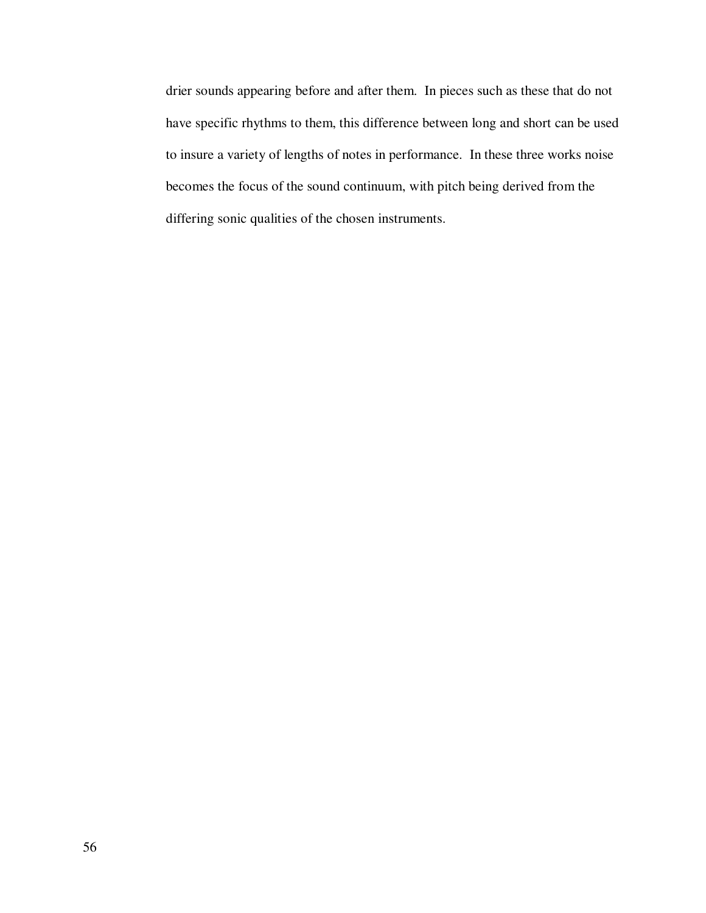drier sounds appearing before and after them. In pieces such as these that do not have specific rhythms to them, this difference between long and short can be used to insure a variety of lengths of notes in performance. In these three works noise becomes the focus of the sound continuum, with pitch being derived from the differing sonic qualities of the chosen instruments.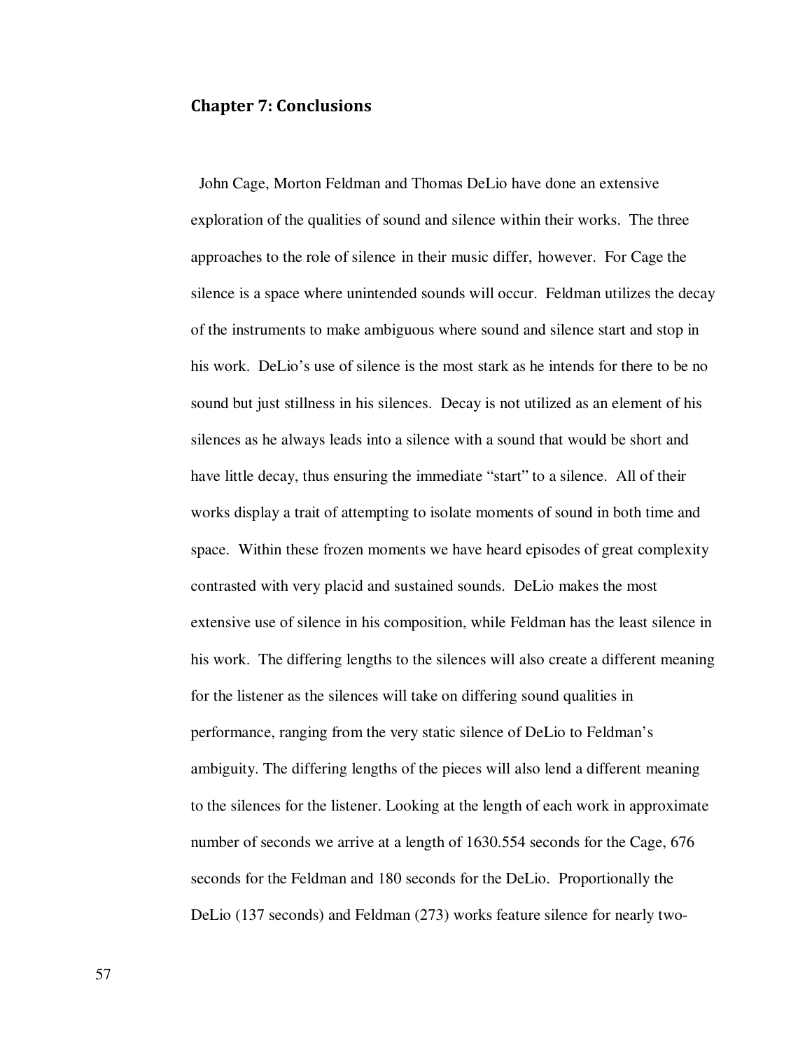## Chapter 7: Conclusions

John Cage, Morton Feldman and Thomas DeLio have done an extensive exploration of the qualities of sound and silence within their works. The three approaches to the role of silence in their music differ, however. For Cage the silence is a space where unintended sounds will occur. Feldman utilizes the decay of the instruments to make ambiguous where sound and silence start and stop in his work. DeLio's use of silence is the most stark as he intends for there to be no sound but just stillness in his silences. Decay is not utilized as an element of his silences as he always leads into a silence with a sound that would be short and have little decay, thus ensuring the immediate "start" to a silence. All of their works display a trait of attempting to isolate moments of sound in both time and space. Within these frozen moments we have heard episodes of great complexity contrasted with very placid and sustained sounds. DeLio makes the most extensive use of silence in his composition, while Feldman has the least silence in his work. The differing lengths to the silences will also create a different meaning for the listener as the silences will take on differing sound qualities in performance, ranging from the very static silence of DeLio to Feldman's ambiguity. The differing lengths of the pieces will also lend a different meaning to the silences for the listener. Looking at the length of each work in approximate number of seconds we arrive at a length of 1630.554 seconds for the Cage, 676 seconds for the Feldman and 180 seconds for the DeLio. Proportionally the DeLio (137 seconds) and Feldman (273) works feature silence for nearly two-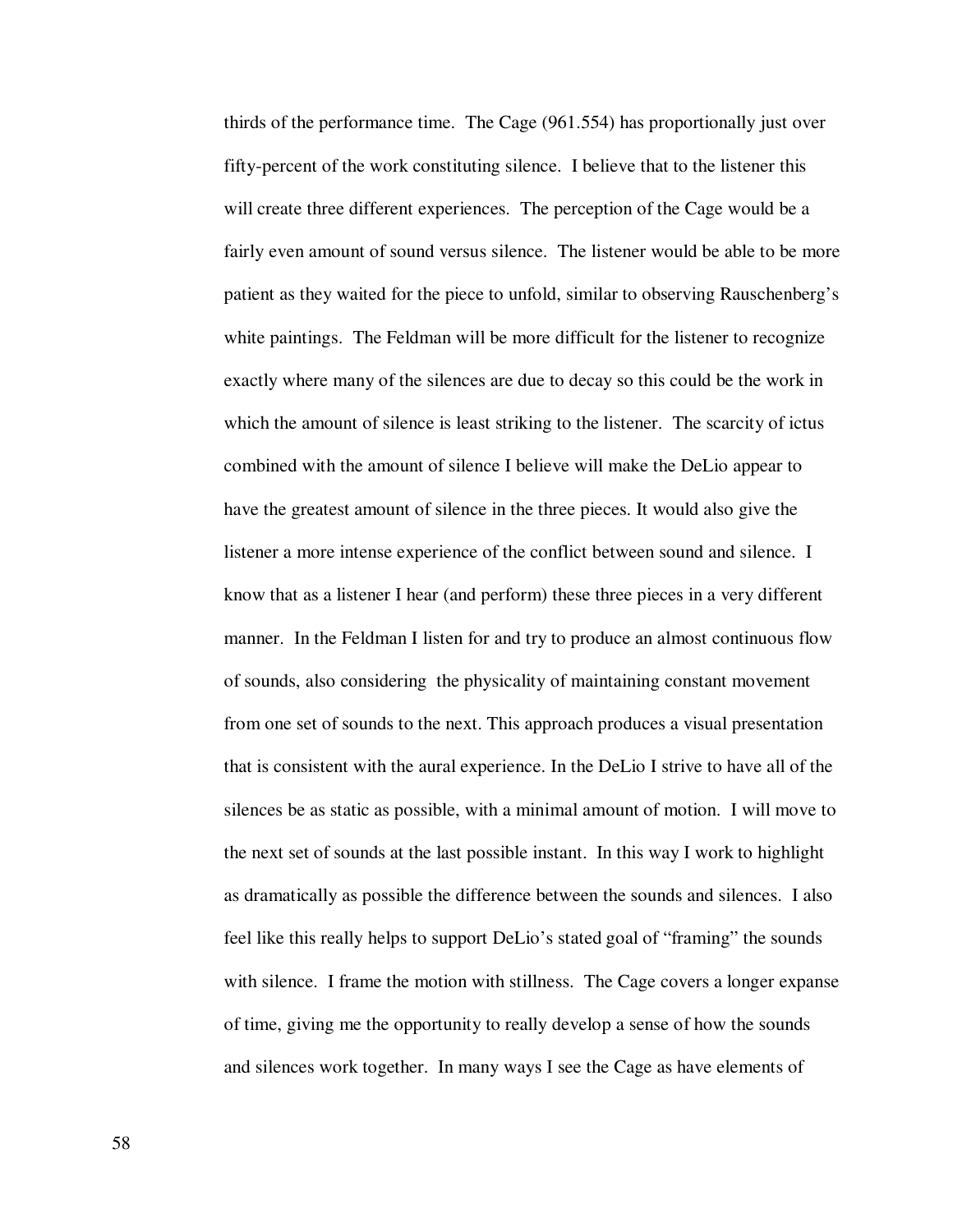thirds of the performance time. The Cage (961.554) has proportionally just over fifty-percent of the work constituting silence. I believe that to the listener this will create three different experiences. The perception of the Cage would be a fairly even amount of sound versus silence. The listener would be able to be more patient as they waited for the piece to unfold, similar to observing Rauschenberg's white paintings. The Feldman will be more difficult for the listener to recognize exactly where many of the silences are due to decay so this could be the work in which the amount of silence is least striking to the listener. The scarcity of ictus combined with the amount of silence I believe will make the DeLio appear to have the greatest amount of silence in the three pieces. It would also give the listener a more intense experience of the conflict between sound and silence. I know that as a listener I hear (and perform) these three pieces in a very different manner. In the Feldman I listen for and try to produce an almost continuous flow of sounds, also considering the physicality of maintaining constant movement from one set of sounds to the next. This approach produces a visual presentation that is consistent with the aural experience. In the DeLio I strive to have all of the silences be as static as possible, with a minimal amount of motion. I will move to the next set of sounds at the last possible instant. In this way I work to highlight as dramatically as possible the difference between the sounds and silences. I also feel like this really helps to support DeLio's stated goal of "framing" the sounds with silence. I frame the motion with stillness. The Cage covers a longer expanse of time, giving me the opportunity to really develop a sense of how the sounds and silences work together. In many ways I see the Cage as have elements of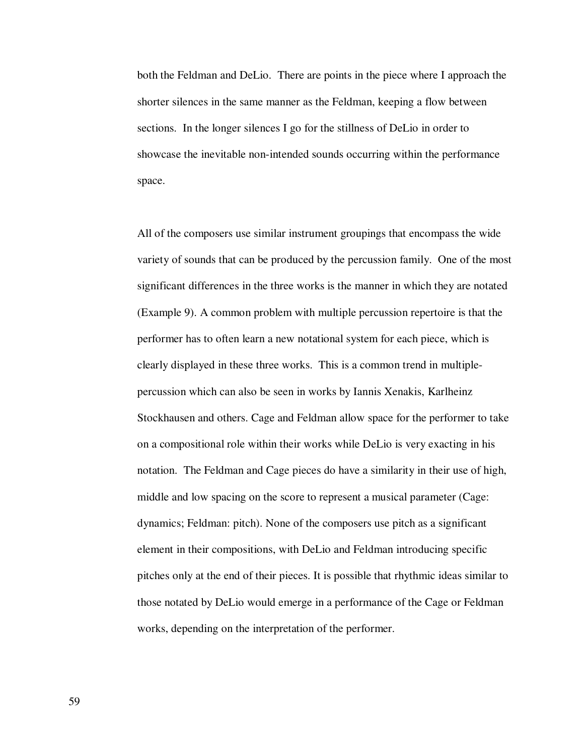both the Feldman and DeLio. There are points in the piece where I approach the shorter silences in the same manner as the Feldman, keeping a flow between sections. In the longer silences I go for the stillness of DeLio in order to showcase the inevitable non-intended sounds occurring within the performance space.

All of the composers use similar instrument groupings that encompass the wide variety of sounds that can be produced by the percussion family. One of the most significant differences in the three works is the manner in which they are notated (Example 9). A common problem with multiple percussion repertoire is that the performer has to often learn a new notational system for each piece, which is clearly displayed in these three works. This is a common trend in multiple-percussion which can also be seen in works by Iannis Xenakis, Karlheinz Stockhausen and others. Cage and Feldman allow space for the performer to take on a compositional role within their works while DeLio is very exacting in his notation. The Feldman and Cage pieces do have a similarity in their use of high, middle and low spacing on the score to represent a musical parameter (Cage: dynamics; Feldman: pitch). None of the composers use pitch as a significant element in their compositions, with DeLio and Feldman introducing specific pitches only at the end of their pieces. It is possible that rhythmic ideas similar to those notated by DeLio would emerge in a performance of the Cage or Feldman works, depending on the interpretation of the performer.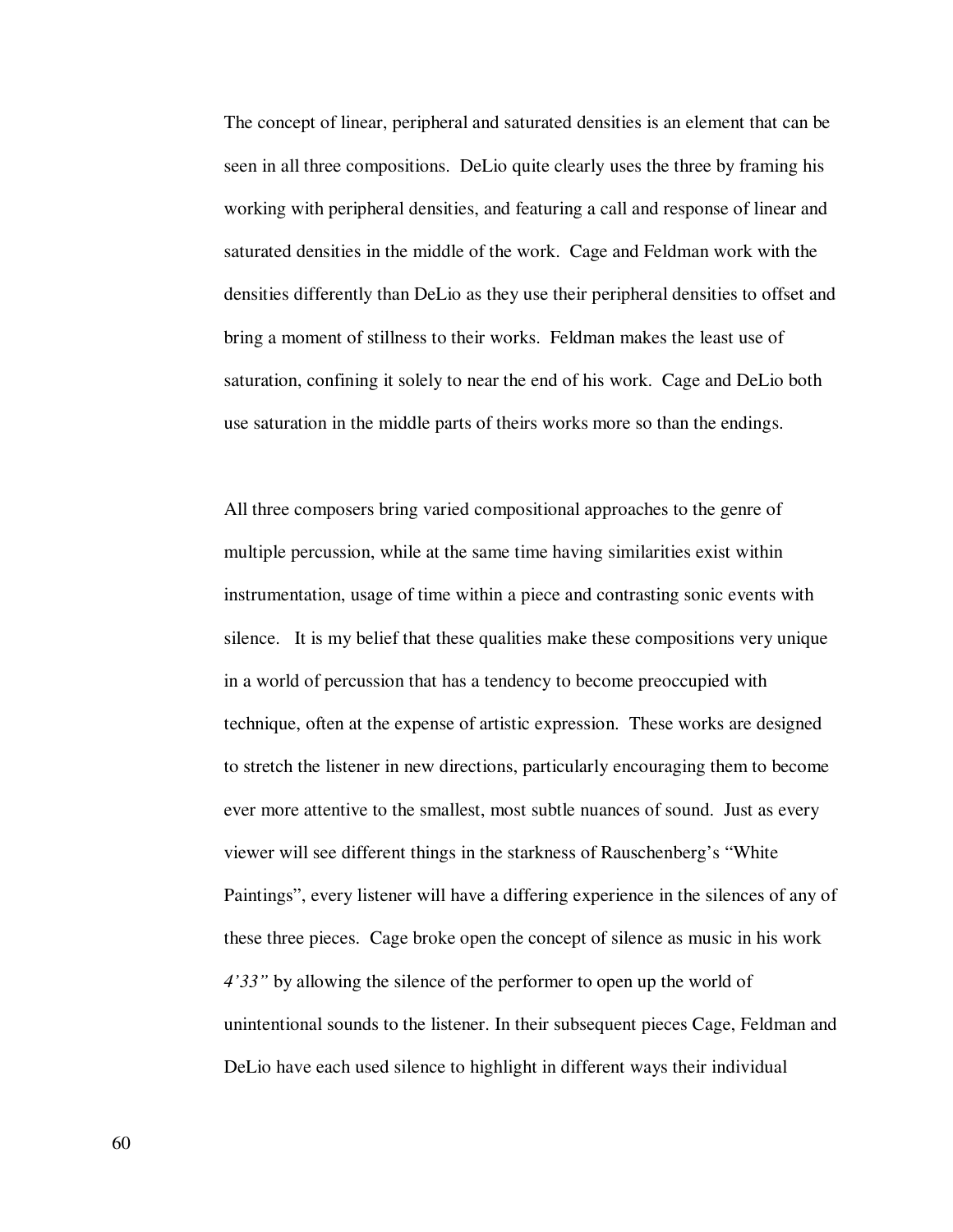The concept of linear, peripheral and saturated densities is an element that can be seen in all three compositions. DeLio quite clearly uses the three by framing his working with peripheral densities, and featuring a call and response of linear and saturated densities in the middle of the work. Cage and Feldman work with the densities differently than DeLio as they use their peripheral densities to offset and bring a moment of stillness to their works. Feldman makes the least use of saturation, confining it solely to near the end of his work. Cage and DeLio both use saturation in the middle parts of theirs works more so than the endings.

All three composers bring varied compositional approaches to the genre of multiple percussion, while at the same time having similarities exist within instrumentation, usage of time within a piece and contrasting sonic events with silence. It is my belief that these qualities make these compositions very unique in a world of percussion that has a tendency to become preoccupied with technique, often at the expense of artistic expression. These works are designed to stretch the listener in new directions, particularly encouraging them to become ever more attentive to the smallest, most subtle nuances of sound. Just as every viewer will see different things in the starkness of Rauschenberg's "White Paintings", every listener will have a differing experience in the silences of any of these three pieces. Cage broke open the concept of silence as music in his work *4'33"* by allowing the silence of the performer to open up the world of unintentional sounds to the listener. In their subsequent pieces Cage, Feldman and DeLio have each used silence to highlight in different ways their individual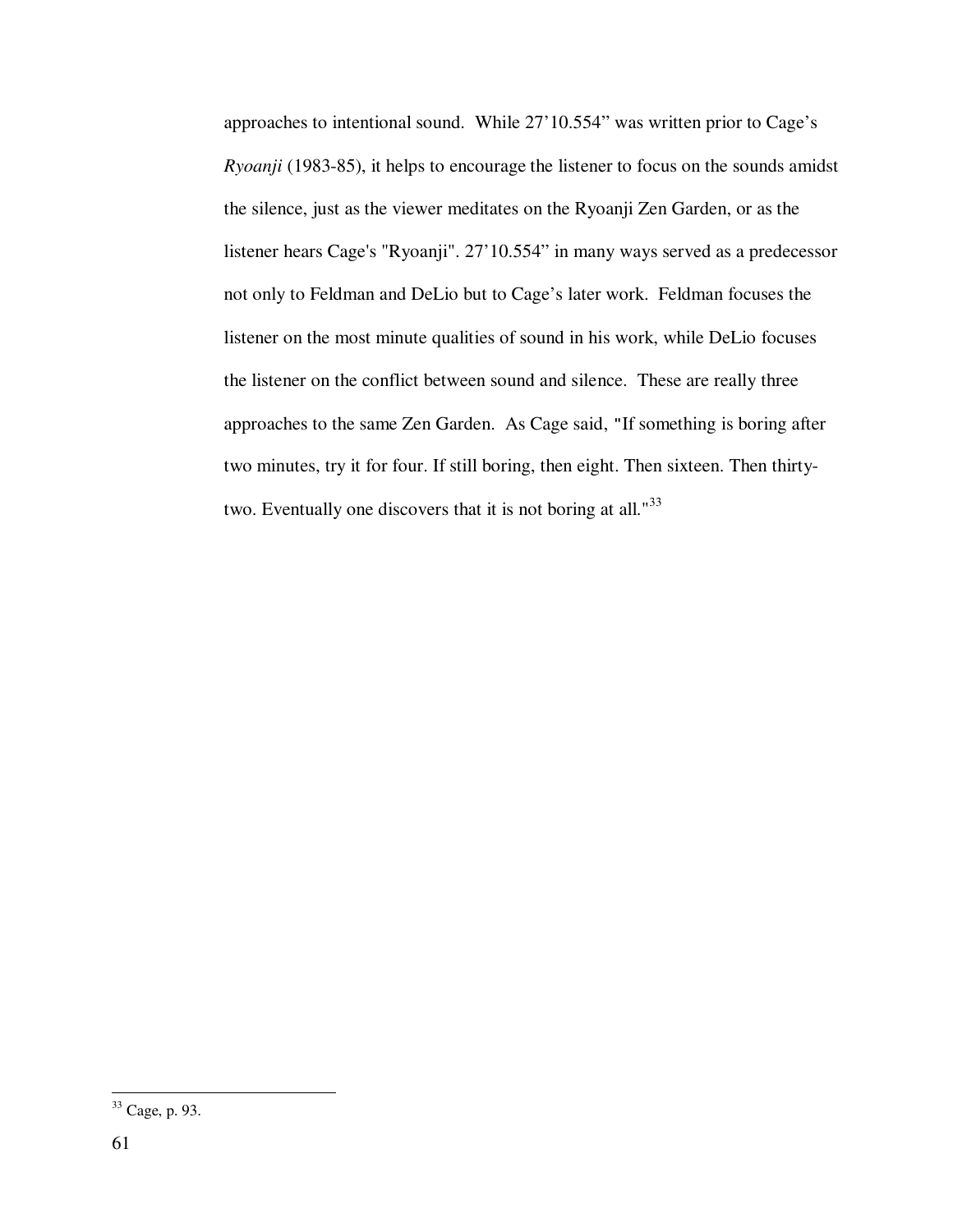approaches to intentional sound. While 27'10.554" was written prior to Cage's *Ryoanji* (1983-85), it helps to encourage the listener to focus on the sounds amidst the silence, just as the viewer meditates on the Ryoanji Zen Garden, or as the listener hears Cage's "Ryoanji". 27'10.554" in many ways served as a predecessor not only to Feldman and DeLio but to Cage's later work. Feldman focuses the listener on the most minute qualities of sound in his work, while DeLio focuses the listener on the conflict between sound and silence. These are really three approaches to the same Zen Garden. As Cage said, "If something is boring after two minutes, try it for four. If still boring, then eight. Then sixteen. Then thirty-two. Eventually one discovers that it is not boring at all."[33]

---

[33] Cage, p. 93.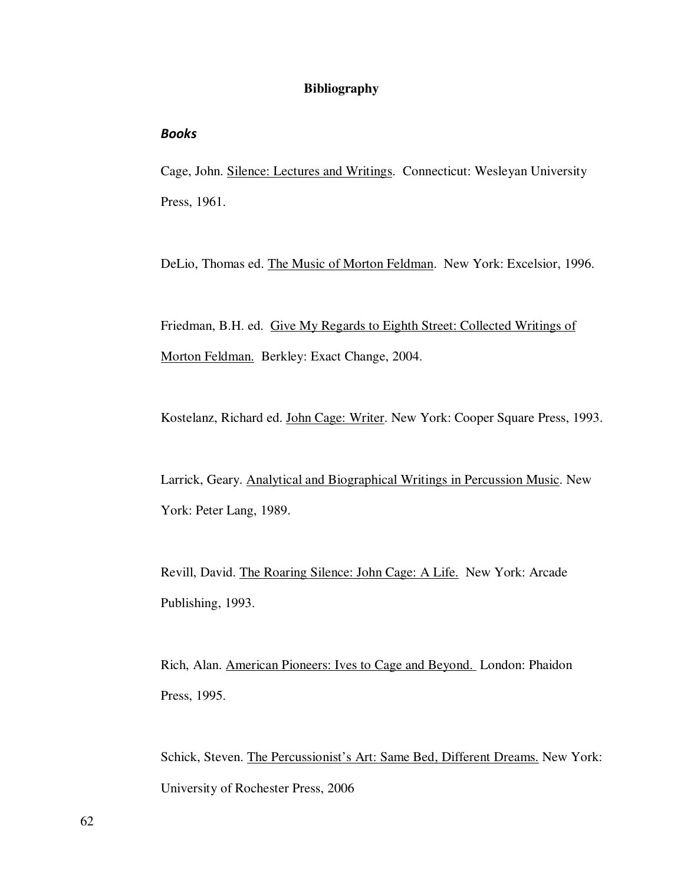**Bibliography**

***Books***

Cage, John. Silence: Lectures and Writings. Connecticut: Wesleyan University Press, 1961.

DeLio, Thomas ed. The Music of Morton Feldman. New York: Excelsior, 1996.

Friedman, B.H. ed. Give My Regards to Eighth Street: Collected Writings of Morton Feldman. Berkley: Exact Change, 2004.

Kostelanz, Richard ed. John Cage: Writer. New York: Cooper Square Press, 1993.

Larrick, Geary. Analytical and Biographical Writings in Percussion Music. New York: Peter Lang, 1989.

Revill, David. The Roaring Silence: John Cage: A Life. New York: Arcade Publishing, 1993.

Rich, Alan. American Pioneers: Ives to Cage and Beyond. London: Phaidon Press, 1995.

Schick, Steven. The Percussionist's Art: Same Bed, Different Dreams. New York: University of Rochester Press, 2006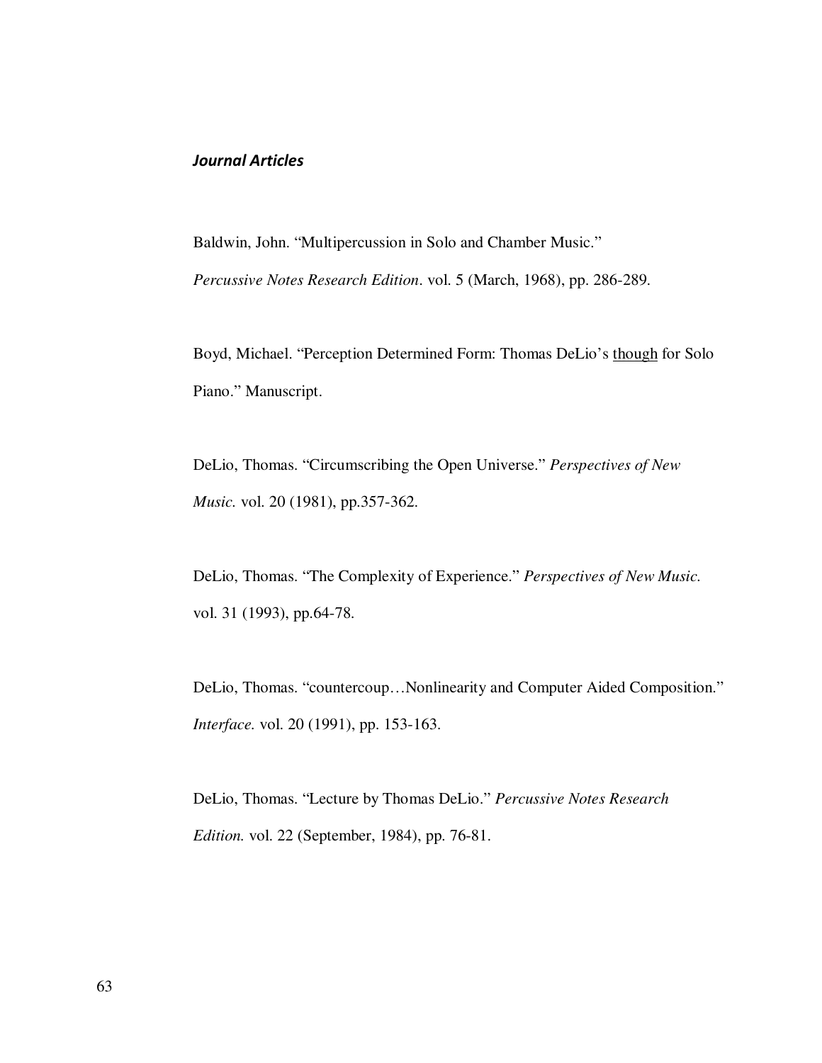### *Journal Articles*

Baldwin, John. "Multipercussion in Solo and Chamber Music." *Percussive Notes Research Edition*. vol. 5 (March, 1968), pp. 286-289.

Boyd, Michael. "Perception Determined Form: Thomas DeLio's <u>though</u> for Solo Piano." Manuscript.

DeLio, Thomas. "Circumscribing the Open Universe." *Perspectives of New Music.* vol. 20 (1981), pp.357-362.

DeLio, Thomas. "The Complexity of Experience." *Perspectives of New Music.* vol. 31 (1993), pp.64-78.

DeLio, Thomas. "countercoup…Nonlinearity and Computer Aided Composition." *Interface.* vol. 20 (1991), pp. 153-163.

DeLio, Thomas. "Lecture by Thomas DeLio." *Percussive Notes Research Edition.* vol. 22 (September, 1984), pp. 76-81.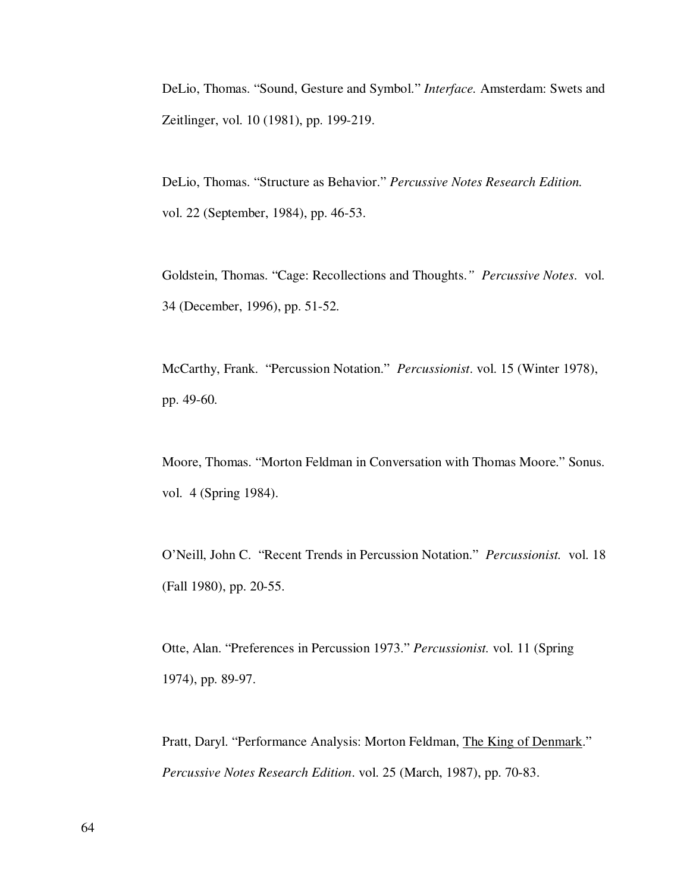DeLio, Thomas. “Sound, Gesture and Symbol.” *Interface.* Amsterdam: Swets and Zeitlinger, vol. 10 (1981), pp. 199-219.

DeLio, Thomas. “Structure as Behavior.” *Percussive Notes Research Edition.* vol. 22 (September, 1984), pp. 46-53.

Goldstein, Thomas. “Cage: Recollections and Thoughts.” *Percussive Notes*. vol. 34 (December, 1996), pp. 51-52.

McCarthy, Frank. “Percussion Notation.” *Percussionist*. vol. 15 (Winter 1978), pp. 49-60.

Moore, Thomas. “Morton Feldman in Conversation with Thomas Moore.” Sonus. vol. 4 (Spring 1984).

O’Neill, John C. “Recent Trends in Percussion Notation.” *Percussionist.* vol. 18 (Fall 1980), pp. 20-55.

Otte, Alan. “Preferences in Percussion 1973.” *Percussionist.* vol. 11 (Spring 1974), pp. 89-97.

Pratt, Daryl. “Performance Analysis: Morton Feldman, The King of Denmark.” *Percussive Notes Research Edition*. vol. 25 (March, 1987), pp. 70-83.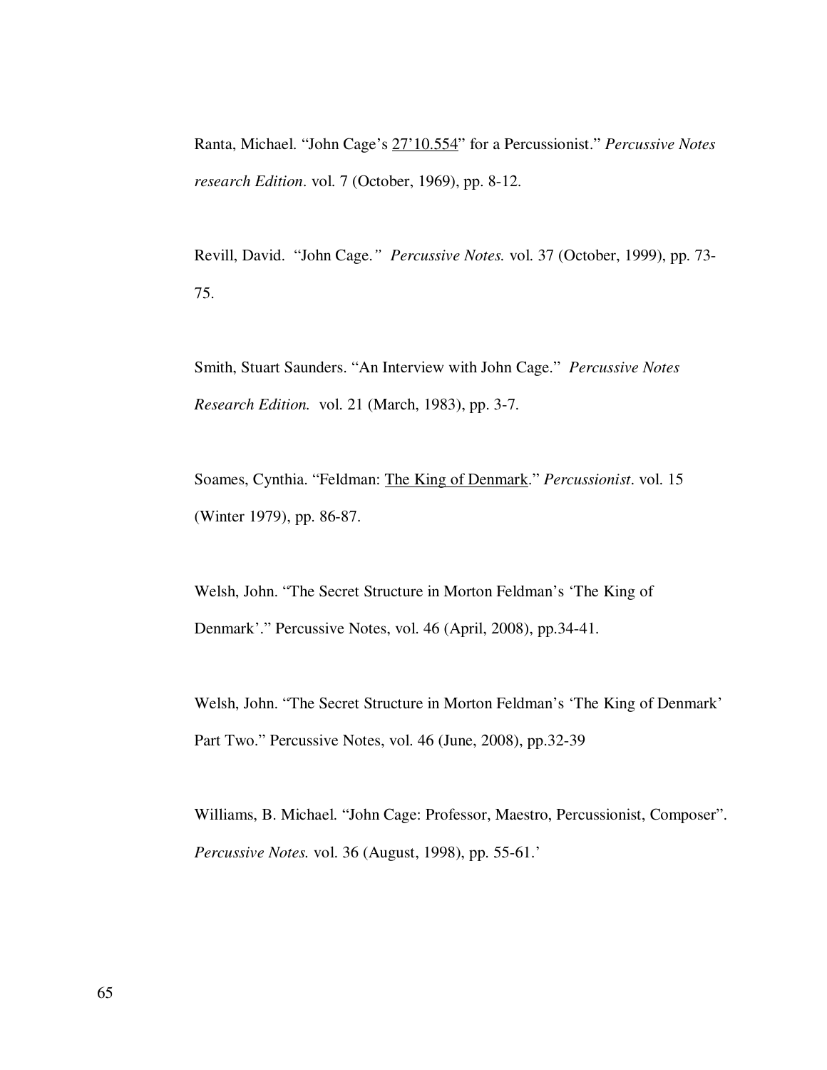Ranta, Michael. "John Cage's 27'10.554" for a Percussionist." *Percussive Notes research Edition*. vol. 7 (October, 1969), pp. 8-12.

Revill, David. "John Cage.*"* *Percussive Notes.* vol. 37 (October, 1999), pp. 73-75.

Smith, Stuart Saunders. "An Interview with John Cage." *Percussive Notes Research Edition.* vol. 21 (March, 1983), pp. 3-7.

Soames, Cynthia. "Feldman: The King of Denmark." *Percussionist*. vol. 15 (Winter 1979), pp. 86-87.

Welsh, John. "The Secret Structure in Morton Feldman's 'The King of Denmark'." Percussive Notes, vol. 46 (April, 2008), pp.34-41.

Welsh, John. "The Secret Structure in Morton Feldman's 'The King of Denmark' Part Two." Percussive Notes, vol. 46 (June, 2008), pp.32-39

Williams, B. Michael. "John Cage: Professor, Maestro, Percussionist, Composer". *Percussive Notes.* vol. 36 (August, 1998), pp. 55-61.'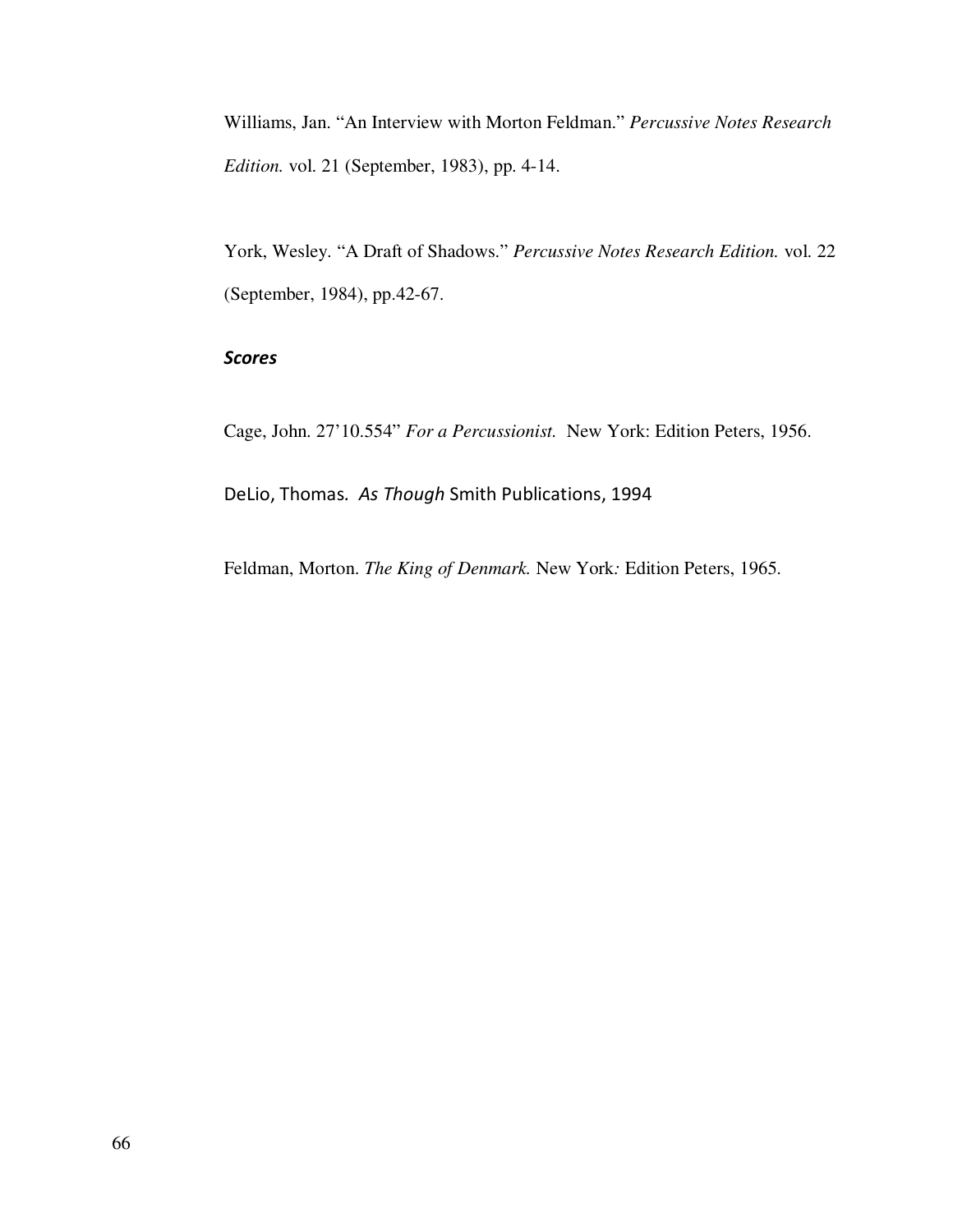Williams, Jan. “An Interview with Morton Feldman.” *Percussive Notes Research Edition.* vol. 21 (September, 1983), pp. 4-14.

York, Wesley. “A Draft of Shadows.” *Percussive Notes Research Edition.* vol. 22 (September, 1984), pp.42-67.

***Scores***

Cage, John. 27’10.554” *For a Percussionist.* New York: Edition Peters, 1956.

DeLio, Thomas. *As Though* Smith Publications, 1994

Feldman, Morton. *The King of Denmark.* New York*:* Edition Peters, 1965.